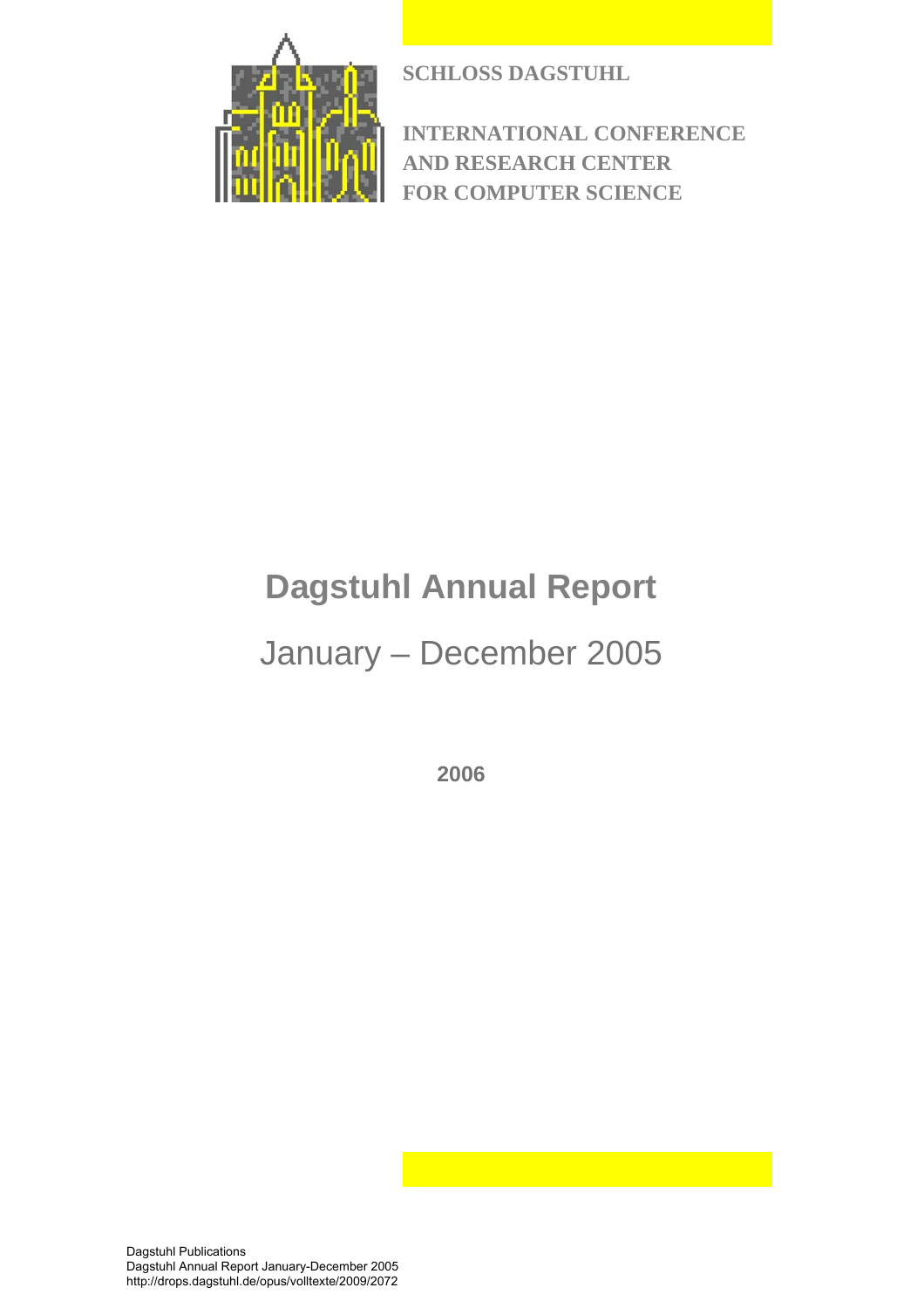**SCHLOSS DAGSTUHL**

**INTERNATIONAL CONFERENCE AND RESEARCH CENTER FOR COMPUTER SCIENCE**

# Dagstuhl Annual Report

January – December 2005

**2006**

Dagstuhl Publications
Dagstuhl Annual Report January-December 2005
http://drops.dagstuhl.de/opus/volltexte/2009/2072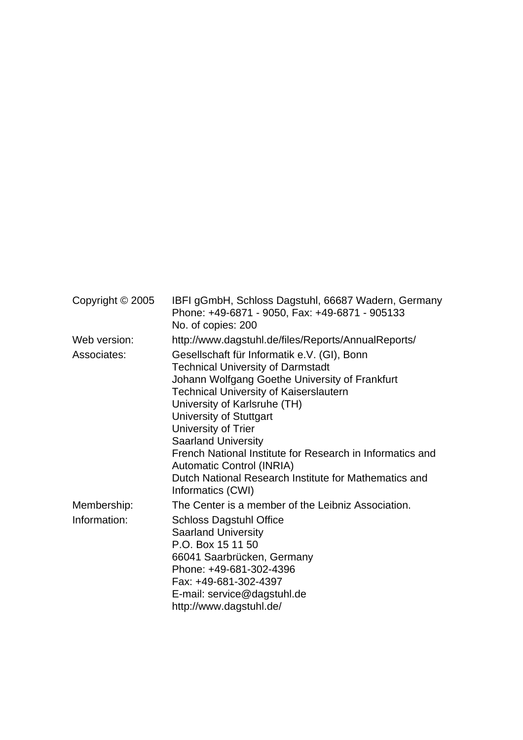| | |
|---|---|
| Copyright © 2005 | IBFI gGmbH, Schloss Dagstuhl, 66687 Wadern, Germany<br>Phone: +49-6871 - 9050, Fax: +49-6871 - 905133<br>No. of copies: 200 |
| Web version: | http://www.dagstuhl.de/files/Reports/AnnualReports/ |
| Associates: | Gesellschaft für Informatik e.V. (GI), Bonn<br>Technical University of Darmstadt<br>Johann Wolfgang Goethe University of Frankfurt<br>Technical University of Kaiserslautern<br>University of Karlsruhe (TH)<br>University of Stuttgart<br>University of Trier<br>Saarland University<br>French National Institute for Research in Informatics and Automatic Control (INRIA)<br>Dutch National Research Institute for Mathematics and Informatics (CWI) |
| Membership: | The Center is a member of the Leibniz Association. |
| Information: | Schloss Dagstuhl Office<br>Saarland University<br>P.O. Box 15 11 50<br>66041 Saarbrücken, Germany<br>Phone: +49-681-302-4396<br>Fax: +49-681-302-4397<br>E-mail: service@dagstuhl.de<br>http://www.dagstuhl.de/ |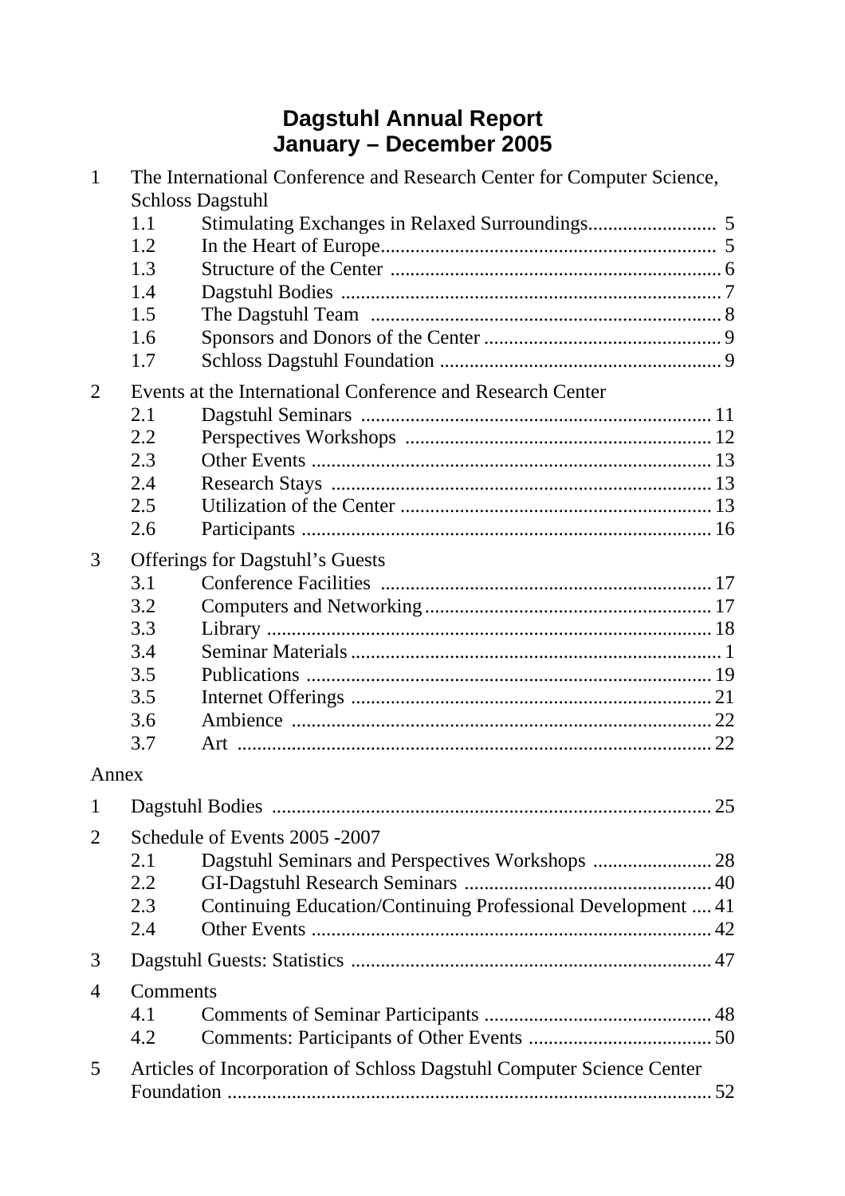# Dagstuhl Annual Report
# January – December 2005

1 The International Conference and Research Center for Computer Science, Schloss Dagstuhl
- 1.1 Stimulating Exchanges in Relaxed Surroundings .......................... 5
- 1.2 In the Heart of Europe .......................... 5
- 1.3 Structure of the Center .......................... 6
- 1.4 Dagstuhl Bodies .......................... 7
- 1.5 The Dagstuhl Team .......................... 8
- 1.6 Sponsors and Donors of the Center .......................... 9
- 1.7 Schloss Dagstuhl Foundation .......................... 9

2 Events at the International Conference and Research Center
- 2.1 Dagstuhl Seminars .......................... 11
- 2.2 Perspectives Workshops .......................... 12
- 2.3 Other Events .......................... 13
- 2.4 Research Stays .......................... 13
- 2.5 Utilization of the Center .......................... 13
- 2.6 Participants .......................... 16

3 Offerings for Dagstuhl's Guests
- 3.1 Conference Facilities .......................... 17
- 3.2 Computers and Networking .......................... 17
- 3.3 Library .......................... 18
- 3.4 Seminar Materials .......................... 1
- 3.5 Publications .......................... 19
- 3.5 Internet Offerings .......................... 21
- 3.6 Ambience .......................... 22
- 3.7 Art .......................... 22

Annex

1 Dagstuhl Bodies .......................... 25

2 Schedule of Events 2005 -2007
- 2.1 Dagstuhl Seminars and Perspectives Workshops .......................... 28
- 2.2 GI-Dagstuhl Research Seminars .......................... 40
- 2.3 Continuing Education/Continuing Professional Development .......................... 41
- 2.4 Other Events .......................... 42

3 Dagstuhl Guests: Statistics .......................... 47

4 Comments
- 4.1 Comments of Seminar Participants .......................... 48
- 4.2 Comments: Participants of Other Events .......................... 50

5 Articles of Incorporation of Schloss Dagstuhl Computer Science Center Foundation .......................... 52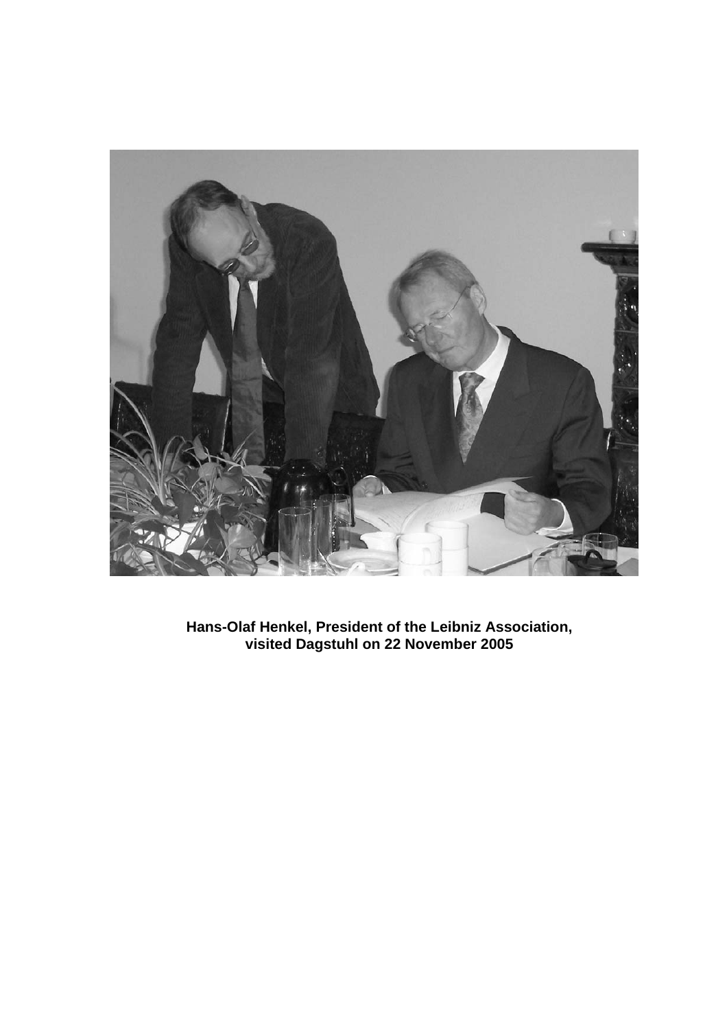**Hans-Olaf Henkel, President of the Leibniz Association, visited Dagstuhl on 22 November 2005**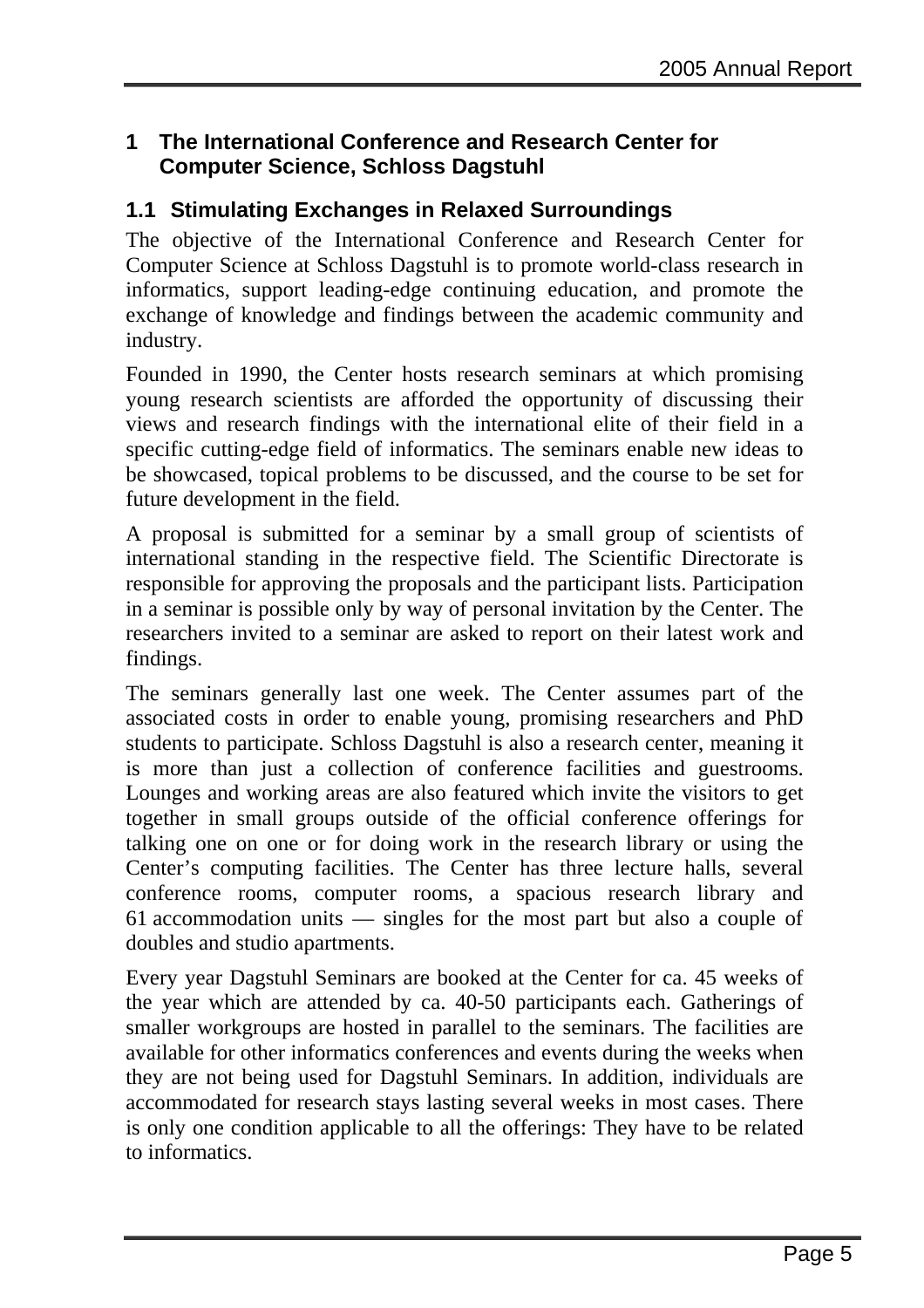# 1 The International Conference and Research Center for Computer Science, Schloss Dagstuhl

## 1.1 Stimulating Exchanges in Relaxed Surroundings

The objective of the International Conference and Research Center for Computer Science at Schloss Dagstuhl is to promote world-class research in informatics, support leading-edge continuing education, and promote the exchange of knowledge and findings between the academic community and industry.

Founded in 1990, the Center hosts research seminars at which promising young research scientists are afforded the opportunity of discussing their views and research findings with the international elite of their field in a specific cutting-edge field of informatics. The seminars enable new ideas to be showcased, topical problems to be discussed, and the course to be set for future development in the field.

A proposal is submitted for a seminar by a small group of scientists of international standing in the respective field. The Scientific Directorate is responsible for approving the proposals and the participant lists. Participation in a seminar is possible only by way of personal invitation by the Center. The researchers invited to a seminar are asked to report on their latest work and findings.

The seminars generally last one week. The Center assumes part of the associated costs in order to enable young, promising researchers and PhD students to participate. Schloss Dagstuhl is also a research center, meaning it is more than just a collection of conference facilities and guestrooms. Lounges and working areas are also featured which invite the visitors to get together in small groups outside of the official conference offerings for talking one on one or for doing work in the research library or using the Center's computing facilities. The Center has three lecture halls, several conference rooms, computer rooms, a spacious research library and 61 accommodation units — singles for the most part but also a couple of doubles and studio apartments.

Every year Dagstuhl Seminars are booked at the Center for ca. 45 weeks of the year which are attended by ca. 40-50 participants each. Gatherings of smaller workgroups are hosted in parallel to the seminars. The facilities are available for other informatics conferences and events during the weeks when they are not being used for Dagstuhl Seminars. In addition, individuals are accommodated for research stays lasting several weeks in most cases. There is only one condition applicable to all the offerings: They have to be related to informatics.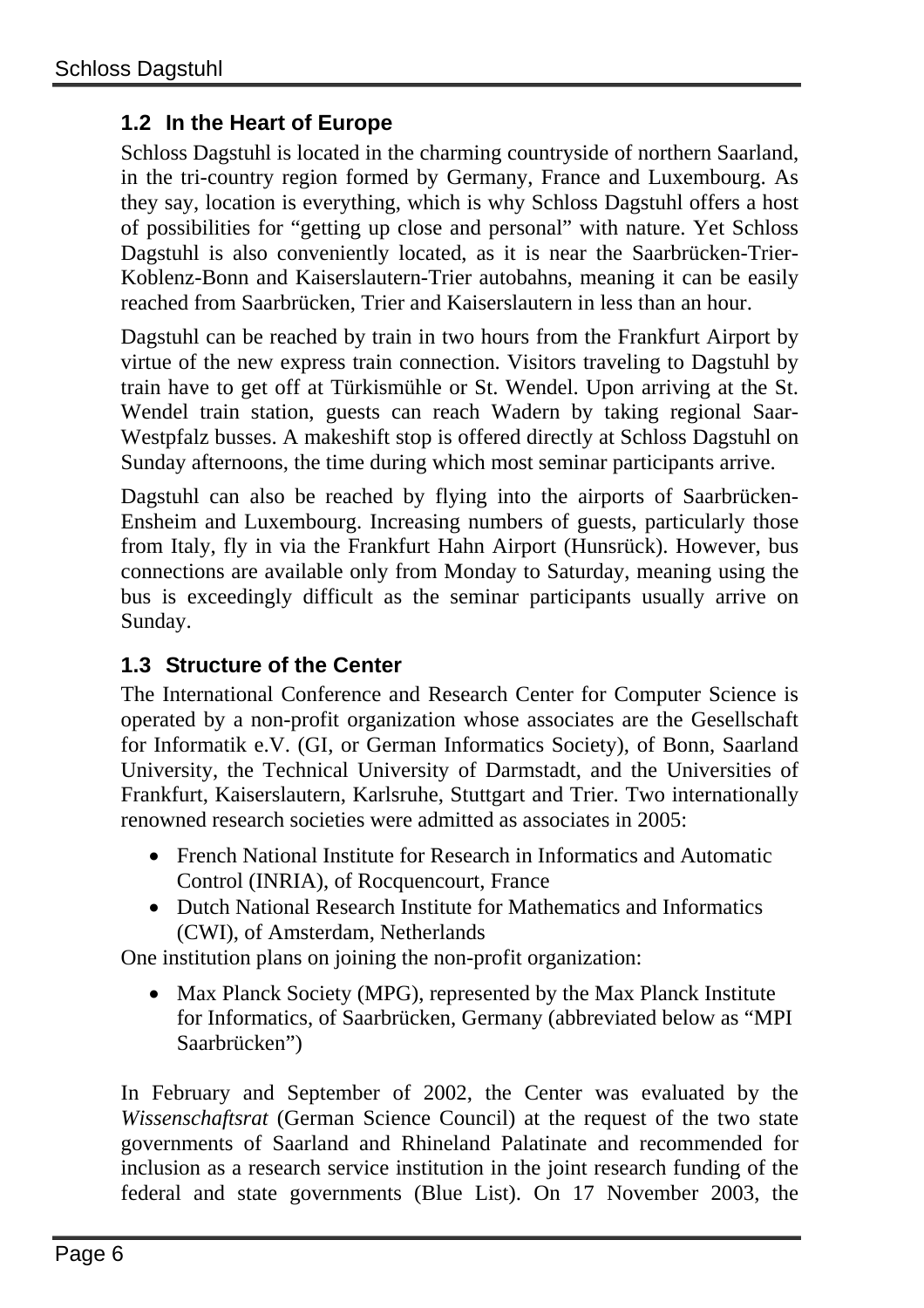## 1.2 In the Heart of Europe

Schloss Dagstuhl is located in the charming countryside of northern Saarland, in the tri-country region formed by Germany, France and Luxembourg. As they say, location is everything, which is why Schloss Dagstuhl offers a host of possibilities for "getting up close and personal" with nature. Yet Schloss Dagstuhl is also conveniently located, as it is near the Saarbrücken-Trier-Koblenz-Bonn and Kaiserslautern-Trier autobahns, meaning it can be easily reached from Saarbrücken, Trier and Kaiserslautern in less than an hour.

Dagstuhl can be reached by train in two hours from the Frankfurt Airport by virtue of the new express train connection. Visitors traveling to Dagstuhl by train have to get off at Türkismühle or St. Wendel. Upon arriving at the St. Wendel train station, guests can reach Wadern by taking regional Saar-Westpfalz busses. A makeshift stop is offered directly at Schloss Dagstuhl on Sunday afternoons, the time during which most seminar participants arrive.

Dagstuhl can also be reached by flying into the airports of Saarbrücken-Ensheim and Luxembourg. Increasing numbers of guests, particularly those from Italy, fly in via the Frankfurt Hahn Airport (Hunsrück). However, bus connections are available only from Monday to Saturday, meaning using the bus is exceedingly difficult as the seminar participants usually arrive on Sunday.

## 1.3 Structure of the Center

The International Conference and Research Center for Computer Science is operated by a non-profit organization whose associates are the Gesellschaft for Informatik e.V. (GI, or German Informatics Society), of Bonn, Saarland University, the Technical University of Darmstadt, and the Universities of Frankfurt, Kaiserslautern, Karlsruhe, Stuttgart and Trier. Two internationally renowned research societies were admitted as associates in 2005:

- French National Institute for Research in Informatics and Automatic Control (INRIA), of Rocquencourt, France
- Dutch National Research Institute for Mathematics and Informatics (CWI), of Amsterdam, Netherlands

One institution plans on joining the non-profit organization:

- Max Planck Society (MPG), represented by the Max Planck Institute for Informatics, of Saarbrücken, Germany (abbreviated below as "MPI Saarbrücken")

In February and September of 2002, the Center was evaluated by the *Wissenschaftsrat* (German Science Council) at the request of the two state governments of Saarland and Rhineland Palatinate and recommended for inclusion as a research service institution in the joint research funding of the federal and state governments (Blue List). On 17 November 2003, the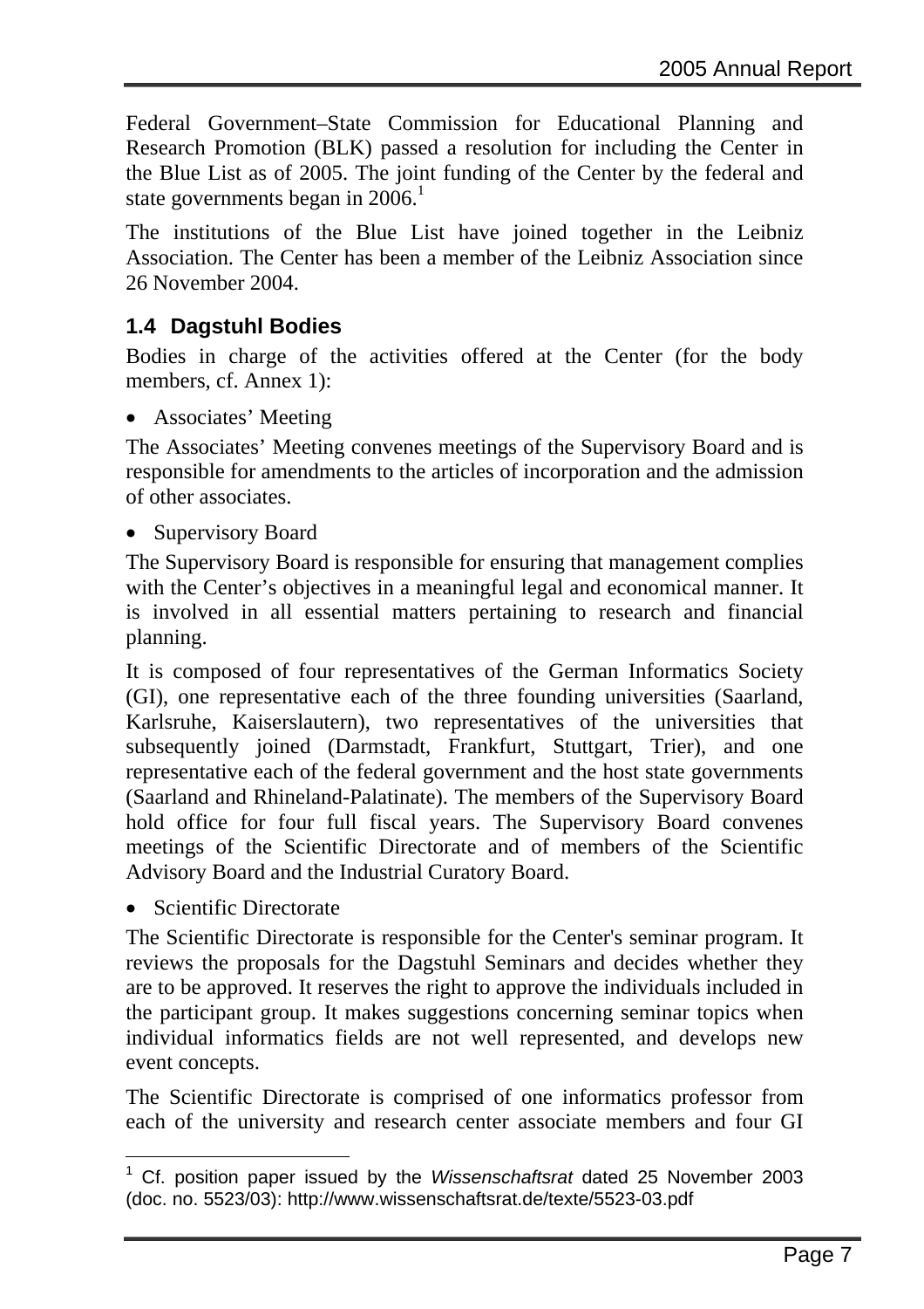Federal Government–State Commission for Educational Planning and Research Promotion (BLK) passed a resolution for including the Center in the Blue List as of 2005. The joint funding of the Center by the federal and state governments began in 2006.[1]

The institutions of the Blue List have joined together in the Leibniz Association. The Center has been a member of the Leibniz Association since 26 November 2004.

### 1.4 Dagstuhl Bodies

Bodies in charge of the activities offered at the Center (for the body members, cf. Annex 1):

- Associates' Meeting

The Associates' Meeting convenes meetings of the Supervisory Board and is responsible for amendments to the articles of incorporation and the admission of other associates.

- Supervisory Board

The Supervisory Board is responsible for ensuring that management complies with the Center's objectives in a meaningful legal and economical manner. It is involved in all essential matters pertaining to research and financial planning.

It is composed of four representatives of the German Informatics Society (GI), one representative each of the three founding universities (Saarland, Karlsruhe, Kaiserslautern), two representatives of the universities that subsequently joined (Darmstadt, Frankfurt, Stuttgart, Trier), and one representative each of the federal government and the host state governments (Saarland and Rhineland-Palatinate). The members of the Supervisory Board hold office for four full fiscal years. The Supervisory Board convenes meetings of the Scientific Directorate and of members of the Scientific Advisory Board and the Industrial Curatory Board.

- Scientific Directorate

The Scientific Directorate is responsible for the Center's seminar program. It reviews the proposals for the Dagstuhl Seminars and decides whether they are to be approved. It reserves the right to approve the individuals included in the participant group. It makes suggestions concerning seminar topics when individual informatics fields are not well represented, and develops new event concepts.

The Scientific Directorate is comprised of one informatics professor from each of the university and research center associate members and four GI

---

[1] Cf. position paper issued by the *Wissenschaftsrat* dated 25 November 2003 (doc. no. 5523/03): http://www.wissenschaftsrat.de/texte/5523-03.pdf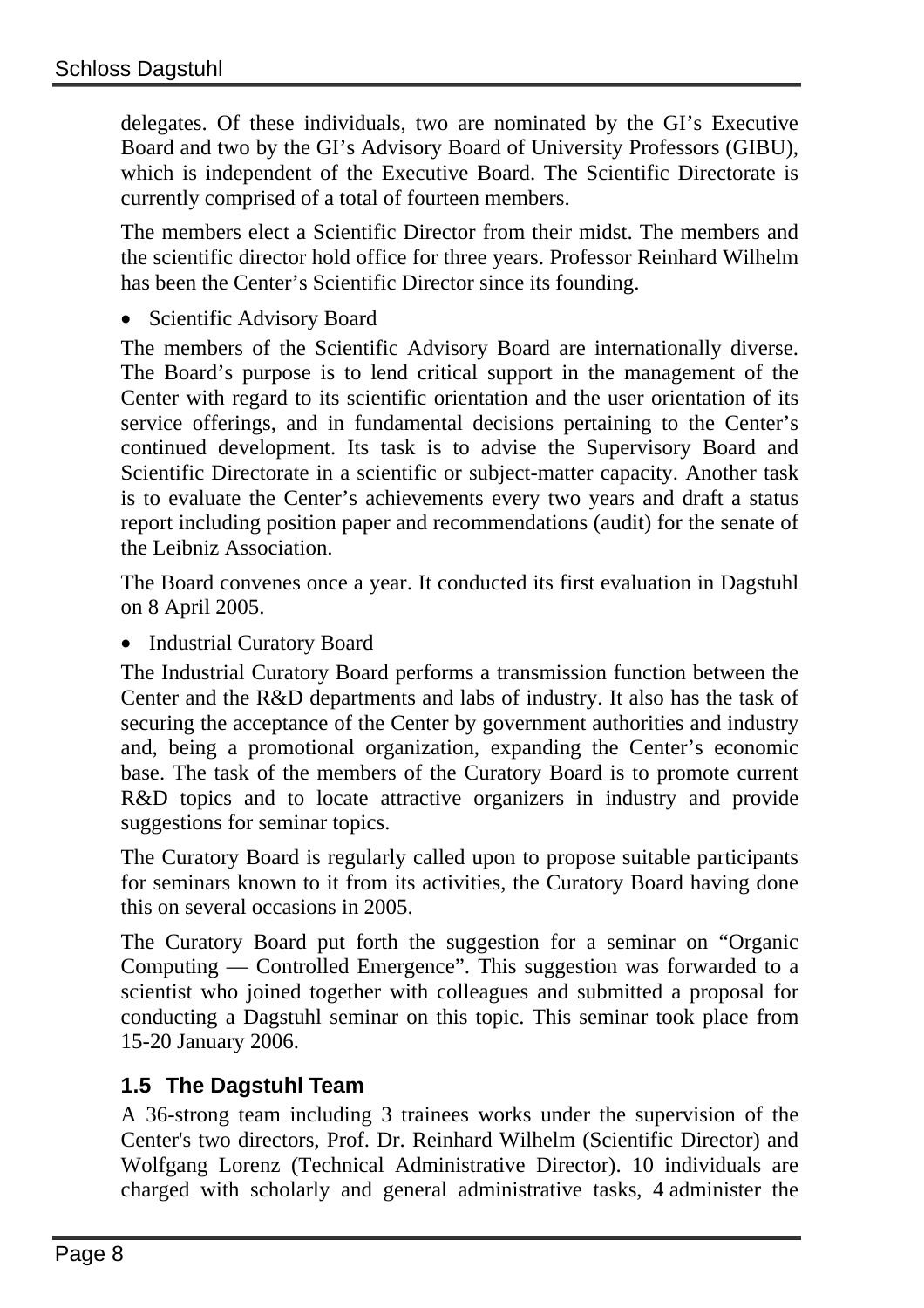delegates. Of these individuals, two are nominated by the GI's Executive Board and two by the GI's Advisory Board of University Professors (GIBU), which is independent of the Executive Board. The Scientific Directorate is currently comprised of a total of fourteen members.

The members elect a Scientific Director from their midst. The members and the scientific director hold office for three years. Professor Reinhard Wilhelm has been the Center's Scientific Director since its founding.

- Scientific Advisory Board

The members of the Scientific Advisory Board are internationally diverse. The Board's purpose is to lend critical support in the management of the Center with regard to its scientific orientation and the user orientation of its service offerings, and in fundamental decisions pertaining to the Center's continued development. Its task is to advise the Supervisory Board and Scientific Directorate in a scientific or subject-matter capacity. Another task is to evaluate the Center's achievements every two years and draft a status report including position paper and recommendations (audit) for the senate of the Leibniz Association.

The Board convenes once a year. It conducted its first evaluation in Dagstuhl on 8 April 2005.

- Industrial Curatory Board

The Industrial Curatory Board performs a transmission function between the Center and the R&D departments and labs of industry. It also has the task of securing the acceptance of the Center by government authorities and industry and, being a promotional organization, expanding the Center's economic base. The task of the members of the Curatory Board is to promote current R&D topics and to locate attractive organizers in industry and provide suggestions for seminar topics.

The Curatory Board is regularly called upon to propose suitable participants for seminars known to it from its activities, the Curatory Board having done this on several occasions in 2005.

The Curatory Board put forth the suggestion for a seminar on "Organic Computing — Controlled Emergence". This suggestion was forwarded to a scientist who joined together with colleagues and submitted a proposal for conducting a Dagstuhl seminar on this topic. This seminar took place from 15-20 January 2006.

### 1.5 The Dagstuhl Team

A 36-strong team including 3 trainees works under the supervision of the Center's two directors, Prof. Dr. Reinhard Wilhelm (Scientific Director) and Wolfgang Lorenz (Technical Administrative Director). 10 individuals are charged with scholarly and general administrative tasks, 4 administer the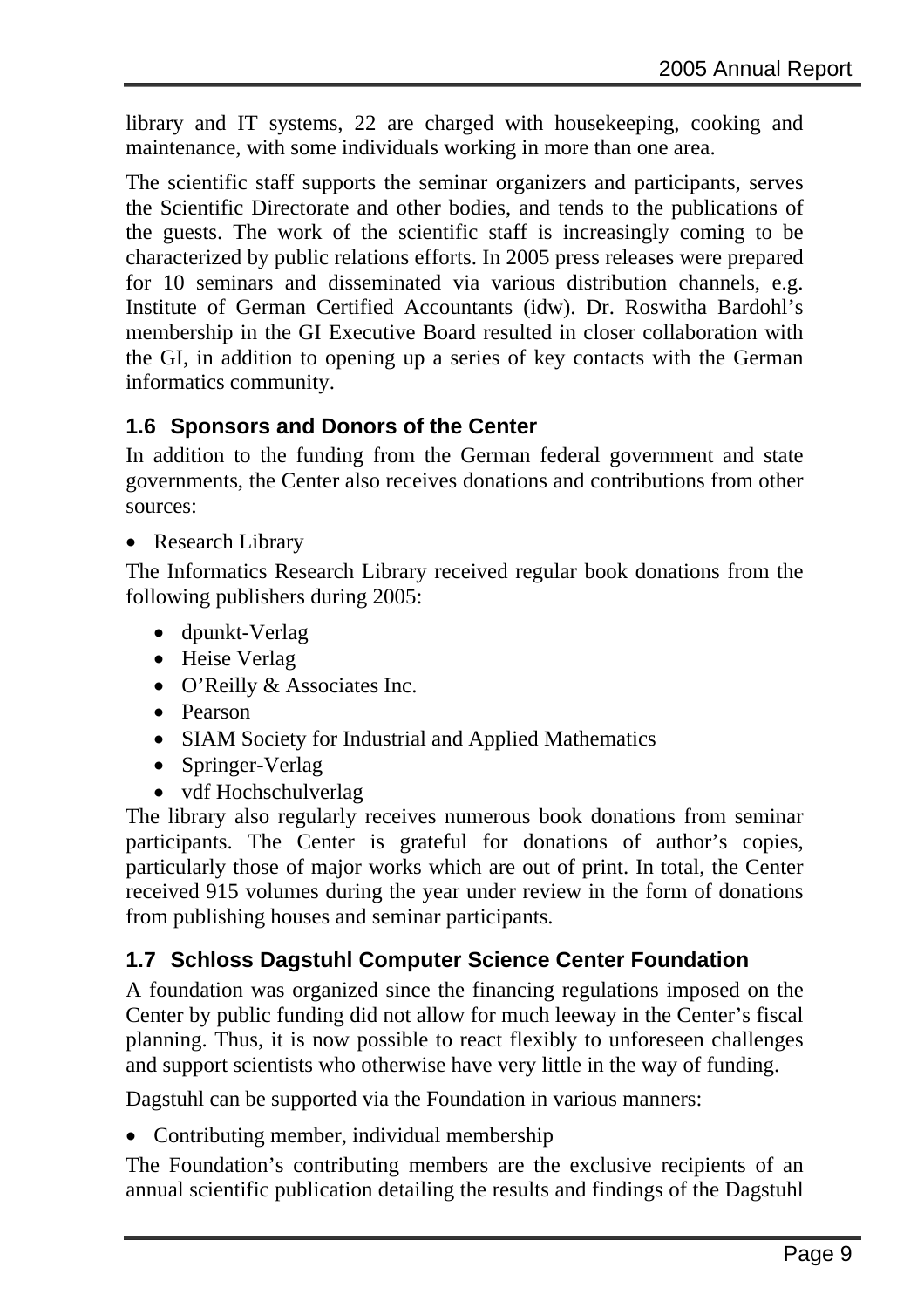library and IT systems, 22 are charged with housekeeping, cooking and maintenance, with some individuals working in more than one area.

The scientific staff supports the seminar organizers and participants, serves the Scientific Directorate and other bodies, and tends to the publications of the guests. The work of the scientific staff is increasingly coming to be characterized by public relations efforts. In 2005 press releases were prepared for 10 seminars and disseminated via various distribution channels, e.g. Institute of German Certified Accountants (idw). Dr. Roswitha Bardohl's membership in the GI Executive Board resulted in closer collaboration with the GI, in addition to opening up a series of key contacts with the German informatics community.

### 1.6 Sponsors and Donors of the Center

In addition to the funding from the German federal government and state governments, the Center also receives donations and contributions from other sources:

- Research Library

The Informatics Research Library received regular book donations from the following publishers during 2005:

- dpunkt-Verlag
- Heise Verlag
- O'Reilly & Associates Inc.
- Pearson
- SIAM Society for Industrial and Applied Mathematics
- Springer-Verlag
- vdf Hochschulverlag

The library also regularly receives numerous book donations from seminar participants. The Center is grateful for donations of author's copies, particularly those of major works which are out of print. In total, the Center received 915 volumes during the year under review in the form of donations from publishing houses and seminar participants.

### 1.7 Schloss Dagstuhl Computer Science Center Foundation

A foundation was organized since the financing regulations imposed on the Center by public funding did not allow for much leeway in the Center's fiscal planning. Thus, it is now possible to react flexibly to unforeseen challenges and support scientists who otherwise have very little in the way of funding.

Dagstuhl can be supported via the Foundation in various manners:

- Contributing member, individual membership

The Foundation's contributing members are the exclusive recipients of an annual scientific publication detailing the results and findings of the Dagstuhl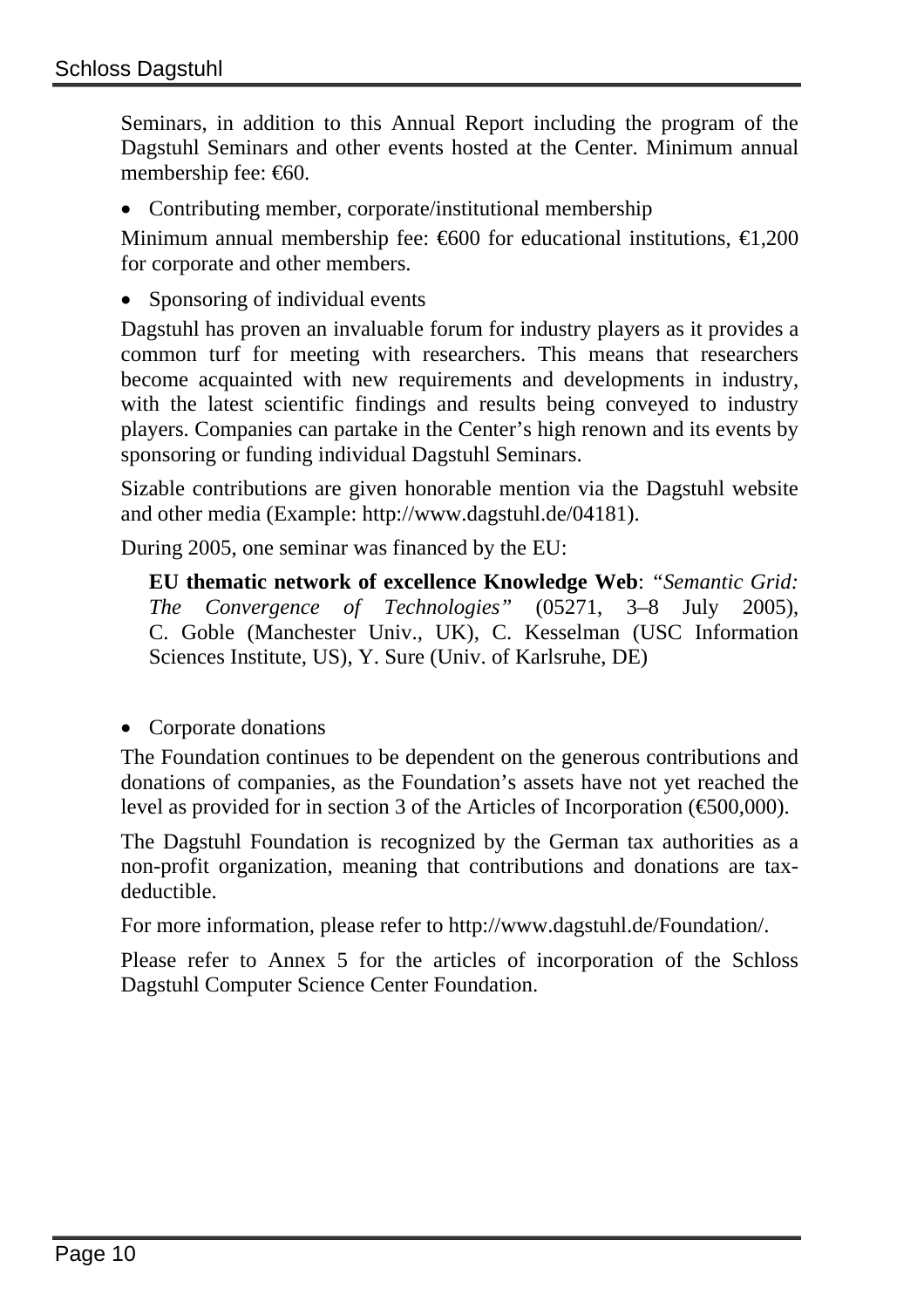Seminars, in addition to this Annual Report including the program of the Dagstuhl Seminars and other events hosted at the Center. Minimum annual membership fee: €60.

- Contributing member, corporate/institutional membership

Minimum annual membership fee: €600 for educational institutions, €1,200 for corporate and other members.

- Sponsoring of individual events

Dagstuhl has proven an invaluable forum for industry players as it provides a common turf for meeting with researchers. This means that researchers become acquainted with new requirements and developments in industry, with the latest scientific findings and results being conveyed to industry players. Companies can partake in the Center's high renown and its events by sponsoring or funding individual Dagstuhl Seminars.

Sizable contributions are given honorable mention via the Dagstuhl website and other media (Example: http://www.dagstuhl.de/04181).

During 2005, one seminar was financed by the EU:

> **EU thematic network of excellence Knowledge Web**: *"Semantic Grid: The Convergence of Technologies"* (05271, 3–8 July 2005), C. Goble (Manchester Univ., UK), C. Kesselman (USC Information Sciences Institute, US), Y. Sure (Univ. of Karlsruhe, DE)

- Corporate donations

The Foundation continues to be dependent on the generous contributions and donations of companies, as the Foundation's assets have not yet reached the level as provided for in section 3 of the Articles of Incorporation (€500,000).

The Dagstuhl Foundation is recognized by the German tax authorities as a non-profit organization, meaning that contributions and donations are tax-deductible.

For more information, please refer to http://www.dagstuhl.de/Foundation/.

Please refer to Annex 5 for the articles of incorporation of the Schloss Dagstuhl Computer Science Center Foundation.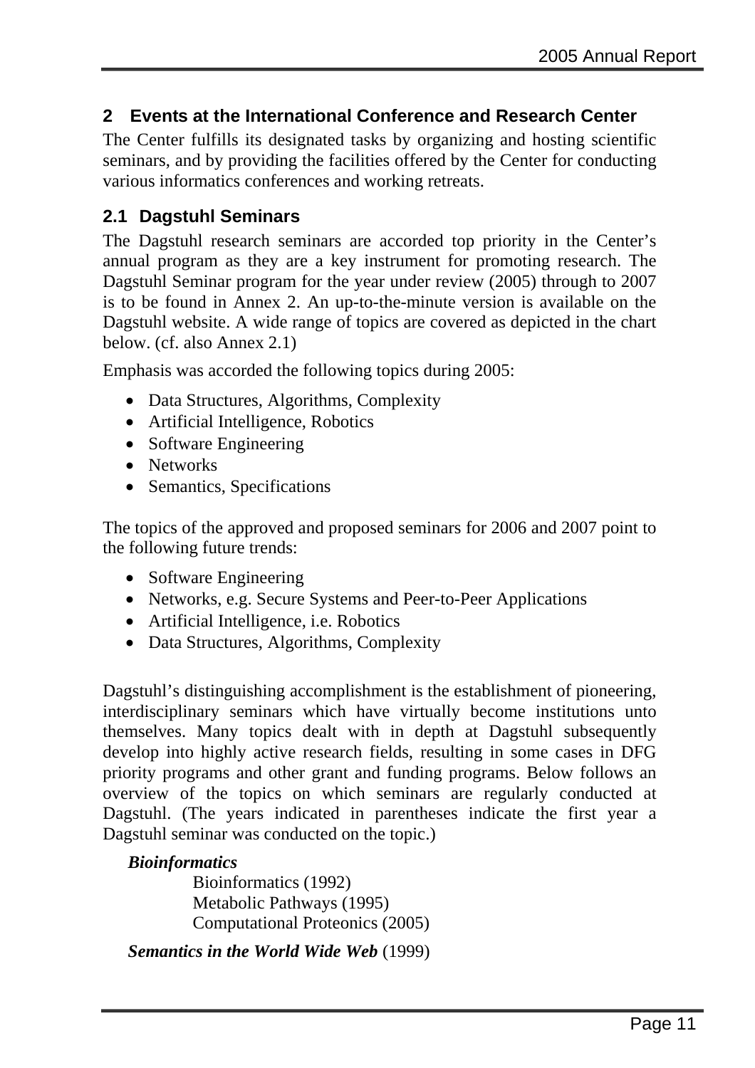## 2 Events at the International Conference and Research Center

The Center fulfills its designated tasks by organizing and hosting scientific seminars, and by providing the facilities offered by the Center for conducting various informatics conferences and working retreats.

### 2.1 Dagstuhl Seminars

The Dagstuhl research seminars are accorded top priority in the Center's annual program as they are a key instrument for promoting research. The Dagstuhl Seminar program for the year under review (2005) through to 2007 is to be found in Annex 2. An up-to-the-minute version is available on the Dagstuhl website. A wide range of topics are covered as depicted in the chart below. (cf. also Annex 2.1)

Emphasis was accorded the following topics during 2005:

- Data Structures, Algorithms, Complexity
- Artificial Intelligence, Robotics
- Software Engineering
- Networks
- Semantics, Specifications

The topics of the approved and proposed seminars for 2006 and 2007 point to the following future trends:

- Software Engineering
- Networks, e.g. Secure Systems and Peer-to-Peer Applications
- Artificial Intelligence, i.e. Robotics
- Data Structures, Algorithms, Complexity

Dagstuhl's distinguishing accomplishment is the establishment of pioneering, interdisciplinary seminars which have virtually become institutions unto themselves. Many topics dealt with in depth at Dagstuhl subsequently develop into highly active research fields, resulting in some cases in DFG priority programs and other grant and funding programs. Below follows an overview of the topics on which seminars are regularly conducted at Dagstuhl. (The years indicated in parentheses indicate the first year a Dagstuhl seminar was conducted on the topic.)

***Bioinformatics***

Bioinformatics (1992)
Metabolic Pathways (1995)
Computational Proteonics (2005)

***Semantics in the World Wide Web*** (1999)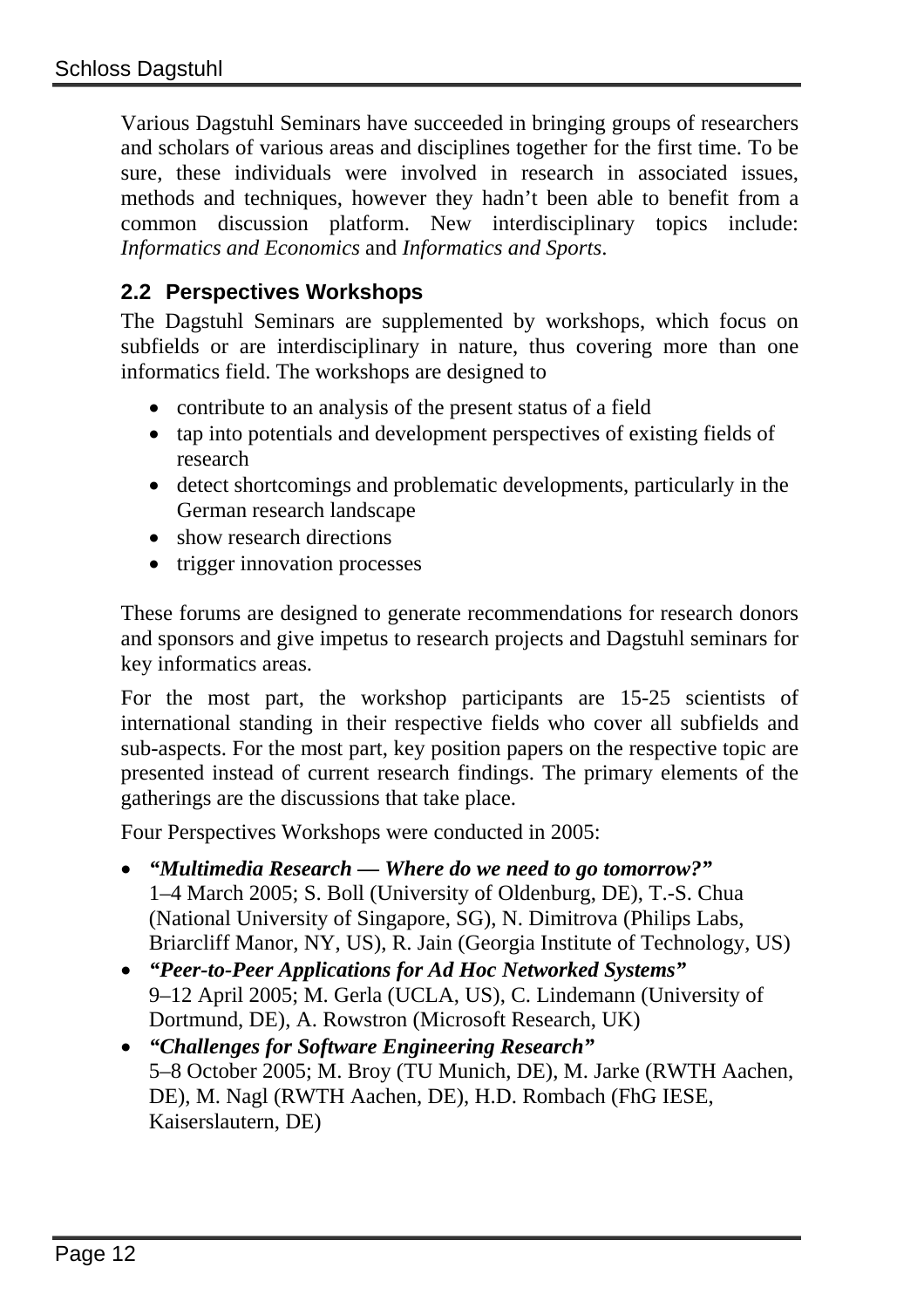Various Dagstuhl Seminars have succeeded in bringing groups of researchers and scholars of various areas and disciplines together for the first time. To be sure, these individuals were involved in research in associated issues, methods and techniques, however they hadn’t been able to benefit from a common discussion platform. New interdisciplinary topics include: *Informatics and Economics* and *Informatics and Sports*.

## 2.2 Perspectives Workshops

The Dagstuhl Seminars are supplemented by workshops, which focus on subfields or are interdisciplinary in nature, thus covering more than one informatics field. The workshops are designed to

- contribute to an analysis of the present status of a field
- tap into potentials and development perspectives of existing fields of research
- detect shortcomings and problematic developments, particularly in the German research landscape
- show research directions
- trigger innovation processes

These forums are designed to generate recommendations for research donors and sponsors and give impetus to research projects and Dagstuhl seminars for key informatics areas.

For the most part, the workshop participants are 15-25 scientists of international standing in their respective fields who cover all subfields and sub-aspects. For the most part, key position papers on the respective topic are presented instead of current research findings. The primary elements of the gatherings are the discussions that take place.

Four Perspectives Workshops were conducted in 2005:

- ***“Multimedia Research — Where do we need to go tomorrow?”***
  1–4 March 2005; S. Boll (University of Oldenburg, DE), T.-S. Chua (National University of Singapore, SG), N. Dimitrova (Philips Labs, Briarcliff Manor, NY, US), R. Jain (Georgia Institute of Technology, US)
- ***“Peer-to-Peer Applications for Ad Hoc Networked Systems”***
  9–12 April 2005; M. Gerla (UCLA, US), C. Lindemann (University of Dortmund, DE), A. Rowstron (Microsoft Research, UK)
- ***“Challenges for Software Engineering Research”***
  5–8 October 2005; M. Broy (TU Munich, DE), M. Jarke (RWTH Aachen, DE), M. Nagl (RWTH Aachen, DE), H.D. Rombach (FhG IESE, Kaiserslautern, DE)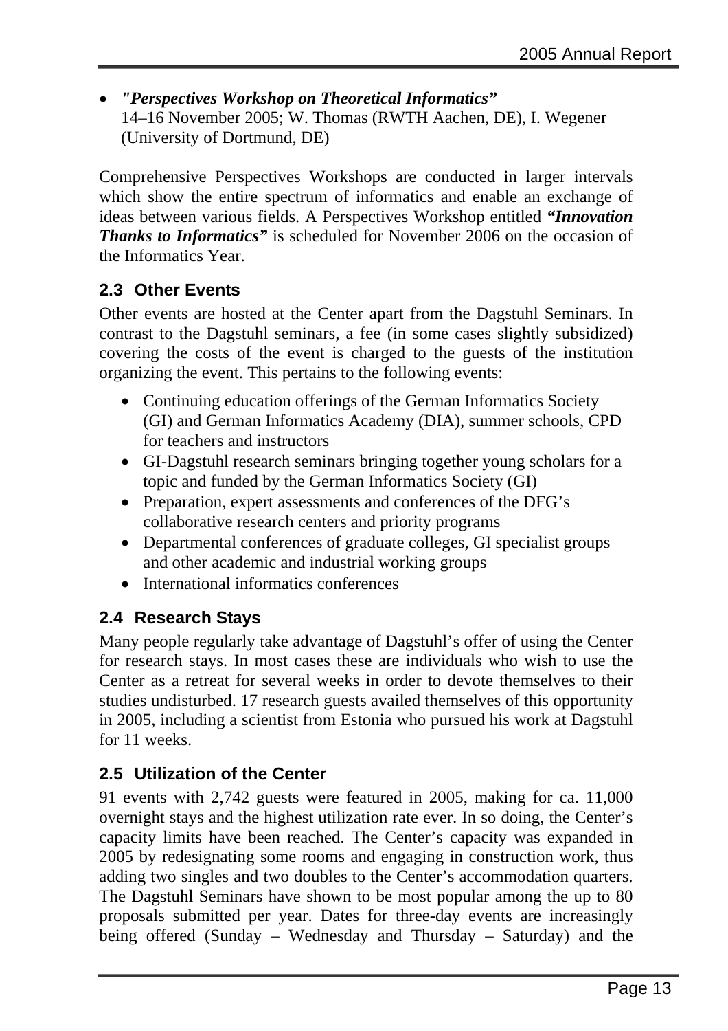- ***"Perspectives Workshop on Theoretical Informatics"***
  14–16 November 2005; W. Thomas (RWTH Aachen, DE), I. Wegener (University of Dortmund, DE)

Comprehensive Perspectives Workshops are conducted in larger intervals which show the entire spectrum of informatics and enable an exchange of ideas between various fields. A Perspectives Workshop entitled ***"Innovation Thanks to Informatics"*** is scheduled for November 2006 on the occasion of the Informatics Year.

## 2.3 Other Events

Other events are hosted at the Center apart from the Dagstuhl Seminars. In contrast to the Dagstuhl seminars, a fee (in some cases slightly subsidized) covering the costs of the event is charged to the guests of the institution organizing the event. This pertains to the following events:

- Continuing education offerings of the German Informatics Society (GI) and German Informatics Academy (DIA), summer schools, CPD for teachers and instructors
- GI-Dagstuhl research seminars bringing together young scholars for a topic and funded by the German Informatics Society (GI)
- Preparation, expert assessments and conferences of the DFG's collaborative research centers and priority programs
- Departmental conferences of graduate colleges, GI specialist groups and other academic and industrial working groups
- International informatics conferences

## 2.4 Research Stays

Many people regularly take advantage of Dagstuhl's offer of using the Center for research stays. In most cases these are individuals who wish to use the Center as a retreat for several weeks in order to devote themselves to their studies undisturbed. 17 research guests availed themselves of this opportunity in 2005, including a scientist from Estonia who pursued his work at Dagstuhl for 11 weeks.

## 2.5 Utilization of the Center

91 events with 2,742 guests were featured in 2005, making for ca. 11,000 overnight stays and the highest utilization rate ever. In so doing, the Center's capacity limits have been reached. The Center's capacity was expanded in 2005 by redesignating some rooms and engaging in construction work, thus adding two singles and two doubles to the Center's accommodation quarters. The Dagstuhl Seminars have shown to be most popular among the up to 80 proposals submitted per year. Dates for three-day events are increasingly being offered (Sunday – Wednesday and Thursday – Saturday) and the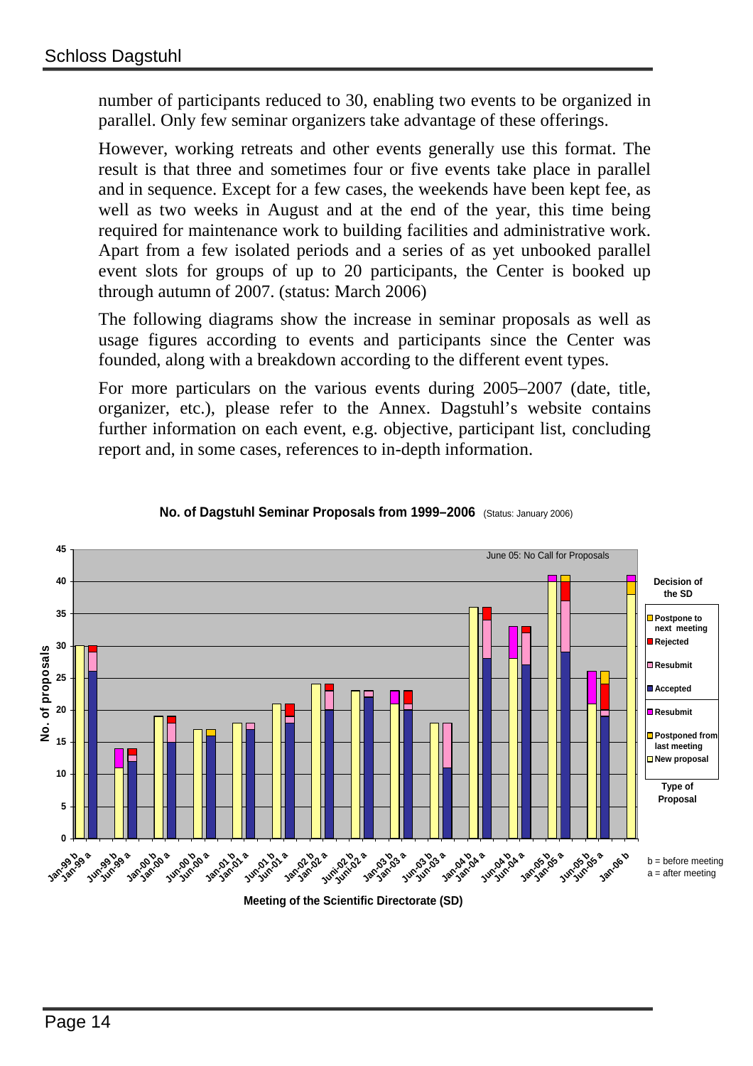number of participants reduced to 30, enabling two events to be organized in parallel. Only few seminar organizers take advantage of these offerings.

However, working retreats and other events generally use this format. The result is that three and sometimes four or five events take place in parallel and in sequence. Except for a few cases, the weekends have been kept fee, as well as two weeks in August and at the end of the year, this time being required for maintenance work to building facilities and administrative work. Apart from a few isolated periods and a series of as yet unbooked parallel event slots for groups of up to 20 participants, the Center is booked up through autumn of 2007. (status: March 2006)

The following diagrams show the increase in seminar proposals as well as usage figures according to events and participants since the Center was founded, along with a breakdown according to the different event types.

For more particulars on the various events during 2005–2007 (date, title, organizer, etc.), please refer to the Annex. Dagstuhl's website contains further information on each event, e.g. objective, participant list, concluding report and, in some cases, references to in-depth information.

**No. of Dagstuhl Seminar Proposals from 1999–2006** (Status: January 2006)

June 05: No Call for Proposals

Decision of the SD: Postpone to next meeting, Rejected, Resubmit, Accepted

Type of Proposal: Resubmit, Postponed from last meeting, New proposal

b = before meeting
a = after meeting

Meeting of the Scientific Directorate (SD)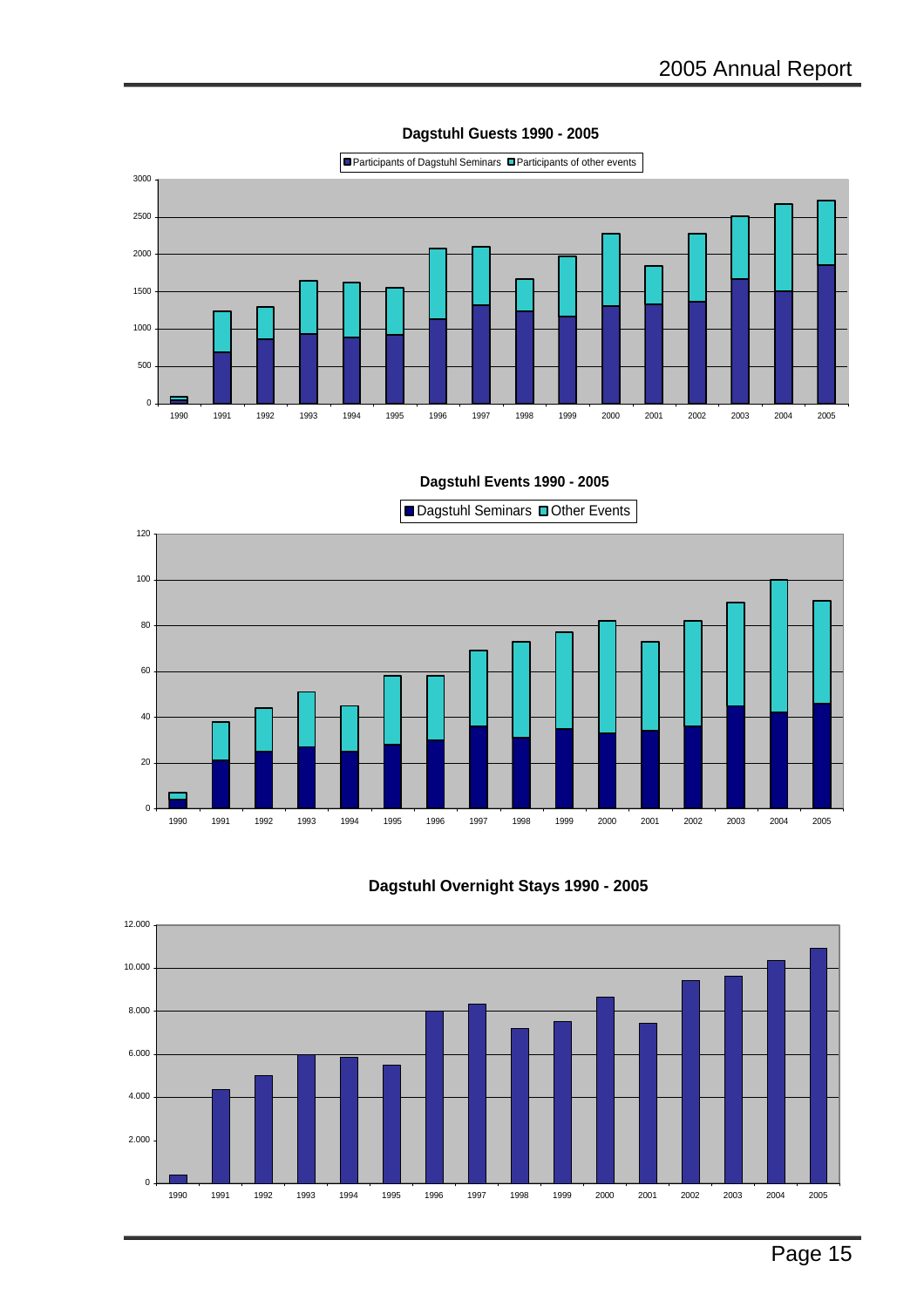**Dagstuhl Guests 1990 - 2005**

Participants of Dagstuhl Seminars | Participants of other events

**Dagstuhl Events 1990 - 2005**

Dagstuhl Seminars | Other Events

**Dagstuhl Overnight Stays 1990 - 2005**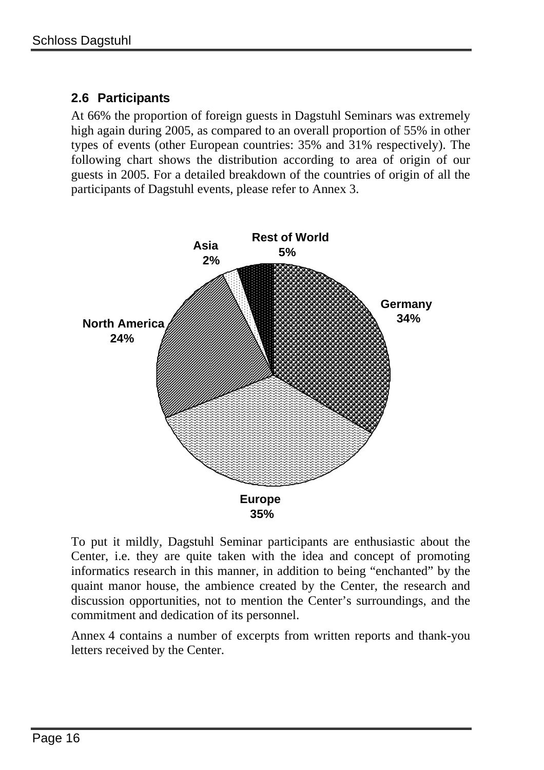## 2.6 Participants

At 66% the proportion of foreign guests in Dagstuhl Seminars was extremely high again during 2005, as compared to an overall proportion of 55% in other types of events (other European countries: 35% and 31% respectively). The following chart shows the distribution according to area of origin of our guests in 2005. For a detailed breakdown of the countries of origin of all the participants of Dagstuhl events, please refer to Annex 3.

Rest of World 5%
Asia 2%
Germany 34%
North America 24%
Europe 35%

To put it mildly, Dagstuhl Seminar participants are enthusiastic about the Center, i.e. they are quite taken with the idea and concept of promoting informatics research in this manner, in addition to being "enchanted" by the quaint manor house, the ambience created by the Center, the research and discussion opportunities, not to mention the Center's surroundings, and the commitment and dedication of its personnel.

Annex 4 contains a number of excerpts from written reports and thank-you letters received by the Center.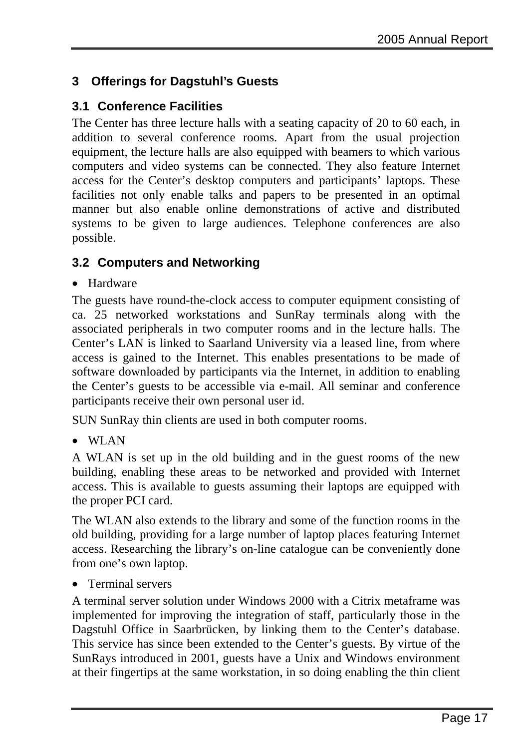## 3 Offerings for Dagstuhl's Guests

### 3.1 Conference Facilities

The Center has three lecture halls with a seating capacity of 20 to 60 each, in addition to several conference rooms. Apart from the usual projection equipment, the lecture halls are also equipped with beamers to which various computers and video systems can be connected. They also feature Internet access for the Center's desktop computers and participants' laptops. These facilities not only enable talks and papers to be presented in an optimal manner but also enable online demonstrations of active and distributed systems to be given to large audiences. Telephone conferences are also possible.

### 3.2 Computers and Networking

- Hardware

The guests have round-the-clock access to computer equipment consisting of ca. 25 networked workstations and SunRay terminals along with the associated peripherals in two computer rooms and in the lecture halls. The Center's LAN is linked to Saarland University via a leased line, from where access is gained to the Internet. This enables presentations to be made of software downloaded by participants via the Internet, in addition to enabling the Center's guests to be accessible via e-mail. All seminar and conference participants receive their own personal user id.

SUN SunRay thin clients are used in both computer rooms.

- WLAN

A WLAN is set up in the old building and in the guest rooms of the new building, enabling these areas to be networked and provided with Internet access. This is available to guests assuming their laptops are equipped with the proper PCI card.

The WLAN also extends to the library and some of the function rooms in the old building, providing for a large number of laptop places featuring Internet access. Researching the library's on-line catalogue can be conveniently done from one's own laptop.

- Terminal servers

A terminal server solution under Windows 2000 with a Citrix metaframe was implemented for improving the integration of staff, particularly those in the Dagstuhl Office in Saarbrücken, by linking them to the Center's database. This service has since been extended to the Center's guests. By virtue of the SunRays introduced in 2001, guests have a Unix and Windows environment at their fingertips at the same workstation, in so doing enabling the thin client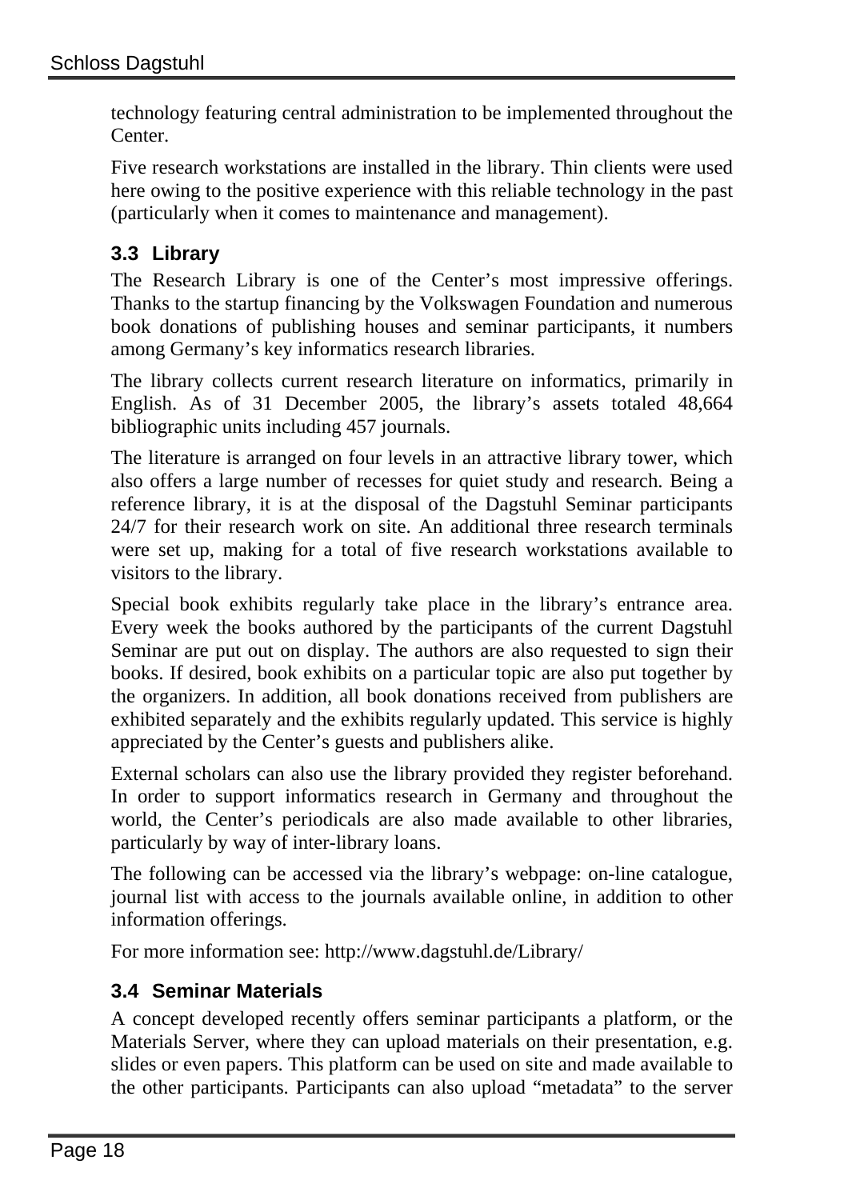technology featuring central administration to be implemented throughout the Center.

Five research workstations are installed in the library. Thin clients were used here owing to the positive experience with this reliable technology in the past (particularly when it comes to maintenance and management).

### 3.3 Library

The Research Library is one of the Center's most impressive offerings. Thanks to the startup financing by the Volkswagen Foundation and numerous book donations of publishing houses and seminar participants, it numbers among Germany's key informatics research libraries.

The library collects current research literature on informatics, primarily in English. As of 31 December 2005, the library's assets totaled 48,664 bibliographic units including 457 journals.

The literature is arranged on four levels in an attractive library tower, which also offers a large number of recesses for quiet study and research. Being a reference library, it is at the disposal of the Dagstuhl Seminar participants 24/7 for their research work on site. An additional three research terminals were set up, making for a total of five research workstations available to visitors to the library.

Special book exhibits regularly take place in the library's entrance area. Every week the books authored by the participants of the current Dagstuhl Seminar are put out on display. The authors are also requested to sign their books. If desired, book exhibits on a particular topic are also put together by the organizers. In addition, all book donations received from publishers are exhibited separately and the exhibits regularly updated. This service is highly appreciated by the Center's guests and publishers alike.

External scholars can also use the library provided they register beforehand. In order to support informatics research in Germany and throughout the world, the Center's periodicals are also made available to other libraries, particularly by way of inter-library loans.

The following can be accessed via the library's webpage: on-line catalogue, journal list with access to the journals available online, in addition to other information offerings.

For more information see: http://www.dagstuhl.de/Library/

### 3.4 Seminar Materials

A concept developed recently offers seminar participants a platform, or the Materials Server, where they can upload materials on their presentation, e.g. slides or even papers. This platform can be used on site and made available to the other participants. Participants can also upload "metadata" to the server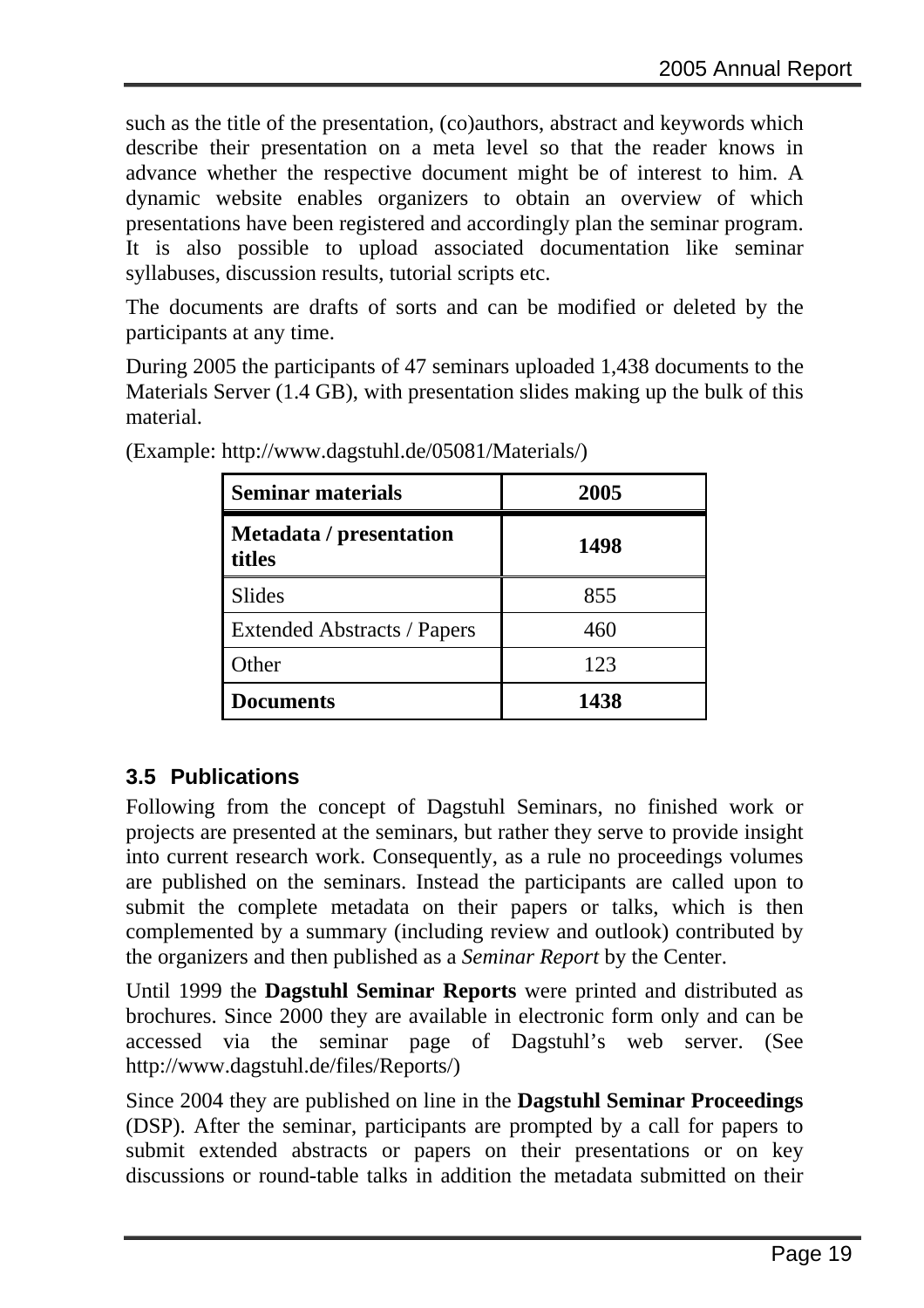such as the title of the presentation, (co)authors, abstract and keywords which describe their presentation on a meta level so that the reader knows in advance whether the respective document might be of interest to him. A dynamic website enables organizers to obtain an overview of which presentations have been registered and accordingly plan the seminar program. It is also possible to upload associated documentation like seminar syllabuses, discussion results, tutorial scripts etc.

The documents are drafts of sorts and can be modified or deleted by the participants at any time.

During 2005 the participants of 47 seminars uploaded 1,438 documents to the Materials Server (1.4 GB), with presentation slides making up the bulk of this material.

(Example: http://www.dagstuhl.de/05081/Materials/)

| **Seminar materials** | **2005** |
|---|---|
| **Metadata / presentation titles** | **1498** |
| Slides | 855 |
| Extended Abstracts / Papers | 460 |
| Other | 123 |
| **Documents** | **1438** |

### 3.5 Publications

Following from the concept of Dagstuhl Seminars, no finished work or projects are presented at the seminars, but rather they serve to provide insight into current research work. Consequently, as a rule no proceedings volumes are published on the seminars. Instead the participants are called upon to submit the complete metadata on their papers or talks, which is then complemented by a summary (including review and outlook) contributed by the organizers and then published as a *Seminar Report* by the Center.

Until 1999 the **Dagstuhl Seminar Reports** were printed and distributed as brochures. Since 2000 they are available in electronic form only and can be accessed via the seminar page of Dagstuhl's web server. (See http://www.dagstuhl.de/files/Reports/)

Since 2004 they are published on line in the **Dagstuhl Seminar Proceedings** (DSP). After the seminar, participants are prompted by a call for papers to submit extended abstracts or papers on their presentations or on key discussions or round-table talks in addition the metadata submitted on their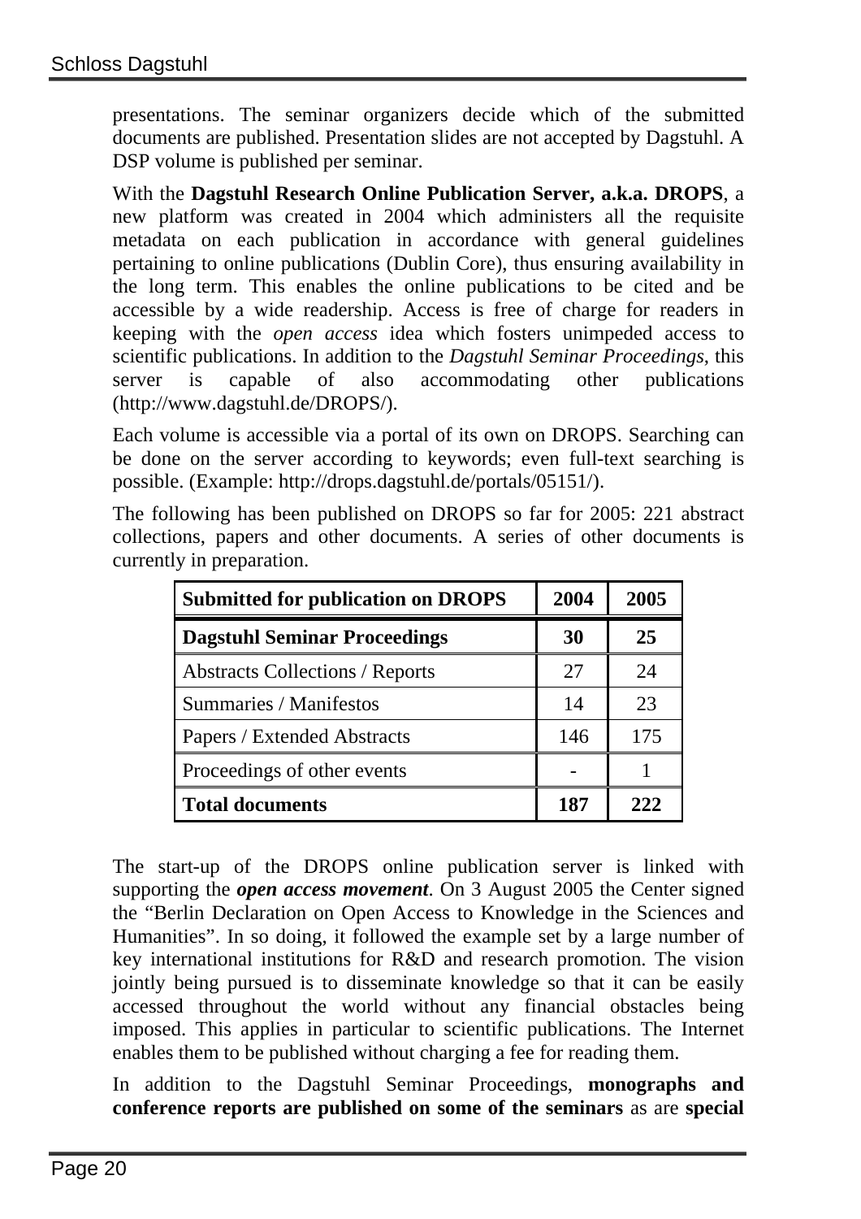presentations. The seminar organizers decide which of the submitted documents are published. Presentation slides are not accepted by Dagstuhl. A DSP volume is published per seminar.

With the **Dagstuhl Research Online Publication Server, a.k.a. DROPS**, a new platform was created in 2004 which administers all the requisite metadata on each publication in accordance with general guidelines pertaining to online publications (Dublin Core), thus ensuring availability in the long term. This enables the online publications to be cited and be accessible by a wide readership. Access is free of charge for readers in keeping with the *open access* idea which fosters unimpeded access to scientific publications. In addition to the *Dagstuhl Seminar Proceedings*, this server is capable of also accommodating other publications (http://www.dagstuhl.de/DROPS/).

Each volume is accessible via a portal of its own on DROPS. Searching can be done on the server according to keywords; even full-text searching is possible. (Example: http://drops.dagstuhl.de/portals/05151/).

The following has been published on DROPS so far for 2005: 221 abstract collections, papers and other documents. A series of other documents is currently in preparation.

| Submitted for publication on DROPS | 2004 | 2005 |
|---|---|---|
| **Dagstuhl Seminar Proceedings** | **30** | **25** |
| Abstracts Collections / Reports | 27 | 24 |
| Summaries / Manifestos | 14 | 23 |
| Papers / Extended Abstracts | 146 | 175 |
| Proceedings of other events | - | 1 |
| **Total documents** | **187** | **222** |

The start-up of the DROPS online publication server is linked with supporting the ***open access movement***. On 3 August 2005 the Center signed the “Berlin Declaration on Open Access to Knowledge in the Sciences and Humanities”. In so doing, it followed the example set by a large number of key international institutions for R&D and research promotion. The vision jointly being pursued is to disseminate knowledge so that it can be easily accessed throughout the world without any financial obstacles being imposed. This applies in particular to scientific publications. The Internet enables them to be published without charging a fee for reading them.

In addition to the Dagstuhl Seminar Proceedings, **monographs and conference reports are published on some of the seminars** as are **special**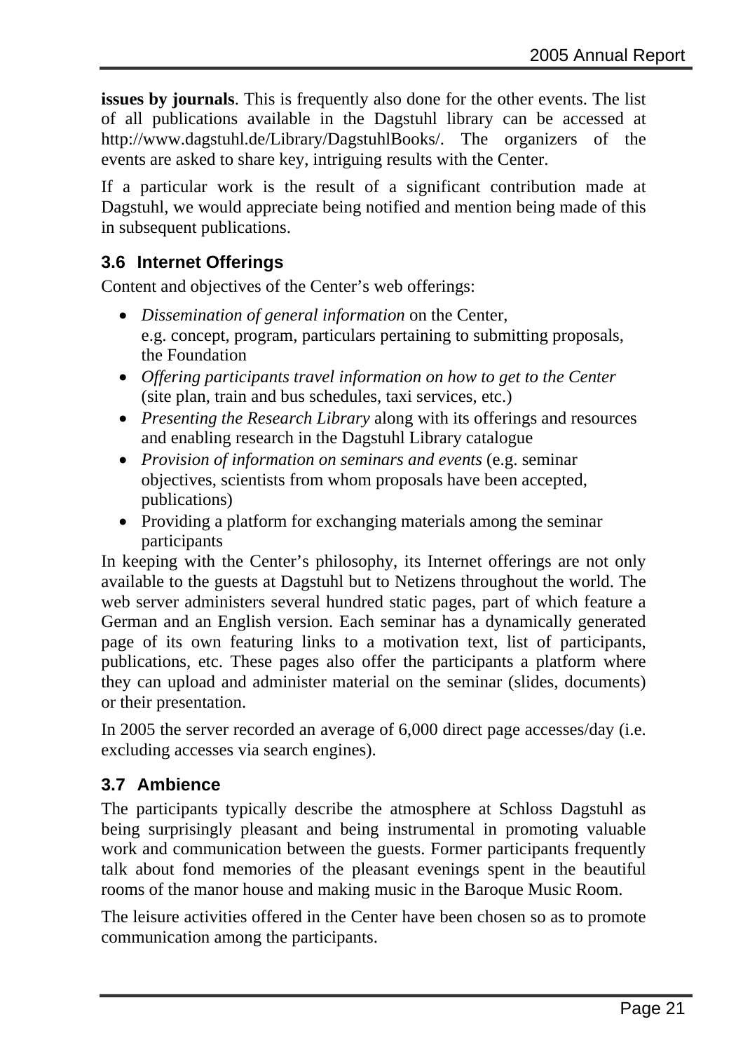**issues by journals**. This is frequently also done for the other events. The list of all publications available in the Dagstuhl library can be accessed at http://www.dagstuhl.de/Library/DagstuhlBooks/. The organizers of the events are asked to share key, intriguing results with the Center.

If a particular work is the result of a significant contribution made at Dagstuhl, we would appreciate being notified and mention being made of this in subsequent publications.

### 3.6 Internet Offerings

Content and objectives of the Center's web offerings:

- *Dissemination of general information* on the Center, e.g. concept, program, particulars pertaining to submitting proposals, the Foundation
- *Offering participants travel information on how to get to the Center* (site plan, train and bus schedules, taxi services, etc.)
- *Presenting the Research Library* along with its offerings and resources and enabling research in the Dagstuhl Library catalogue
- *Provision of information on seminars and events* (e.g. seminar objectives, scientists from whom proposals have been accepted, publications)
- Providing a platform for exchanging materials among the seminar participants

In keeping with the Center's philosophy, its Internet offerings are not only available to the guests at Dagstuhl but to Netizens throughout the world. The web server administers several hundred static pages, part of which feature a German and an English version. Each seminar has a dynamically generated page of its own featuring links to a motivation text, list of participants, publications, etc. These pages also offer the participants a platform where they can upload and administer material on the seminar (slides, documents) or their presentation.

In 2005 the server recorded an average of 6,000 direct page accesses/day (i.e. excluding accesses via search engines).

### 3.7 Ambience

The participants typically describe the atmosphere at Schloss Dagstuhl as being surprisingly pleasant and being instrumental in promoting valuable work and communication between the guests. Former participants frequently talk about fond memories of the pleasant evenings spent in the beautiful rooms of the manor house and making music in the Baroque Music Room.

The leisure activities offered in the Center have been chosen so as to promote communication among the participants.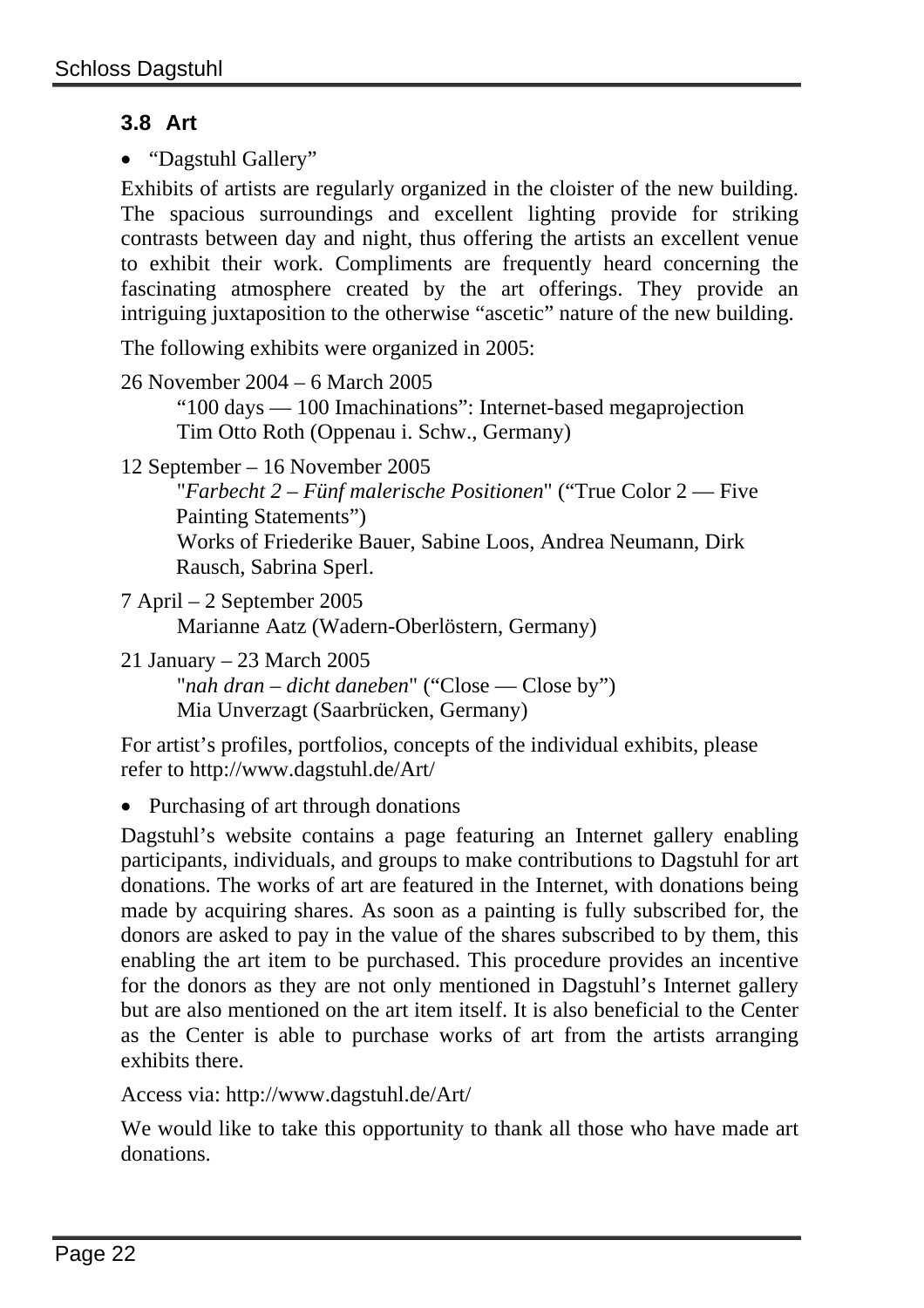### 3.8 Art

- "Dagstuhl Gallery"

Exhibits of artists are regularly organized in the cloister of the new building. The spacious surroundings and excellent lighting provide for striking contrasts between day and night, thus offering the artists an excellent venue to exhibit their work. Compliments are frequently heard concerning the fascinating atmosphere created by the art offerings. They provide an intriguing juxtaposition to the otherwise "ascetic" nature of the new building.

The following exhibits were organized in 2005:

26 November 2004 – 6 March 2005
"100 days — 100 Imachinations": Internet-based megaprojection
Tim Otto Roth (Oppenau i. Schw., Germany)

12 September – 16 November 2005
"*Farbecht 2 – Fünf malerische Positionen*" ("True Color 2 — Five Painting Statements")
Works of Friederike Bauer, Sabine Loos, Andrea Neumann, Dirk Rausch, Sabrina Sperl.

7 April – 2 September 2005
Marianne Aatz (Wadern-Oberlöstern, Germany)

21 January – 23 March 2005
"*nah dran – dicht daneben*" ("Close — Close by")
Mia Unverzagt (Saarbrücken, Germany)

For artist's profiles, portfolios, concepts of the individual exhibits, please refer to http://www.dagstuhl.de/Art/

- Purchasing of art through donations

Dagstuhl's website contains a page featuring an Internet gallery enabling participants, individuals, and groups to make contributions to Dagstuhl for art donations. The works of art are featured in the Internet, with donations being made by acquiring shares. As soon as a painting is fully subscribed for, the donors are asked to pay in the value of the shares subscribed to by them, this enabling the art item to be purchased. This procedure provides an incentive for the donors as they are not only mentioned in Dagstuhl's Internet gallery but are also mentioned on the art item itself. It is also beneficial to the Center as the Center is able to purchase works of art from the artists arranging exhibits there.

Access via: http://www.dagstuhl.de/Art/

We would like to take this opportunity to thank all those who have made art donations.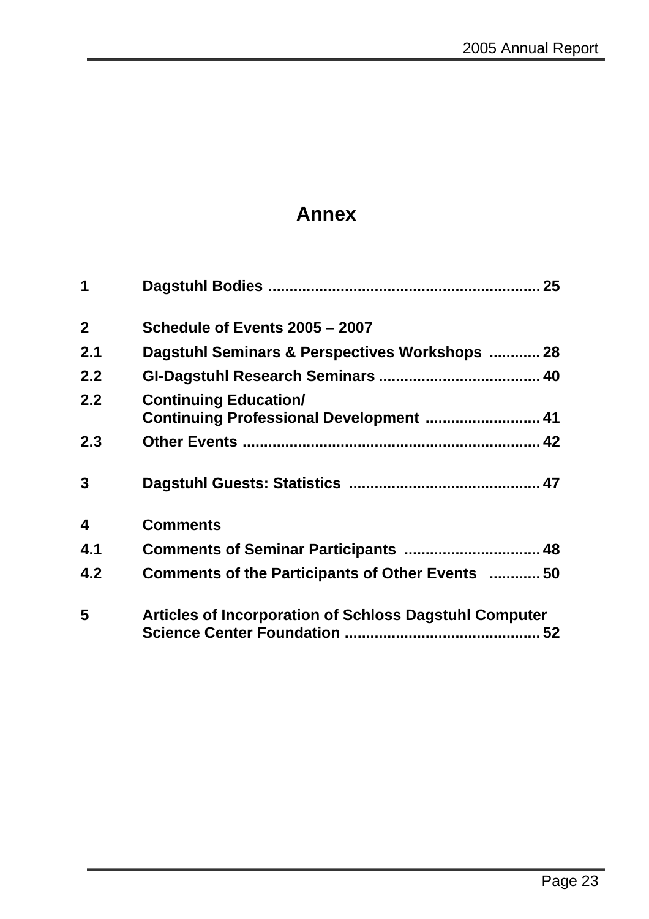# Annex

| | | |
|---|---|---|
| **1** | **Dagstuhl Bodies** | **25** |
| **2** | **Schedule of Events 2005 – 2007** | |
| **2.1** | **Dagstuhl Seminars & Perspectives Workshops** | **28** |
| **2.2** | **GI-Dagstuhl Research Seminars** | **40** |
| **2.2** | **Continuing Education/ Continuing Professional Development** | **41** |
| **2.3** | **Other Events** | **42** |
| **3** | **Dagstuhl Guests: Statistics** | **47** |
| **4** | **Comments** | |
| **4.1** | **Comments of Seminar Participants** | **48** |
| **4.2** | **Comments of the Participants of Other Events** | **50** |
| **5** | **Articles of Incorporation of Schloss Dagstuhl Computer Science Center Foundation** | **52** |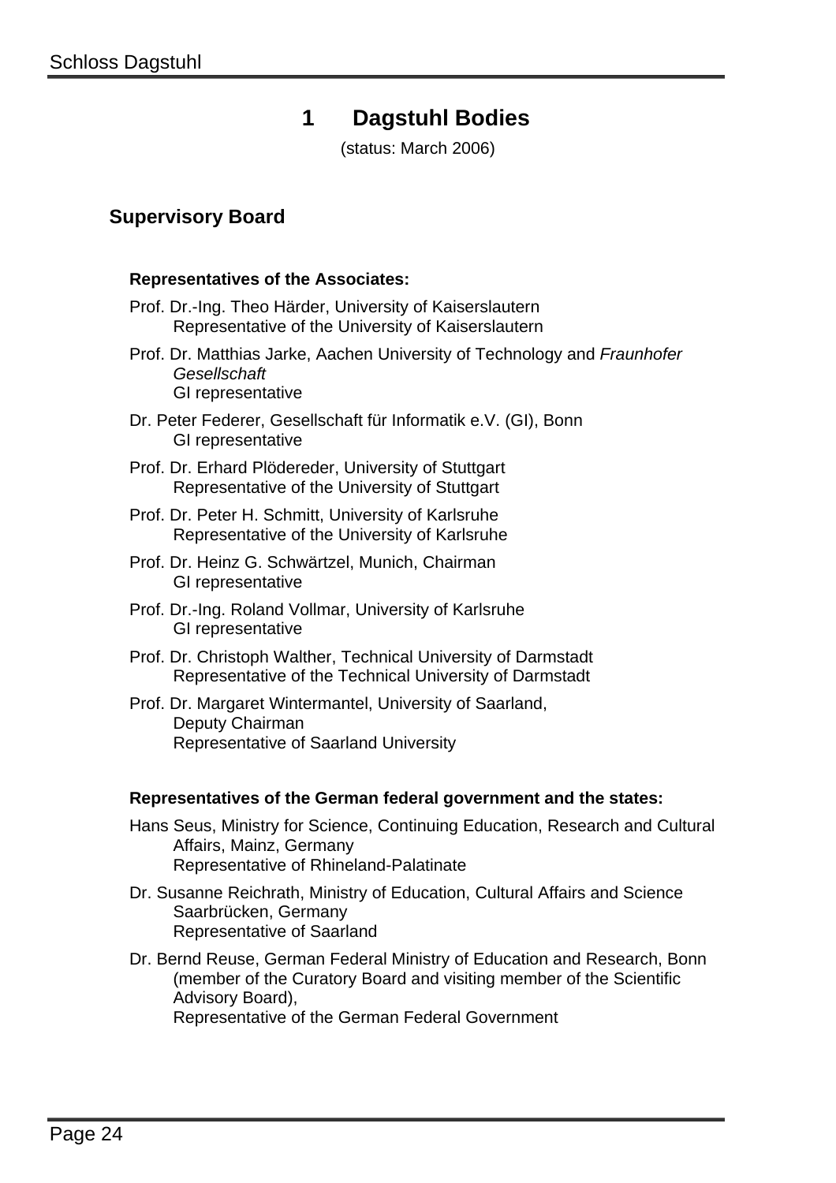# 1 Dagstuhl Bodies

(status: March 2006)

## Supervisory Board

### Representatives of the Associates:

Prof. Dr.-Ing. Theo Härder, University of Kaiserslautern
Representative of the University of Kaiserslautern

Prof. Dr. Matthias Jarke, Aachen University of Technology and *Fraunhofer Gesellschaft*
GI representative

Dr. Peter Federer, Gesellschaft für Informatik e.V. (GI), Bonn
GI representative

Prof. Dr. Erhard Plödereder, University of Stuttgart
Representative of the University of Stuttgart

Prof. Dr. Peter H. Schmitt, University of Karlsruhe
Representative of the University of Karlsruhe

Prof. Dr. Heinz G. Schwärtzel, Munich, Chairman
GI representative

Prof. Dr.-Ing. Roland Vollmar, University of Karlsruhe
GI representative

Prof. Dr. Christoph Walther, Technical University of Darmstadt
Representative of the Technical University of Darmstadt

Prof. Dr. Margaret Wintermantel, University of Saarland,
Deputy Chairman
Representative of Saarland University

### Representatives of the German federal government and the states:

Hans Seus, Ministry for Science, Continuing Education, Research and Cultural Affairs, Mainz, Germany
Representative of Rhineland-Palatinate

Dr. Susanne Reichrath, Ministry of Education, Cultural Affairs and Science Saarbrücken, Germany
Representative of Saarland

Dr. Bernd Reuse, German Federal Ministry of Education and Research, Bonn (member of the Curatory Board and visiting member of the Scientific Advisory Board),
Representative of the German Federal Government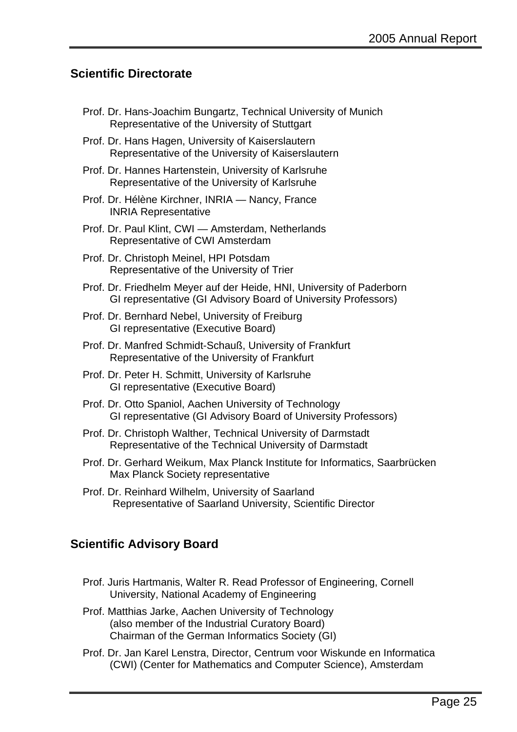## Scientific Directorate

Prof. Dr. Hans-Joachim Bungartz, Technical University of Munich
Representative of the University of Stuttgart

Prof. Dr. Hans Hagen, University of Kaiserslautern
Representative of the University of Kaiserslautern

Prof. Dr. Hannes Hartenstein, University of Karlsruhe
Representative of the University of Karlsruhe

Prof. Dr. Hélène Kirchner, INRIA — Nancy, France
INRIA Representative

Prof. Dr. Paul Klint, CWI — Amsterdam, Netherlands
Representative of CWI Amsterdam

Prof. Dr. Christoph Meinel, HPI Potsdam
Representative of the University of Trier

Prof. Dr. Friedhelm Meyer auf der Heide, HNI, University of Paderborn
GI representative (GI Advisory Board of University Professors)

Prof. Dr. Bernhard Nebel, University of Freiburg
GI representative (Executive Board)

Prof. Dr. Manfred Schmidt-Schauß, University of Frankfurt
Representative of the University of Frankfurt

Prof. Dr. Peter H. Schmitt, University of Karlsruhe
GI representative (Executive Board)

Prof. Dr. Otto Spaniol, Aachen University of Technology
GI representative (GI Advisory Board of University Professors)

Prof. Dr. Christoph Walther, Technical University of Darmstadt
Representative of the Technical University of Darmstadt

Prof. Dr. Gerhard Weikum, Max Planck Institute for Informatics, Saarbrücken
Max Planck Society representative

Prof. Dr. Reinhard Wilhelm, University of Saarland
Representative of Saarland University, Scientific Director

## Scientific Advisory Board

Prof. Juris Hartmanis, Walter R. Read Professor of Engineering, Cornell University, National Academy of Engineering

Prof. Matthias Jarke, Aachen University of Technology
(also member of the Industrial Curatory Board)
Chairman of the German Informatics Society (GI)

Prof. Dr. Jan Karel Lenstra, Director, Centrum voor Wiskunde en Informatica (CWI) (Center for Mathematics and Computer Science), Amsterdam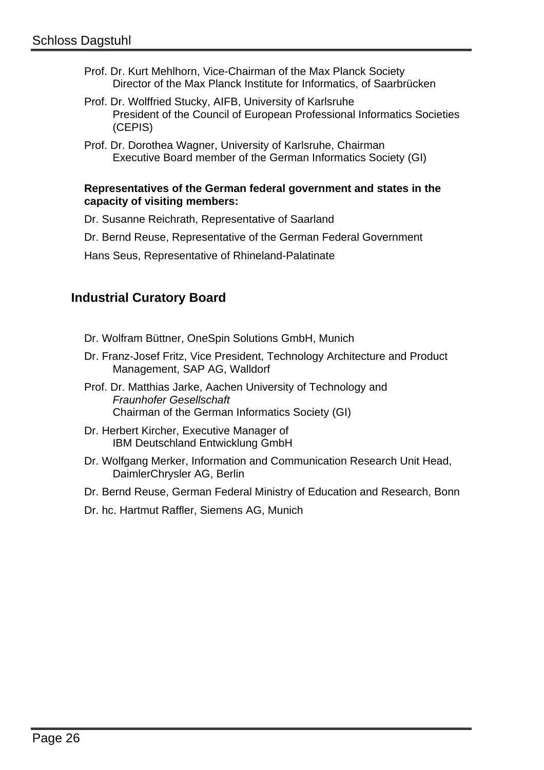Prof. Dr. Kurt Mehlhorn, Vice-Chairman of the Max Planck Society
Director of the Max Planck Institute for Informatics, of Saarbrücken

Prof. Dr. Wolffried Stucky, AIFB, University of Karlsruhe
President of the Council of European Professional Informatics Societies (CEPIS)

Prof. Dr. Dorothea Wagner, University of Karlsruhe, Chairman
Executive Board member of the German Informatics Society (GI)

**Representatives of the German federal government and states in the capacity of visiting members:**

Dr. Susanne Reichrath, Representative of Saarland

Dr. Bernd Reuse, Representative of the German Federal Government

Hans Seus, Representative of Rhineland-Palatinate

## Industrial Curatory Board

Dr. Wolfram Büttner, OneSpin Solutions GmbH, Munich

Dr. Franz-Josef Fritz, Vice President, Technology Architecture and Product Management, SAP AG, Walldorf

Prof. Dr. Matthias Jarke, Aachen University of Technology and *Fraunhofer Gesellschaft*
Chairman of the German Informatics Society (GI)

Dr. Herbert Kircher, Executive Manager of
IBM Deutschland Entwicklung GmbH

Dr. Wolfgang Merker, Information and Communication Research Unit Head, DaimlerChrysler AG, Berlin

Dr. Bernd Reuse, German Federal Ministry of Education and Research, Bonn

Dr. hc. Hartmut Raffler, Siemens AG, Munich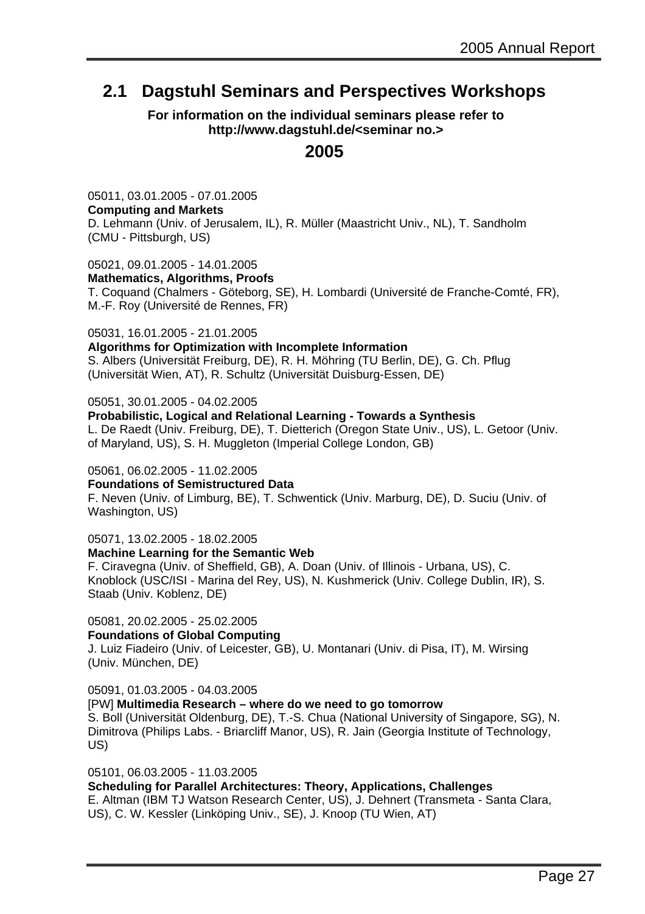## 2.1 Dagstuhl Seminars and Perspectives Workshops

**For information on the individual seminars please refer to http://www.dagstuhl.de/<seminar no.>**

### 2005

05011, 03.01.2005 - 07.01.2005
**Computing and Markets**
D. Lehmann (Univ. of Jerusalem, IL), R. Müller (Maastricht Univ., NL), T. Sandholm (CMU - Pittsburgh, US)

05021, 09.01.2005 - 14.01.2005
**Mathematics, Algorithms, Proofs**
T. Coquand (Chalmers - Göteborg, SE), H. Lombardi (Université de Franche-Comté, FR), M.-F. Roy (Université de Rennes, FR)

05031, 16.01.2005 - 21.01.2005
**Algorithms for Optimization with Incomplete Information**
S. Albers (Universität Freiburg, DE), R. H. Möhring (TU Berlin, DE), G. Ch. Pflug (Universität Wien, AT), R. Schultz (Universität Duisburg-Essen, DE)

05051, 30.01.2005 - 04.02.2005
**Probabilistic, Logical and Relational Learning - Towards a Synthesis**
L. De Raedt (Univ. Freiburg, DE), T. Dietterich (Oregon State Univ., US), L. Getoor (Univ. of Maryland, US), S. H. Muggleton (Imperial College London, GB)

05061, 06.02.2005 - 11.02.2005
**Foundations of Semistructured Data**
F. Neven (Univ. of Limburg, BE), T. Schwentick (Univ. Marburg, DE), D. Suciu (Univ. of Washington, US)

05071, 13.02.2005 - 18.02.2005
**Machine Learning for the Semantic Web**
F. Ciravegna (Univ. of Sheffield, GB), A. Doan (Univ. of Illinois - Urbana, US), C. Knoblock (USC/ISI - Marina del Rey, US), N. Kushmerick (Univ. College Dublin, IR), S. Staab (Univ. Koblenz, DE)

05081, 20.02.2005 - 25.02.2005
**Foundations of Global Computing**
J. Luiz Fiadeiro (Univ. of Leicester, GB), U. Montanari (Univ. di Pisa, IT), M. Wirsing (Univ. München, DE)

05091, 01.03.2005 - 04.03.2005
[PW] **Multimedia Research – where do we need to go tomorrow**
S. Boll (Universität Oldenburg, DE), T.-S. Chua (National University of Singapore, SG), N. Dimitrova (Philips Labs. - Briarcliff Manor, US), R. Jain (Georgia Institute of Technology, US)

05101, 06.03.2005 - 11.03.2005
**Scheduling for Parallel Architectures: Theory, Applications, Challenges**
E. Altman (IBM TJ Watson Research Center, US), J. Dehnert (Transmeta - Santa Clara, US), C. W. Kessler (Linköping Univ., SE), J. Knoop (TU Wien, AT)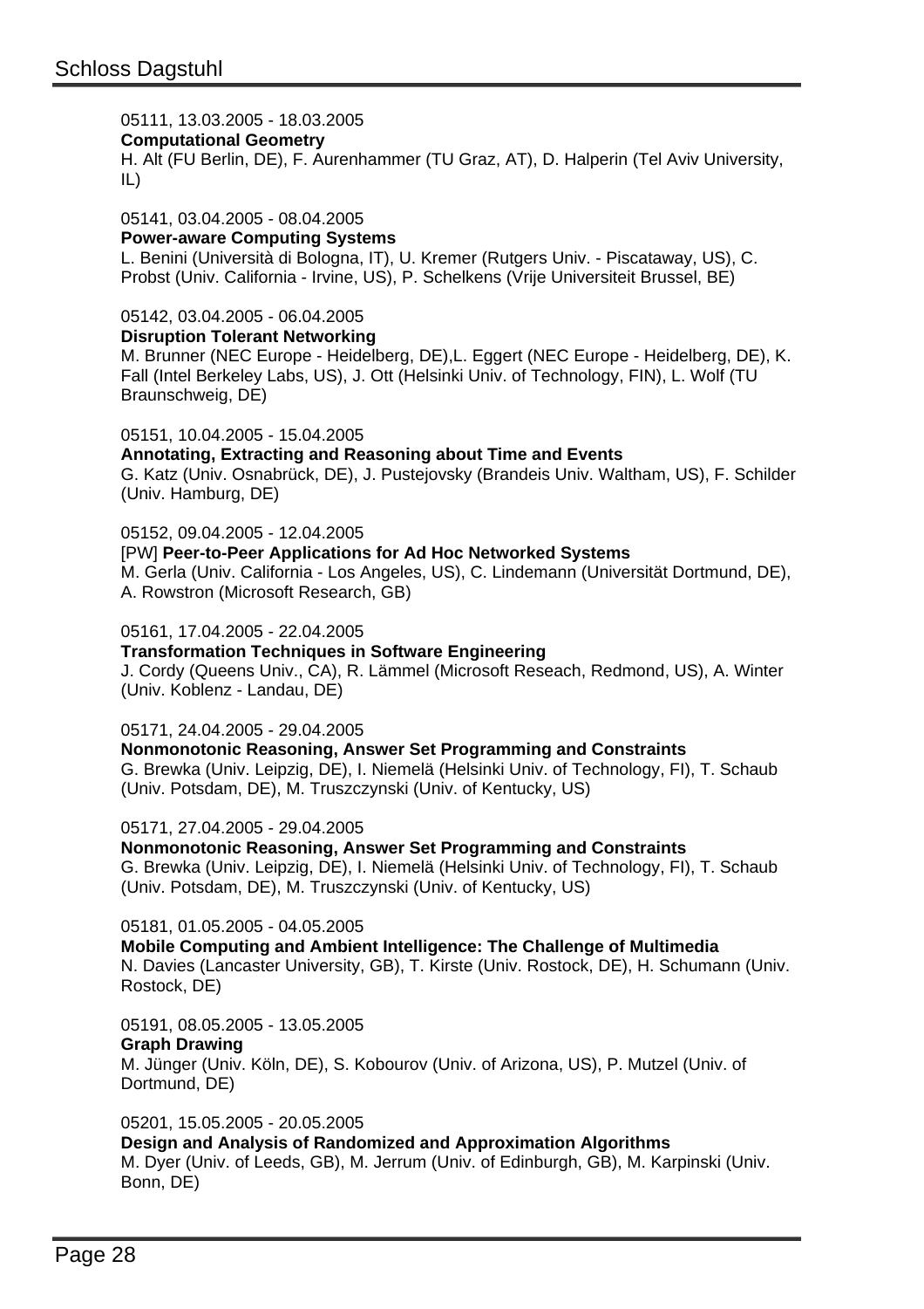05111, 13.03.2005 - 18.03.2005
**Computational Geometry**
H. Alt (FU Berlin, DE), F. Aurenhammer (TU Graz, AT), D. Halperin (Tel Aviv University, IL)

05141, 03.04.2005 - 08.04.2005
**Power-aware Computing Systems**
L. Benini (Università di Bologna, IT), U. Kremer (Rutgers Univ. - Piscataway, US), C. Probst (Univ. California - Irvine, US), P. Schelkens (Vrije Universiteit Brussel, BE)

05142, 03.04.2005 - 06.04.2005
**Disruption Tolerant Networking**
M. Brunner (NEC Europe - Heidelberg, DE),L. Eggert (NEC Europe - Heidelberg, DE), K. Fall (Intel Berkeley Labs, US), J. Ott (Helsinki Univ. of Technology, FIN), L. Wolf (TU Braunschweig, DE)

05151, 10.04.2005 - 15.04.2005
**Annotating, Extracting and Reasoning about Time and Events**
G. Katz (Univ. Osnabrück, DE), J. Pustejovsky (Brandeis Univ. Waltham, US), F. Schilder (Univ. Hamburg, DE)

05152, 09.04.2005 - 12.04.2005
[PW] **Peer-to-Peer Applications for Ad Hoc Networked Systems**
M. Gerla (Univ. California - Los Angeles, US), C. Lindemann (Universität Dortmund, DE), A. Rowstron (Microsoft Research, GB)

05161, 17.04.2005 - 22.04.2005
**Transformation Techniques in Software Engineering**
J. Cordy (Queens Univ., CA), R. Lämmel (Microsoft Reseach, Redmond, US), A. Winter (Univ. Koblenz - Landau, DE)

05171, 24.04.2005 - 29.04.2005
**Nonmonotonic Reasoning, Answer Set Programming and Constraints**
G. Brewka (Univ. Leipzig, DE), I. Niemelä (Helsinki Univ. of Technology, FI), T. Schaub (Univ. Potsdam, DE), M. Truszczynski (Univ. of Kentucky, US)

05171, 27.04.2005 - 29.04.2005
**Nonmonotonic Reasoning, Answer Set Programming and Constraints**
G. Brewka (Univ. Leipzig, DE), I. Niemelä (Helsinki Univ. of Technology, FI), T. Schaub (Univ. Potsdam, DE), M. Truszczynski (Univ. of Kentucky, US)

05181, 01.05.2005 - 04.05.2005
**Mobile Computing and Ambient Intelligence: The Challenge of Multimedia**
N. Davies (Lancaster University, GB), T. Kirste (Univ. Rostock, DE), H. Schumann (Univ. Rostock, DE)

05191, 08.05.2005 - 13.05.2005
**Graph Drawing**
M. Jünger (Univ. Köln, DE), S. Kobourov (Univ. of Arizona, US), P. Mutzel (Univ. of Dortmund, DE)

05201, 15.05.2005 - 20.05.2005
**Design and Analysis of Randomized and Approximation Algorithms**
M. Dyer (Univ. of Leeds, GB), M. Jerrum (Univ. of Edinburgh, GB), M. Karpinski (Univ. Bonn, DE)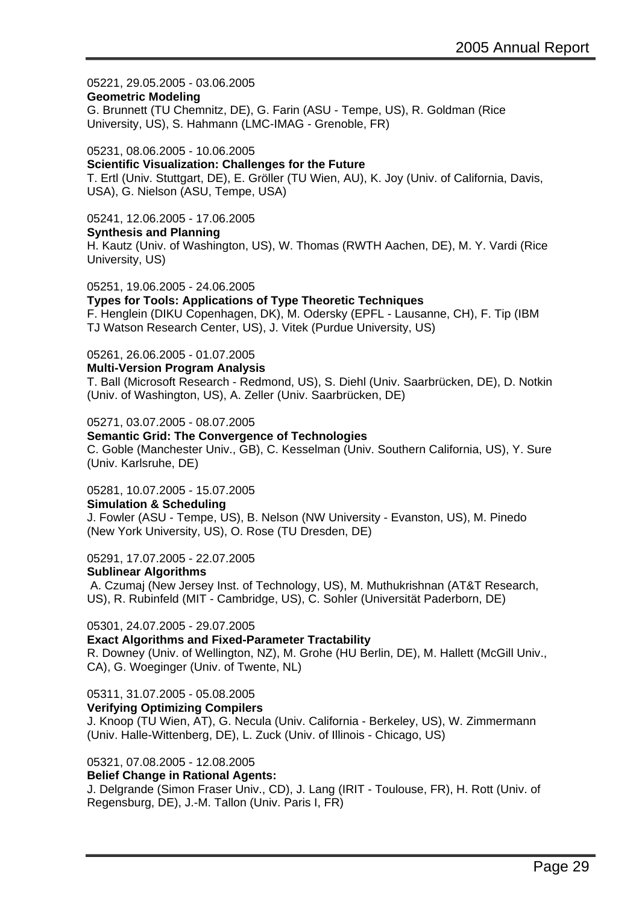05221, 29.05.2005 - 03.06.2005
**Geometric Modeling**
G. Brunnett (TU Chemnitz, DE), G. Farin (ASU - Tempe, US), R. Goldman (Rice University, US), S. Hahmann (LMC-IMAG - Grenoble, FR)

05231, 08.06.2005 - 10.06.2005
**Scientific Visualization: Challenges for the Future**
T. Ertl (Univ. Stuttgart, DE), E. Gröller (TU Wien, AU), K. Joy (Univ. of California, Davis, USA), G. Nielson (ASU, Tempe, USA)

05241, 12.06.2005 - 17.06.2005
**Synthesis and Planning**
H. Kautz (Univ. of Washington, US), W. Thomas (RWTH Aachen, DE), M. Y. Vardi (Rice University, US)

05251, 19.06.2005 - 24.06.2005
**Types for Tools: Applications of Type Theoretic Techniques**
F. Henglein (DIKU Copenhagen, DK), M. Odersky (EPFL - Lausanne, CH), F. Tip (IBM TJ Watson Research Center, US), J. Vitek (Purdue University, US)

05261, 26.06.2005 - 01.07.2005
**Multi-Version Program Analysis**
T. Ball (Microsoft Research - Redmond, US), S. Diehl (Univ. Saarbrücken, DE), D. Notkin (Univ. of Washington, US), A. Zeller (Univ. Saarbrücken, DE)

05271, 03.07.2005 - 08.07.2005
**Semantic Grid: The Convergence of Technologies**
C. Goble (Manchester Univ., GB), C. Kesselman (Univ. Southern California, US), Y. Sure (Univ. Karlsruhe, DE)

05281, 10.07.2005 - 15.07.2005
**Simulation & Scheduling**
J. Fowler (ASU - Tempe, US), B. Nelson (NW University - Evanston, US), M. Pinedo (New York University, US), O. Rose (TU Dresden, DE)

05291, 17.07.2005 - 22.07.2005
**Sublinear Algorithms**
A. Czumaj (New Jersey Inst. of Technology, US), M. Muthukrishnan (AT&T Research, US), R. Rubinfeld (MIT - Cambridge, US), C. Sohler (Universität Paderborn, DE)

05301, 24.07.2005 - 29.07.2005
**Exact Algorithms and Fixed-Parameter Tractability**
R. Downey (Univ. of Wellington, NZ), M. Grohe (HU Berlin, DE), M. Hallett (McGill Univ., CA), G. Woeginger (Univ. of Twente, NL)

05311, 31.07.2005 - 05.08.2005
**Verifying Optimizing Compilers**
J. Knoop (TU Wien, AT), G. Necula (Univ. California - Berkeley, US), W. Zimmermann (Univ. Halle-Wittenberg, DE), L. Zuck (Univ. of Illinois - Chicago, US)

05321, 07.08.2005 - 12.08.2005
**Belief Change in Rational Agents:**
J. Delgrande (Simon Fraser Univ., CD), J. Lang (IRIT - Toulouse, FR), H. Rott (Univ. of Regensburg, DE), J.-M. Tallon (Univ. Paris I, FR)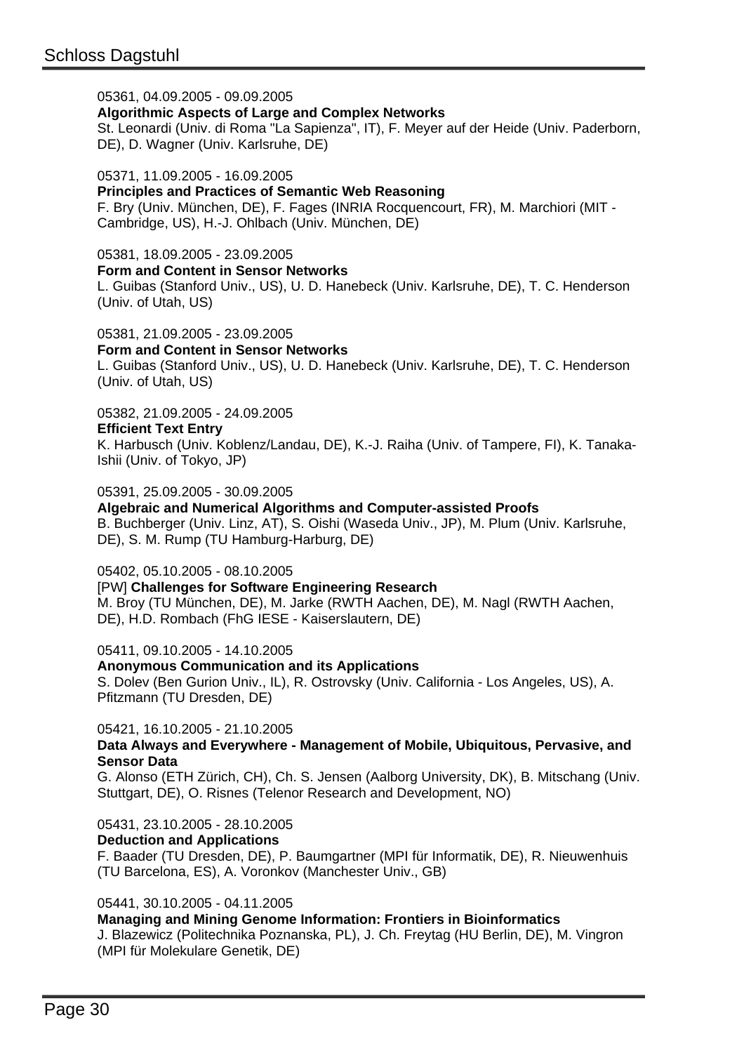05361, 04.09.2005 - 09.09.2005
**Algorithmic Aspects of Large and Complex Networks**
St. Leonardi (Univ. di Roma "La Sapienza", IT), F. Meyer auf der Heide (Univ. Paderborn, DE), D. Wagner (Univ. Karlsruhe, DE)

05371, 11.09.2005 - 16.09.2005
**Principles and Practices of Semantic Web Reasoning**
F. Bry (Univ. München, DE), F. Fages (INRIA Rocquencourt, FR), M. Marchiori (MIT - Cambridge, US), H.-J. Ohlbach (Univ. München, DE)

05381, 18.09.2005 - 23.09.2005
**Form and Content in Sensor Networks**
L. Guibas (Stanford Univ., US), U. D. Hanebeck (Univ. Karlsruhe, DE), T. C. Henderson (Univ. of Utah, US)

05381, 21.09.2005 - 23.09.2005
**Form and Content in Sensor Networks**
L. Guibas (Stanford Univ., US), U. D. Hanebeck (Univ. Karlsruhe, DE), T. C. Henderson (Univ. of Utah, US)

05382, 21.09.2005 - 24.09.2005
**Efficient Text Entry**
K. Harbusch (Univ. Koblenz/Landau, DE), K.-J. Raiha (Univ. of Tampere, FI), K. Tanaka-Ishii (Univ. of Tokyo, JP)

05391, 25.09.2005 - 30.09.2005
**Algebraic and Numerical Algorithms and Computer-assisted Proofs**
B. Buchberger (Univ. Linz, AT), S. Oishi (Waseda Univ., JP), M. Plum (Univ. Karlsruhe, DE), S. M. Rump (TU Hamburg-Harburg, DE)

05402, 05.10.2005 - 08.10.2005
[PW] **Challenges for Software Engineering Research**
M. Broy (TU München, DE), M. Jarke (RWTH Aachen, DE), M. Nagl (RWTH Aachen, DE), H.D. Rombach (FhG IESE - Kaiserslautern, DE)

05411, 09.10.2005 - 14.10.2005
**Anonymous Communication and its Applications**
S. Dolev (Ben Gurion Univ., IL), R. Ostrovsky (Univ. California - Los Angeles, US), A. Pfitzmann (TU Dresden, DE)

05421, 16.10.2005 - 21.10.2005
**Data Always and Everywhere - Management of Mobile, Ubiquitous, Pervasive, and Sensor Data**
G. Alonso (ETH Zürich, CH), Ch. S. Jensen (Aalborg University, DK), B. Mitschang (Univ. Stuttgart, DE), O. Risnes (Telenor Research and Development, NO)

05431, 23.10.2005 - 28.10.2005
**Deduction and Applications**
F. Baader (TU Dresden, DE), P. Baumgartner (MPI für Informatik, DE), R. Nieuwenhuis (TU Barcelona, ES), A. Voronkov (Manchester Univ., GB)

05441, 30.10.2005 - 04.11.2005
**Managing and Mining Genome Information: Frontiers in Bioinformatics**
J. Blazewicz (Politechnika Poznanska, PL), J. Ch. Freytag (HU Berlin, DE), M. Vingron (MPI für Molekulare Genetik, DE)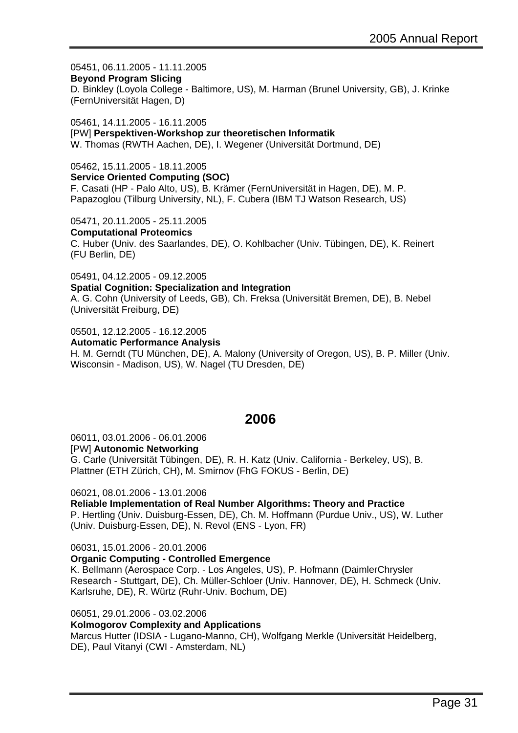05451, 06.11.2005 - 11.11.2005
**Beyond Program Slicing**
D. Binkley (Loyola College - Baltimore, US), M. Harman (Brunel University, GB), J. Krinke (FernUniversität Hagen, D)

05461, 14.11.2005 - 16.11.2005
[PW] **Perspektiven-Workshop zur theoretischen Informatik**
W. Thomas (RWTH Aachen, DE), I. Wegener (Universität Dortmund, DE)

05462, 15.11.2005 - 18.11.2005
**Service Oriented Computing (SOC)**
F. Casati (HP - Palo Alto, US), B. Krämer (FernUniversität in Hagen, DE), M. P. Papazoglou (Tilburg University, NL), F. Cubera (IBM TJ Watson Research, US)

05471, 20.11.2005 - 25.11.2005
**Computational Proteomics**
C. Huber (Univ. des Saarlandes, DE), O. Kohlbacher (Univ. Tübingen, DE), K. Reinert (FU Berlin, DE)

05491, 04.12.2005 - 09.12.2005
**Spatial Cognition: Specialization and Integration**
A. G. Cohn (University of Leeds, GB), Ch. Freksa (Universität Bremen, DE), B. Nebel (Universität Freiburg, DE)

05501, 12.12.2005 - 16.12.2005
**Automatic Performance Analysis**
H. M. Gerndt (TU München, DE), A. Malony (University of Oregon, US), B. P. Miller (Univ. Wisconsin - Madison, US), W. Nagel (TU Dresden, DE)

## 2006

06011, 03.01.2006 - 06.01.2006
[PW] **Autonomic Networking**
G. Carle (Universität Tübingen, DE), R. H. Katz (Univ. California - Berkeley, US), B. Plattner (ETH Zürich, CH), M. Smirnov (FhG FOKUS - Berlin, DE)

06021, 08.01.2006 - 13.01.2006
**Reliable Implementation of Real Number Algorithms: Theory and Practice**
P. Hertling (Univ. Duisburg-Essen, DE), Ch. M. Hoffmann (Purdue Univ., US), W. Luther (Univ. Duisburg-Essen, DE), N. Revol (ENS - Lyon, FR)

06031, 15.01.2006 - 20.01.2006
**Organic Computing - Controlled Emergence**
K. Bellmann (Aerospace Corp. - Los Angeles, US), P. Hofmann (DaimlerChrysler Research - Stuttgart, DE), Ch. Müller-Schloer (Univ. Hannover, DE), H. Schmeck (Univ. Karlsruhe, DE), R. Würtz (Ruhr-Univ. Bochum, DE)

06051, 29.01.2006 - 03.02.2006
**Kolmogorov Complexity and Applications**
Marcus Hutter (IDSIA - Lugano-Manno, CH), Wolfgang Merkle (Universität Heidelberg, DE), Paul Vitanyi (CWI - Amsterdam, NL)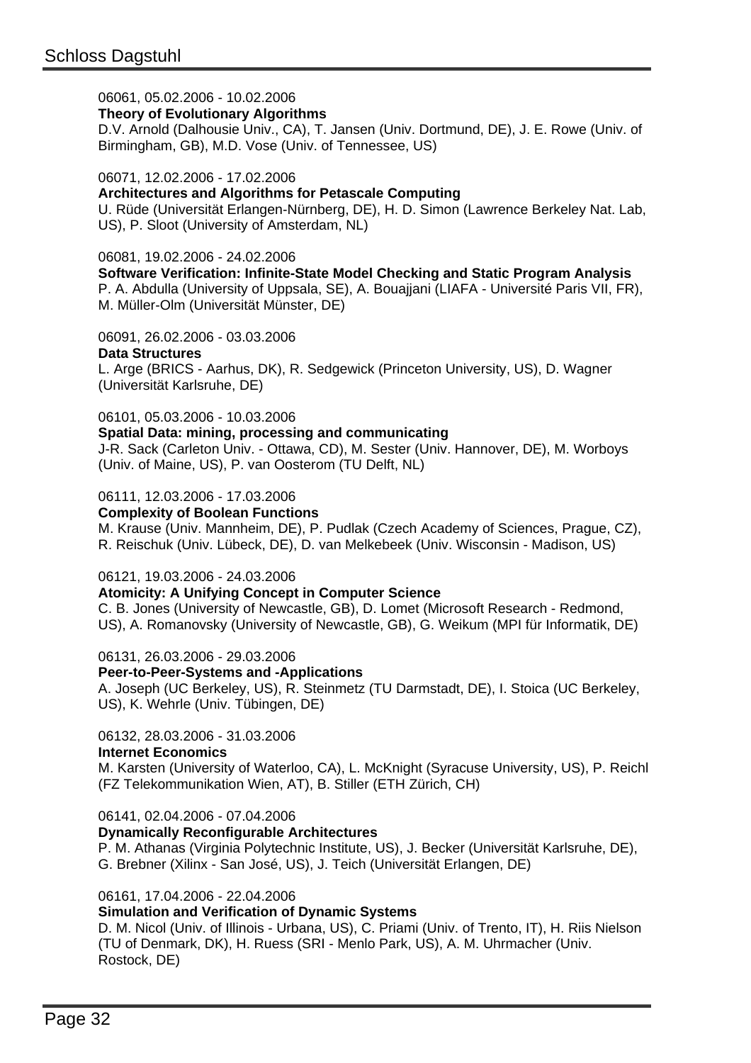06061, 05.02.2006 - 10.02.2006
**Theory of Evolutionary Algorithms**
D.V. Arnold (Dalhousie Univ., CA), T. Jansen (Univ. Dortmund, DE), J. E. Rowe (Univ. of Birmingham, GB), M.D. Vose (Univ. of Tennessee, US)

06071, 12.02.2006 - 17.02.2006
**Architectures and Algorithms for Petascale Computing**
U. Rüde (Universität Erlangen-Nürnberg, DE), H. D. Simon (Lawrence Berkeley Nat. Lab, US), P. Sloot (University of Amsterdam, NL)

06081, 19.02.2006 - 24.02.2006
**Software Verification: Infinite-State Model Checking and Static Program Analysis**
P. A. Abdulla (University of Uppsala, SE), A. Bouajjani (LIAFA - Université Paris VII, FR), M. Müller-Olm (Universität Münster, DE)

06091, 26.02.2006 - 03.03.2006
**Data Structures**
L. Arge (BRICS - Aarhus, DK), R. Sedgewick (Princeton University, US), D. Wagner (Universität Karlsruhe, DE)

06101, 05.03.2006 - 10.03.2006
**Spatial Data: mining, processing and communicating**
J-R. Sack (Carleton Univ. - Ottawa, CD), M. Sester (Univ. Hannover, DE), M. Worboys (Univ. of Maine, US), P. van Oosterom (TU Delft, NL)

06111, 12.03.2006 - 17.03.2006
**Complexity of Boolean Functions**
M. Krause (Univ. Mannheim, DE), P. Pudlak (Czech Academy of Sciences, Prague, CZ), R. Reischuk (Univ. Lübeck, DE), D. van Melkebeek (Univ. Wisconsin - Madison, US)

06121, 19.03.2006 - 24.03.2006
**Atomicity: A Unifying Concept in Computer Science**
C. B. Jones (University of Newcastle, GB), D. Lomet (Microsoft Research - Redmond, US), A. Romanovsky (University of Newcastle, GB), G. Weikum (MPI für Informatik, DE)

06131, 26.03.2006 - 29.03.2006
**Peer-to-Peer-Systems and -Applications**
A. Joseph (UC Berkeley, US), R. Steinmetz (TU Darmstadt, DE), I. Stoica (UC Berkeley, US), K. Wehrle (Univ. Tübingen, DE)

06132, 28.03.2006 - 31.03.2006
**Internet Economics**
M. Karsten (University of Waterloo, CA), L. McKnight (Syracuse University, US), P. Reichl (FZ Telekommunikation Wien, AT), B. Stiller (ETH Zürich, CH)

06141, 02.04.2006 - 07.04.2006
**Dynamically Reconfigurable Architectures**
P. M. Athanas (Virginia Polytechnic Institute, US), J. Becker (Universität Karlsruhe, DE), G. Brebner (Xilinx - San José, US), J. Teich (Universität Erlangen, DE)

06161, 17.04.2006 - 22.04.2006
**Simulation and Verification of Dynamic Systems**
D. M. Nicol (Univ. of Illinois - Urbana, US), C. Priami (Univ. of Trento, IT), H. Riis Nielson (TU of Denmark, DK), H. Ruess (SRI - Menlo Park, US), A. M. Uhrmacher (Univ. Rostock, DE)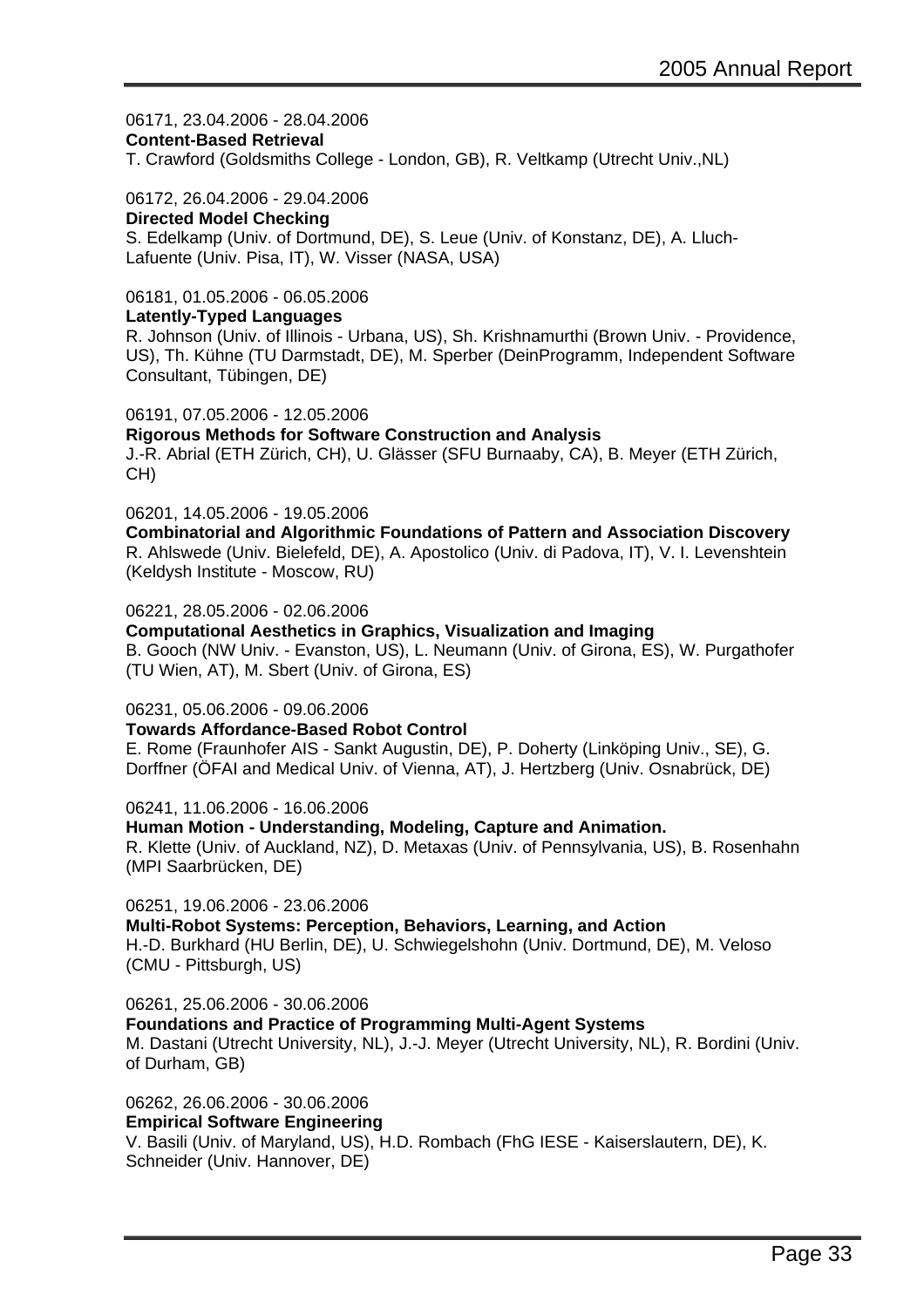06171, 23.04.2006 - 28.04.2006
**Content-Based Retrieval**
T. Crawford (Goldsmiths College - London, GB), R. Veltkamp (Utrecht Univ.,NL)

06172, 26.04.2006 - 29.04.2006
**Directed Model Checking**
S. Edelkamp (Univ. of Dortmund, DE), S. Leue (Univ. of Konstanz, DE), A. Lluch-Lafuente (Univ. Pisa, IT), W. Visser (NASA, USA)

06181, 01.05.2006 - 06.05.2006
**Latently-Typed Languages**
R. Johnson (Univ. of Illinois - Urbana, US), Sh. Krishnamurthi (Brown Univ. - Providence, US), Th. Kühne (TU Darmstadt, DE), M. Sperber (DeinProgramm, Independent Software Consultant, Tübingen, DE)

06191, 07.05.2006 - 12.05.2006
**Rigorous Methods for Software Construction and Analysis**
J.-R. Abrial (ETH Zürich, CH), U. Glässer (SFU Burnaaby, CA), B. Meyer (ETH Zürich, CH)

06201, 14.05.2006 - 19.05.2006
**Combinatorial and Algorithmic Foundations of Pattern and Association Discovery**
R. Ahlswede (Univ. Bielefeld, DE), A. Apostolico (Univ. di Padova, IT), V. I. Levenshtein (Keldysh Institute - Moscow, RU)

06221, 28.05.2006 - 02.06.2006
**Computational Aesthetics in Graphics, Visualization and Imaging**
B. Gooch (NW Univ. - Evanston, US), L. Neumann (Univ. of Girona, ES), W. Purgathofer (TU Wien, AT), M. Sbert (Univ. of Girona, ES)

06231, 05.06.2006 - 09.06.2006
**Towards Affordance-Based Robot Control**
E. Rome (Fraunhofer AIS - Sankt Augustin, DE), P. Doherty (Linköping Univ., SE), G. Dorffner (ÖFAI and Medical Univ. of Vienna, AT), J. Hertzberg (Univ. Osnabrück, DE)

06241, 11.06.2006 - 16.06.2006
**Human Motion - Understanding, Modeling, Capture and Animation.**
R. Klette (Univ. of Auckland, NZ), D. Metaxas (Univ. of Pennsylvania, US), B. Rosenhahn (MPI Saarbrücken, DE)

06251, 19.06.2006 - 23.06.2006
**Multi-Robot Systems: Perception, Behaviors, Learning, and Action**
H.-D. Burkhard (HU Berlin, DE), U. Schwiegelshohn (Univ. Dortmund, DE), M. Veloso (CMU - Pittsburgh, US)

06261, 25.06.2006 - 30.06.2006
**Foundations and Practice of Programming Multi-Agent Systems**
M. Dastani (Utrecht University, NL), J.-J. Meyer (Utrecht University, NL), R. Bordini (Univ. of Durham, GB)

06262, 26.06.2006 - 30.06.2006
**Empirical Software Engineering**
V. Basili (Univ. of Maryland, US), H.D. Rombach (FhG IESE - Kaiserslautern, DE), K. Schneider (Univ. Hannover, DE)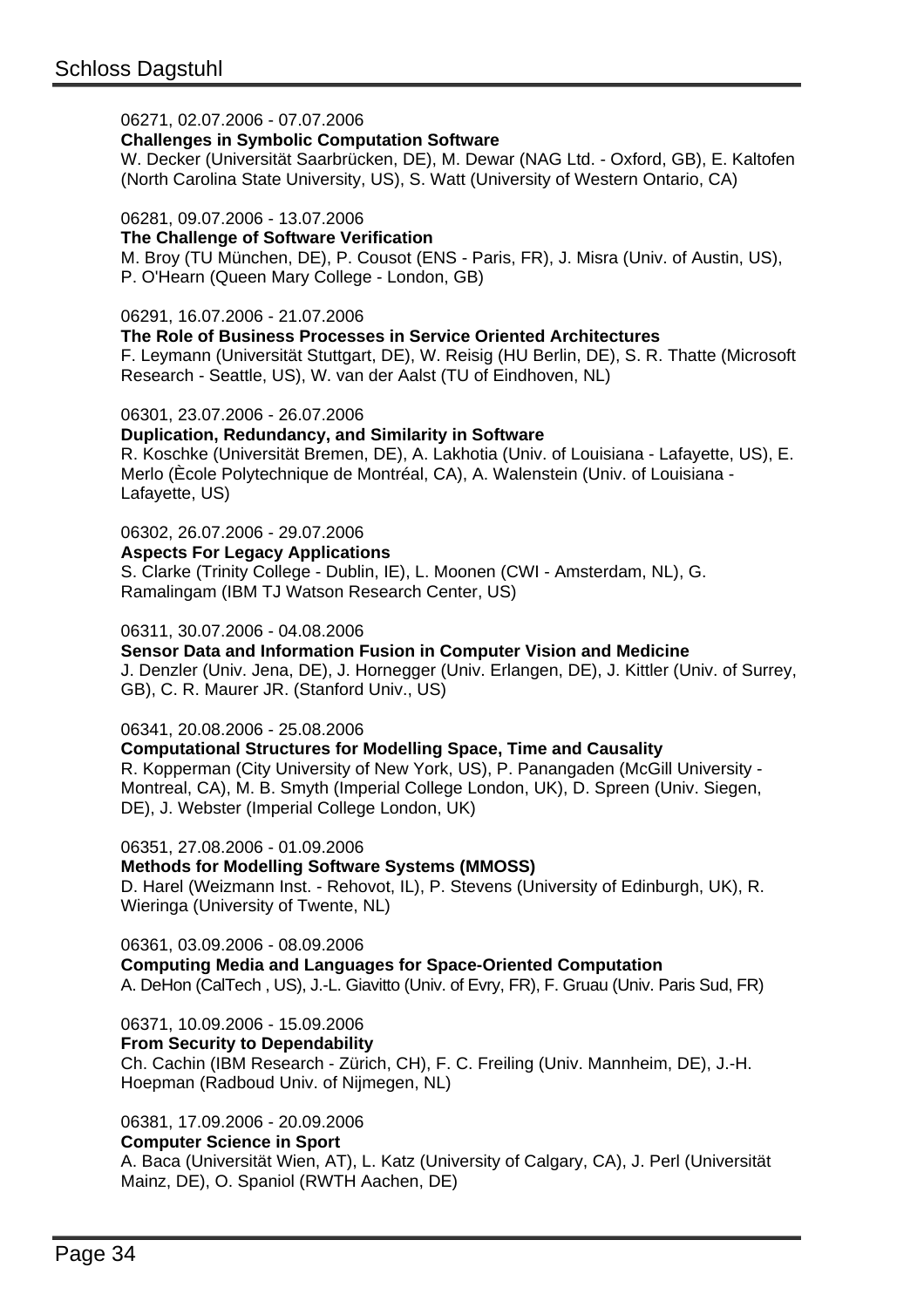06271, 02.07.2006 - 07.07.2006
**Challenges in Symbolic Computation Software**
W. Decker (Universität Saarbrücken, DE), M. Dewar (NAG Ltd. - Oxford, GB), E. Kaltofen (North Carolina State University, US), S. Watt (University of Western Ontario, CA)

06281, 09.07.2006 - 13.07.2006
**The Challenge of Software Verification**
M. Broy (TU München, DE), P. Cousot (ENS - Paris, FR), J. Misra (Univ. of Austin, US), P. O'Hearn (Queen Mary College - London, GB)

06291, 16.07.2006 - 21.07.2006
**The Role of Business Processes in Service Oriented Architectures**
F. Leymann (Universität Stuttgart, DE), W. Reisig (HU Berlin, DE), S. R. Thatte (Microsoft Research - Seattle, US), W. van der Aalst (TU of Eindhoven, NL)

06301, 23.07.2006 - 26.07.2006
**Duplication, Redundancy, and Similarity in Software**
R. Koschke (Universität Bremen, DE), A. Lakhotia (Univ. of Louisiana - Lafayette, US), E. Merlo (Ècole Polytechnique de Montréal, CA), A. Walenstein (Univ. of Louisiana - Lafayette, US)

06302, 26.07.2006 - 29.07.2006
**Aspects For Legacy Applications**
S. Clarke (Trinity College - Dublin, IE), L. Moonen (CWI - Amsterdam, NL), G. Ramalingam (IBM TJ Watson Research Center, US)

06311, 30.07.2006 - 04.08.2006
**Sensor Data and Information Fusion in Computer Vision and Medicine**
J. Denzler (Univ. Jena, DE), J. Hornegger (Univ. Erlangen, DE), J. Kittler (Univ. of Surrey, GB), C. R. Maurer JR. (Stanford Univ., US)

06341, 20.08.2006 - 25.08.2006
**Computational Structures for Modelling Space, Time and Causality**
R. Kopperman (City University of New York, US), P. Panangaden (McGill University - Montreal, CA), M. B. Smyth (Imperial College London, UK), D. Spreen (Univ. Siegen, DE), J. Webster (Imperial College London, UK)

06351, 27.08.2006 - 01.09.2006
**Methods for Modelling Software Systems (MMOSS)**
D. Harel (Weizmann Inst. - Rehovot, IL), P. Stevens (University of Edinburgh, UK), R. Wieringa (University of Twente, NL)

06361, 03.09.2006 - 08.09.2006
**Computing Media and Languages for Space-Oriented Computation**
A. DeHon (CalTech , US), J.-L. Giavitto (Univ. of Evry, FR), F. Gruau (Univ. Paris Sud, FR)

06371, 10.09.2006 - 15.09.2006
**From Security to Dependability**
Ch. Cachin (IBM Research - Zürich, CH), F. C. Freiling (Univ. Mannheim, DE), J.-H. Hoepman (Radboud Univ. of Nijmegen, NL)

06381, 17.09.2006 - 20.09.2006
**Computer Science in Sport**
A. Baca (Universität Wien, AT), L. Katz (University of Calgary, CA), J. Perl (Universität Mainz, DE), O. Spaniol (RWTH Aachen, DE)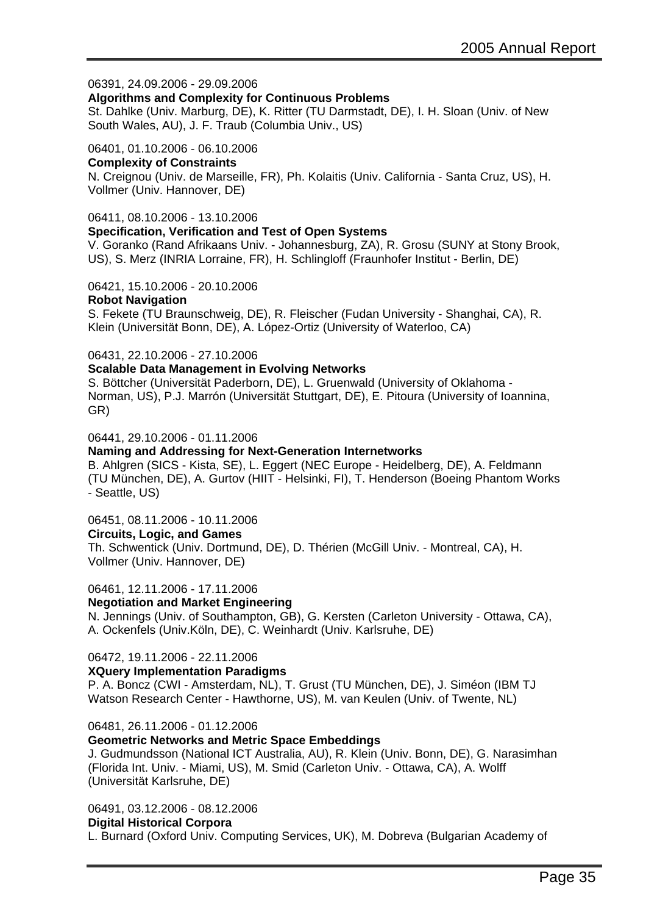06391, 24.09.2006 - 29.09.2006
**Algorithms and Complexity for Continuous Problems**
St. Dahlke (Univ. Marburg, DE), K. Ritter (TU Darmstadt, DE), I. H. Sloan (Univ. of New South Wales, AU), J. F. Traub (Columbia Univ., US)

06401, 01.10.2006 - 06.10.2006
**Complexity of Constraints**
N. Creignou (Univ. de Marseille, FR), Ph. Kolaitis (Univ. California - Santa Cruz, US), H. Vollmer (Univ. Hannover, DE)

06411, 08.10.2006 - 13.10.2006
**Specification, Verification and Test of Open Systems**
V. Goranko (Rand Afrikaans Univ. - Johannesburg, ZA), R. Grosu (SUNY at Stony Brook, US), S. Merz (INRIA Lorraine, FR), H. Schlingloff (Fraunhofer Institut - Berlin, DE)

06421, 15.10.2006 - 20.10.2006
**Robot Navigation**
S. Fekete (TU Braunschweig, DE), R. Fleischer (Fudan University - Shanghai, CA), R. Klein (Universität Bonn, DE), A. López-Ortiz (University of Waterloo, CA)

06431, 22.10.2006 - 27.10.2006
**Scalable Data Management in Evolving Networks**
S. Böttcher (Universität Paderborn, DE), L. Gruenwald (University of Oklahoma - Norman, US), P.J. Marrón (Universität Stuttgart, DE), E. Pitoura (University of Ioannina, GR)

06441, 29.10.2006 - 01.11.2006
**Naming and Addressing for Next-Generation Internetworks**
B. Ahlgren (SICS - Kista, SE), L. Eggert (NEC Europe - Heidelberg, DE), A. Feldmann (TU München, DE), A. Gurtov (HIIT - Helsinki, FI), T. Henderson (Boeing Phantom Works - Seattle, US)

06451, 08.11.2006 - 10.11.2006
**Circuits, Logic, and Games**
Th. Schwentick (Univ. Dortmund, DE), D. Thérien (McGill Univ. - Montreal, CA), H. Vollmer (Univ. Hannover, DE)

06461, 12.11.2006 - 17.11.2006
**Negotiation and Market Engineering**
N. Jennings (Univ. of Southampton, GB), G. Kersten (Carleton University - Ottawa, CA), A. Ockenfels (Univ.Köln, DE), C. Weinhardt (Univ. Karlsruhe, DE)

06472, 19.11.2006 - 22.11.2006
**XQuery Implementation Paradigms**
P. A. Boncz (CWI - Amsterdam, NL), T. Grust (TU München, DE), J. Siméon (IBM TJ Watson Research Center - Hawthorne, US), M. van Keulen (Univ. of Twente, NL)

06481, 26.11.2006 - 01.12.2006
**Geometric Networks and Metric Space Embeddings**
J. Gudmundsson (National ICT Australia, AU), R. Klein (Univ. Bonn, DE), G. Narasimhan (Florida Int. Univ. - Miami, US), M. Smid (Carleton Univ. - Ottawa, CA), A. Wolff (Universität Karlsruhe, DE)

06491, 03.12.2006 - 08.12.2006
**Digital Historical Corpora**
L. Burnard (Oxford Univ. Computing Services, UK), M. Dobreva (Bulgarian Academy of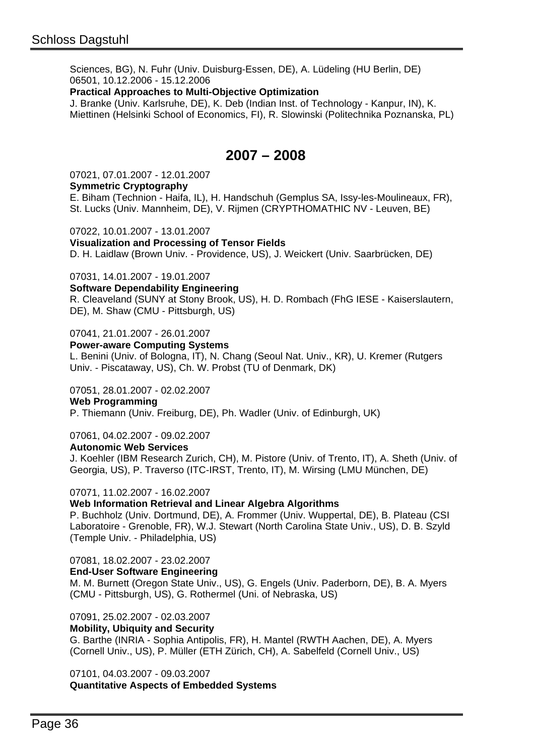Sciences, BG), N. Fuhr (Univ. Duisburg-Essen, DE), A. Lüdeling (HU Berlin, DE)
06501, 10.12.2006 - 15.12.2006
**Practical Approaches to Multi-Objective Optimization**
J. Branke (Univ. Karlsruhe, DE), K. Deb (Indian Inst. of Technology - Kanpur, IN), K. Miettinen (Helsinki School of Economics, FI), R. Slowinski (Politechnika Poznanska, PL)

## 2007 – 2008

07021, 07.01.2007 - 12.01.2007
**Symmetric Cryptography**
E. Biham (Technion - Haifa, IL), H. Handschuh (Gemplus SA, Issy-les-Moulineaux, FR), St. Lucks (Univ. Mannheim, DE), V. Rijmen (CRYPTHOMATHIC NV - Leuven, BE)

07022, 10.01.2007 - 13.01.2007
**Visualization and Processing of Tensor Fields**
D. H. Laidlaw (Brown Univ. - Providence, US), J. Weickert (Univ. Saarbrücken, DE)

07031, 14.01.2007 - 19.01.2007
**Software Dependability Engineering**
R. Cleaveland (SUNY at Stony Brook, US), H. D. Rombach (FhG IESE - Kaiserslautern, DE), M. Shaw (CMU - Pittsburgh, US)

07041, 21.01.2007 - 26.01.2007
**Power-aware Computing Systems**
L. Benini (Univ. of Bologna, IT), N. Chang (Seoul Nat. Univ., KR), U. Kremer (Rutgers Univ. - Piscataway, US), Ch. W. Probst (TU of Denmark, DK)

07051, 28.01.2007 - 02.02.2007
**Web Programming**
P. Thiemann (Univ. Freiburg, DE), Ph. Wadler (Univ. of Edinburgh, UK)

07061, 04.02.2007 - 09.02.2007
**Autonomic Web Services**
J. Koehler (IBM Research Zurich, CH), M. Pistore (Univ. of Trento, IT), A. Sheth (Univ. of Georgia, US), P. Traverso (ITC-IRST, Trento, IT), M. Wirsing (LMU München, DE)

07071, 11.02.2007 - 16.02.2007
**Web Information Retrieval and Linear Algebra Algorithms**
P. Buchholz (Univ. Dortmund, DE), A. Frommer (Univ. Wuppertal, DE), B. Plateau (CSI Laboratoire - Grenoble, FR), W.J. Stewart (North Carolina State Univ., US), D. B. Szyld (Temple Univ. - Philadelphia, US)

07081, 18.02.2007 - 23.02.2007
**End-User Software Engineering**
M. M. Burnett (Oregon State Univ., US), G. Engels (Univ. Paderborn, DE), B. A. Myers (CMU - Pittsburgh, US), G. Rothermel (Uni. of Nebraska, US)

07091, 25.02.2007 - 02.03.2007
**Mobility, Ubiquity and Security**
G. Barthe (INRIA - Sophia Antipolis, FR), H. Mantel (RWTH Aachen, DE), A. Myers (Cornell Univ., US), P. Müller (ETH Zürich, CH), A. Sabelfeld (Cornell Univ., US)

07101, 04.03.2007 - 09.03.2007
**Quantitative Aspects of Embedded Systems**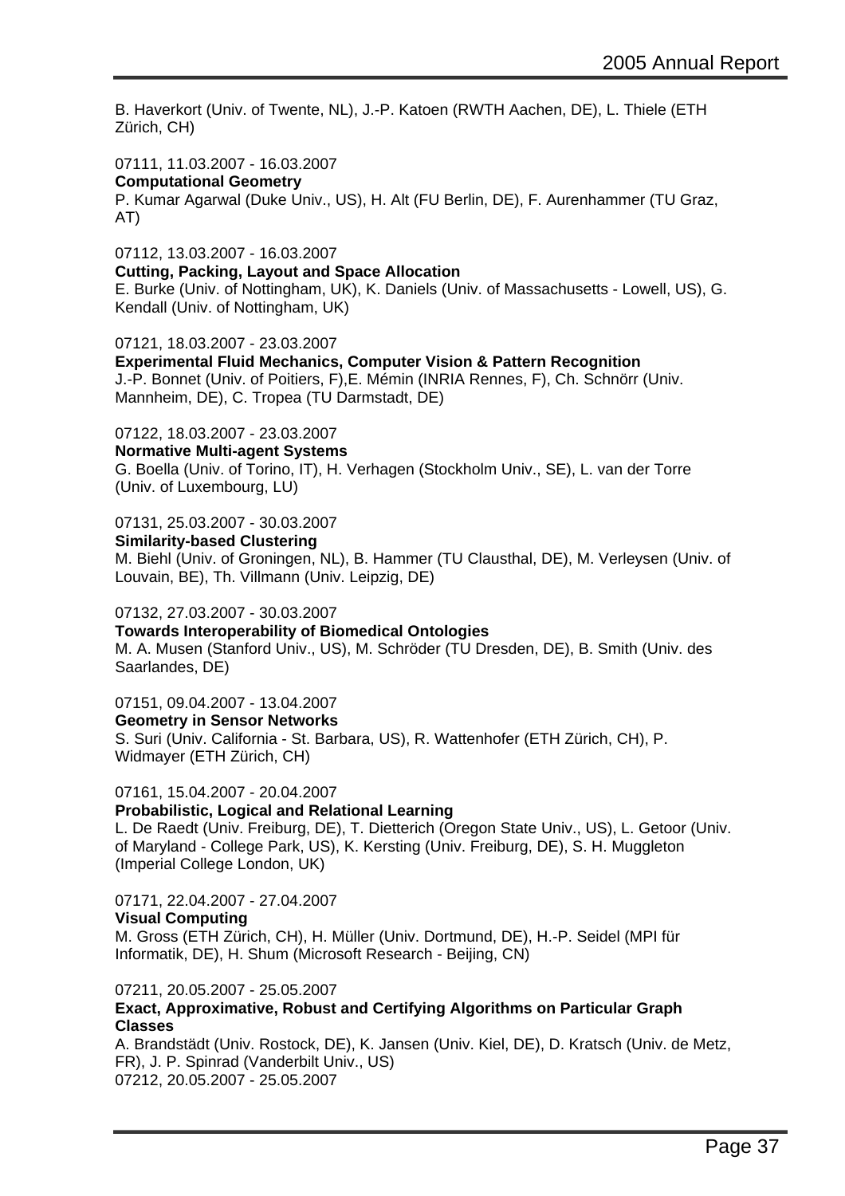B. Haverkort (Univ. of Twente, NL), J.-P. Katoen (RWTH Aachen, DE), L. Thiele (ETH Zürich, CH)

07111, 11.03.2007 - 16.03.2007
**Computational Geometry**
P. Kumar Agarwal (Duke Univ., US), H. Alt (FU Berlin, DE), F. Aurenhammer (TU Graz, AT)

07112, 13.03.2007 - 16.03.2007
**Cutting, Packing, Layout and Space Allocation**
E. Burke (Univ. of Nottingham, UK), K. Daniels (Univ. of Massachusetts - Lowell, US), G. Kendall (Univ. of Nottingham, UK)

07121, 18.03.2007 - 23.03.2007
**Experimental Fluid Mechanics, Computer Vision & Pattern Recognition**
J.-P. Bonnet (Univ. of Poitiers, F),E. Mémin (INRIA Rennes, F), Ch. Schnörr (Univ. Mannheim, DE), C. Tropea (TU Darmstadt, DE)

07122, 18.03.2007 - 23.03.2007
**Normative Multi-agent Systems**
G. Boella (Univ. of Torino, IT), H. Verhagen (Stockholm Univ., SE), L. van der Torre (Univ. of Luxembourg, LU)

07131, 25.03.2007 - 30.03.2007
**Similarity-based Clustering**
M. Biehl (Univ. of Groningen, NL), B. Hammer (TU Clausthal, DE), M. Verleysen (Univ. of Louvain, BE), Th. Villmann (Univ. Leipzig, DE)

07132, 27.03.2007 - 30.03.2007
**Towards Interoperability of Biomedical Ontologies**
M. A. Musen (Stanford Univ., US), M. Schröder (TU Dresden, DE), B. Smith (Univ. des Saarlandes, DE)

07151, 09.04.2007 - 13.04.2007
**Geometry in Sensor Networks**
S. Suri (Univ. California - St. Barbara, US), R. Wattenhofer (ETH Zürich, CH), P. Widmayer (ETH Zürich, CH)

07161, 15.04.2007 - 20.04.2007
**Probabilistic, Logical and Relational Learning**
L. De Raedt (Univ. Freiburg, DE), T. Dietterich (Oregon State Univ., US), L. Getoor (Univ. of Maryland - College Park, US), K. Kersting (Univ. Freiburg, DE), S. H. Muggleton (Imperial College London, UK)

07171, 22.04.2007 - 27.04.2007
**Visual Computing**
M. Gross (ETH Zürich, CH), H. Müller (Univ. Dortmund, DE), H.-P. Seidel (MPI für Informatik, DE), H. Shum (Microsoft Research - Beijing, CN)

07211, 20.05.2007 - 25.05.2007
**Exact, Approximative, Robust and Certifying Algorithms on Particular Graph Classes**
A. Brandstädt (Univ. Rostock, DE), K. Jansen (Univ. Kiel, DE), D. Kratsch (Univ. de Metz, FR), J. P. Spinrad (Vanderbilt Univ., US)
07212, 20.05.2007 - 25.05.2007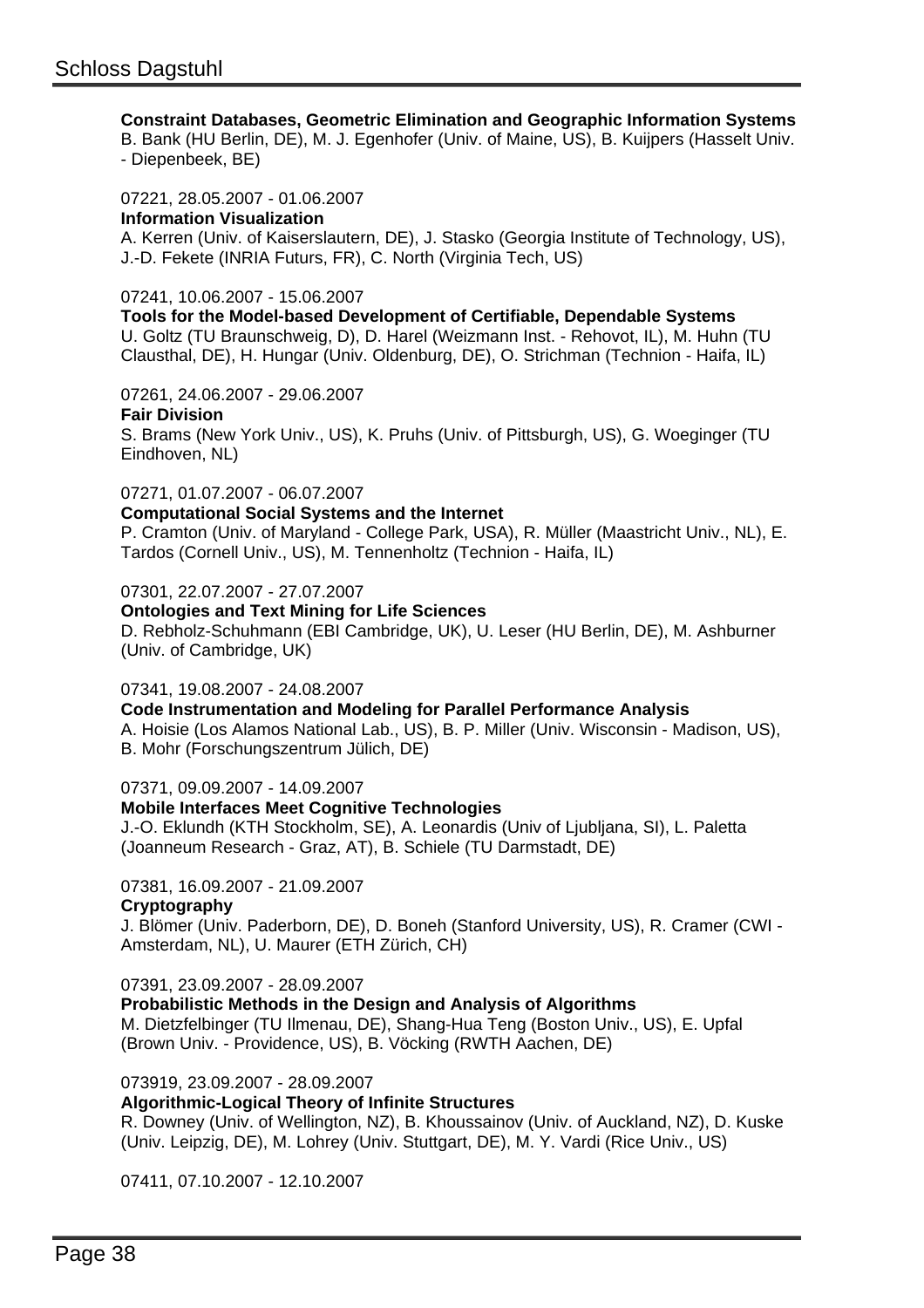**Constraint Databases, Geometric Elimination and Geographic Information Systems**
B. Bank (HU Berlin, DE), M. J. Egenhofer (Univ. of Maine, US), B. Kuijpers (Hasselt Univ. - Diepenbeek, BE)

07221, 28.05.2007 - 01.06.2007
**Information Visualization**
A. Kerren (Univ. of Kaiserslautern, DE), J. Stasko (Georgia Institute of Technology, US), J.-D. Fekete (INRIA Futurs, FR), C. North (Virginia Tech, US)

07241, 10.06.2007 - 15.06.2007
**Tools for the Model-based Development of Certifiable, Dependable Systems**
U. Goltz (TU Braunschweig, D), D. Harel (Weizmann Inst. - Rehovot, IL), M. Huhn (TU Clausthal, DE), H. Hungar (Univ. Oldenburg, DE), O. Strichman (Technion - Haifa, IL)

07261, 24.06.2007 - 29.06.2007
**Fair Division**
S. Brams (New York Univ., US), K. Pruhs (Univ. of Pittsburgh, US), G. Woeginger (TU Eindhoven, NL)

07271, 01.07.2007 - 06.07.2007
**Computational Social Systems and the Internet**
P. Cramton (Univ. of Maryland - College Park, USA), R. Müller (Maastricht Univ., NL), E. Tardos (Cornell Univ., US), M. Tennenholtz (Technion - Haifa, IL)

07301, 22.07.2007 - 27.07.2007
**Ontologies and Text Mining for Life Sciences**
D. Rebholz-Schuhmann (EBI Cambridge, UK), U. Leser (HU Berlin, DE), M. Ashburner (Univ. of Cambridge, UK)

07341, 19.08.2007 - 24.08.2007
**Code Instrumentation and Modeling for Parallel Performance Analysis**
A. Hoisie (Los Alamos National Lab., US), B. P. Miller (Univ. Wisconsin - Madison, US), B. Mohr (Forschungszentrum Jülich, DE)

07371, 09.09.2007 - 14.09.2007
**Mobile Interfaces Meet Cognitive Technologies**
J.-O. Eklundh (KTH Stockholm, SE), A. Leonardis (Univ of Ljubljana, SI), L. Paletta (Joanneum Research - Graz, AT), B. Schiele (TU Darmstadt, DE)

07381, 16.09.2007 - 21.09.2007
**Cryptography**
J. Blömer (Univ. Paderborn, DE), D. Boneh (Stanford University, US), R. Cramer (CWI - Amsterdam, NL), U. Maurer (ETH Zürich, CH)

07391, 23.09.2007 - 28.09.2007
**Probabilistic Methods in the Design and Analysis of Algorithms**
M. Dietzfelbinger (TU Ilmenau, DE), Shang-Hua Teng (Boston Univ., US), E. Upfal (Brown Univ. - Providence, US), B. Vöcking (RWTH Aachen, DE)

073919, 23.09.2007 - 28.09.2007
**Algorithmic-Logical Theory of Infinite Structures**
R. Downey (Univ. of Wellington, NZ), B. Khoussainov (Univ. of Auckland, NZ), D. Kuske (Univ. Leipzig, DE), M. Lohrey (Univ. Stuttgart, DE), M. Y. Vardi (Rice Univ., US)

07411, 07.10.2007 - 12.10.2007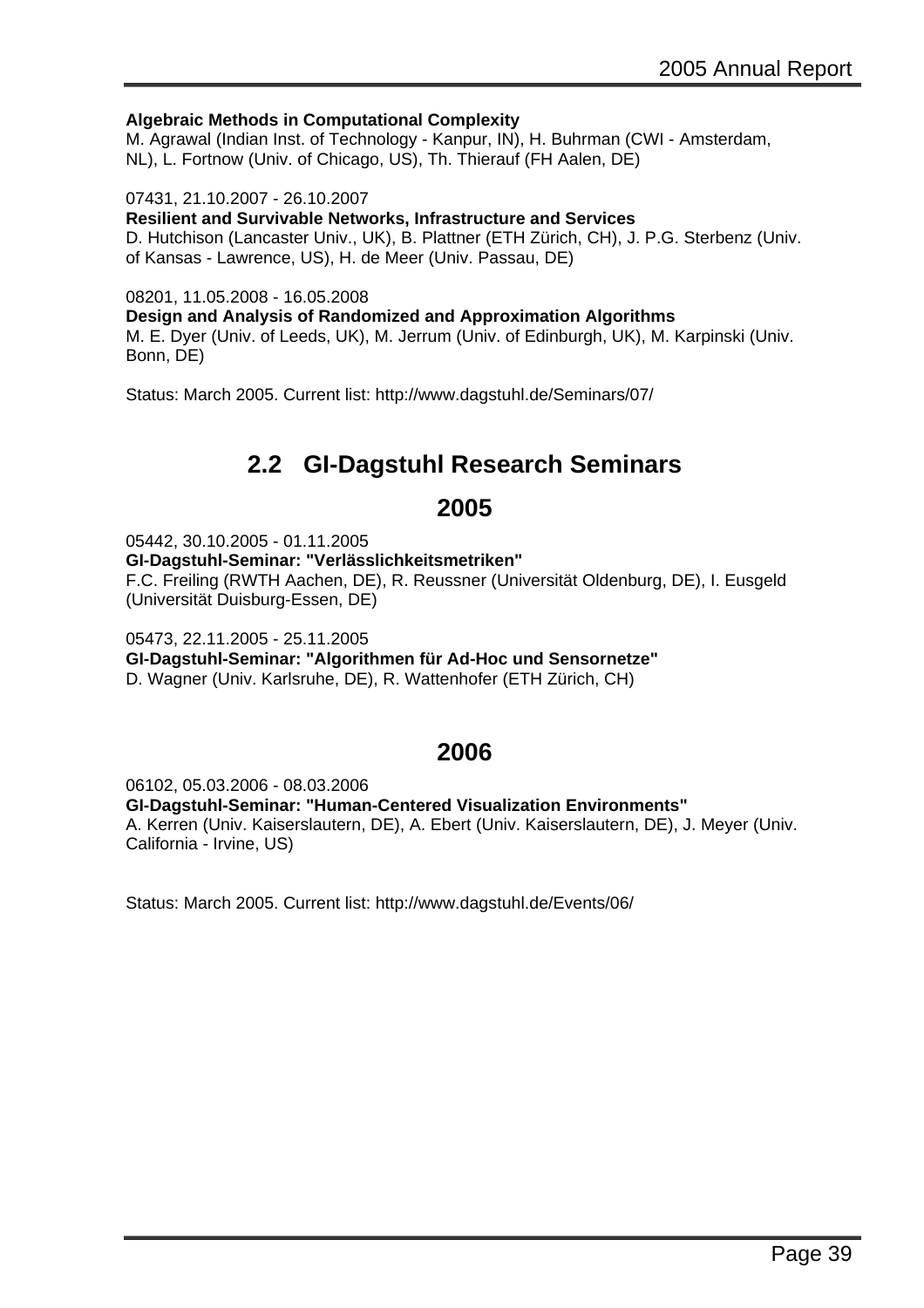**Algebraic Methods in Computational Complexity**
M. Agrawal (Indian Inst. of Technology - Kanpur, IN), H. Buhrman (CWI - Amsterdam, NL), L. Fortnow (Univ. of Chicago, US), Th. Thierauf (FH Aalen, DE)

07431, 21.10.2007 - 26.10.2007
**Resilient and Survivable Networks, Infrastructure and Services**
D. Hutchison (Lancaster Univ., UK), B. Plattner (ETH Zürich, CH), J. P.G. Sterbenz (Univ. of Kansas - Lawrence, US), H. de Meer (Univ. Passau, DE)

08201, 11.05.2008 - 16.05.2008
**Design and Analysis of Randomized and Approximation Algorithms**
M. E. Dyer (Univ. of Leeds, UK), M. Jerrum (Univ. of Edinburgh, UK), M. Karpinski (Univ. Bonn, DE)

Status: March 2005. Current list: http://www.dagstuhl.de/Seminars/07/

## 2.2 GI-Dagstuhl Research Seminars

### 2005

05442, 30.10.2005 - 01.11.2005
**GI-Dagstuhl-Seminar: "Verlässlichkeitsmetriken"**
F.C. Freiling (RWTH Aachen, DE), R. Reussner (Universität Oldenburg, DE), I. Eusgeld (Universität Duisburg-Essen, DE)

05473, 22.11.2005 - 25.11.2005
**GI-Dagstuhl-Seminar: "Algorithmen für Ad-Hoc und Sensornetze"**
D. Wagner (Univ. Karlsruhe, DE), R. Wattenhofer (ETH Zürich, CH)

### 2006

06102, 05.03.2006 - 08.03.2006
**GI-Dagstuhl-Seminar: "Human-Centered Visualization Environments"**
A. Kerren (Univ. Kaiserslautern, DE), A. Ebert (Univ. Kaiserslautern, DE), J. Meyer (Univ. California - Irvine, US)

Status: March 2005. Current list: http://www.dagstuhl.de/Events/06/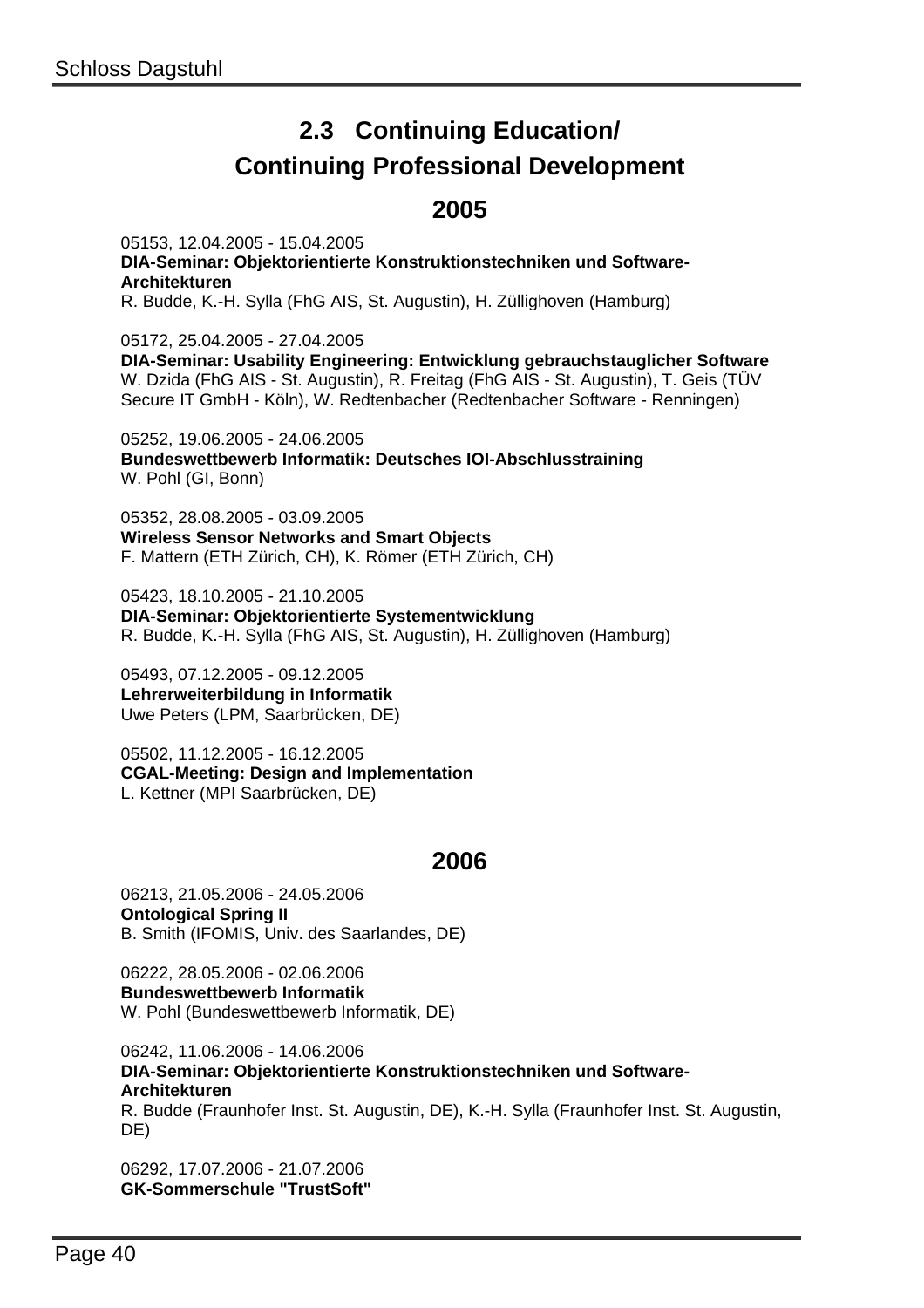## 2.3 Continuing Education/ Continuing Professional Development

### 2005

05153, 12.04.2005 - 15.04.2005
**DIA-Seminar: Objektorientierte Konstruktionstechniken und Software-Architekturen**
R. Budde, K.-H. Sylla (FhG AIS, St. Augustin), H. Züllighoven (Hamburg)

05172, 25.04.2005 - 27.04.2005
**DIA-Seminar: Usability Engineering: Entwicklung gebrauchstauglicher Software**
W. Dzida (FhG AIS - St. Augustin), R. Freitag (FhG AIS - St. Augustin), T. Geis (TÜV Secure IT GmbH - Köln), W. Redtenbacher (Redtenbacher Software - Renningen)

05252, 19.06.2005 - 24.06.2005
**Bundeswettbewerb Informatik: Deutsches IOI-Abschlusstraining**
W. Pohl (GI, Bonn)

05352, 28.08.2005 - 03.09.2005
**Wireless Sensor Networks and Smart Objects**
F. Mattern (ETH Zürich, CH), K. Römer (ETH Zürich, CH)

05423, 18.10.2005 - 21.10.2005
**DIA-Seminar: Objektorientierte Systementwicklung**
R. Budde, K.-H. Sylla (FhG AIS, St. Augustin), H. Züllighoven (Hamburg)

05493, 07.12.2005 - 09.12.2005
**Lehrerweiterbildung in Informatik**
Uwe Peters (LPM, Saarbrücken, DE)

05502, 11.12.2005 - 16.12.2005
**CGAL-Meeting: Design and Implementation**
L. Kettner (MPI Saarbrücken, DE)

### 2006

06213, 21.05.2006 - 24.05.2006
**Ontological Spring II**
B. Smith (IFOMIS, Univ. des Saarlandes, DE)

06222, 28.05.2006 - 02.06.2006
**Bundeswettbewerb Informatik**
W. Pohl (Bundeswettbewerb Informatik, DE)

06242, 11.06.2006 - 14.06.2006
**DIA-Seminar: Objektorientierte Konstruktionstechniken und Software-Architekturen**
R. Budde (Fraunhofer Inst. St. Augustin, DE), K.-H. Sylla (Fraunhofer Inst. St. Augustin, DE)

06292, 17.07.2006 - 21.07.2006
**GK-Sommerschule "TrustSoft"**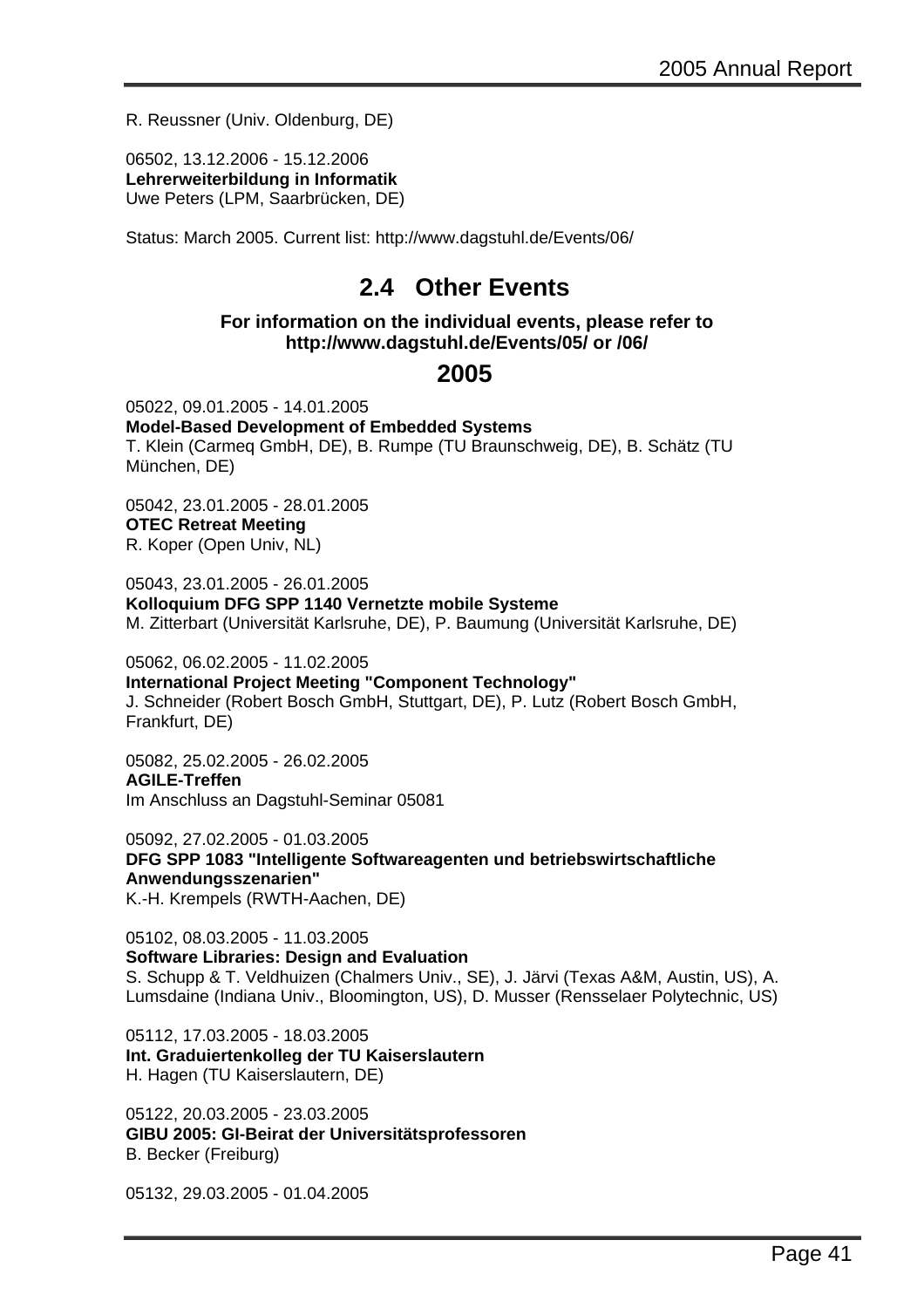R. Reussner (Univ. Oldenburg, DE)

06502, 13.12.2006 - 15.12.2006
**Lehrerweiterbildung in Informatik**
Uwe Peters (LPM, Saarbrücken, DE)

Status: March 2005. Current list: http://www.dagstuhl.de/Events/06/

## 2.4 Other Events

**For information on the individual events, please refer to http://www.dagstuhl.de/Events/05/ or /06/**

### 2005

05022, 09.01.2005 - 14.01.2005
**Model-Based Development of Embedded Systems**
T. Klein (Carmeq GmbH, DE), B. Rumpe (TU Braunschweig, DE), B. Schätz (TU München, DE)

05042, 23.01.2005 - 28.01.2005
**OTEC Retreat Meeting**
R. Koper (Open Univ, NL)

05043, 23.01.2005 - 26.01.2005
**Kolloquium DFG SPP 1140 Vernetzte mobile Systeme**
M. Zitterbart (Universität Karlsruhe, DE), P. Baumung (Universität Karlsruhe, DE)

05062, 06.02.2005 - 11.02.2005
**International Project Meeting "Component Technology"**
J. Schneider (Robert Bosch GmbH, Stuttgart, DE), P. Lutz (Robert Bosch GmbH, Frankfurt, DE)

05082, 25.02.2005 - 26.02.2005
**AGILE-Treffen**
Im Anschluss an Dagstuhl-Seminar 05081

05092, 27.02.2005 - 01.03.2005
**DFG SPP 1083 "Intelligente Softwareagenten und betriebswirtschaftliche Anwendungsszenarien"**
K.-H. Krempels (RWTH-Aachen, DE)

05102, 08.03.2005 - 11.03.2005
**Software Libraries: Design and Evaluation**
S. Schupp & T. Veldhuizen (Chalmers Univ., SE), J. Järvi (Texas A&M, Austin, US), A. Lumsdaine (Indiana Univ., Bloomington, US), D. Musser (Rensselaer Polytechnic, US)

05112, 17.03.2005 - 18.03.2005
**Int. Graduiertenkolleg der TU Kaiserslautern**
H. Hagen (TU Kaiserslautern, DE)

05122, 20.03.2005 - 23.03.2005
**GIBU 2005: GI-Beirat der Universitätsprofessoren**
B. Becker (Freiburg)

05132, 29.03.2005 - 01.04.2005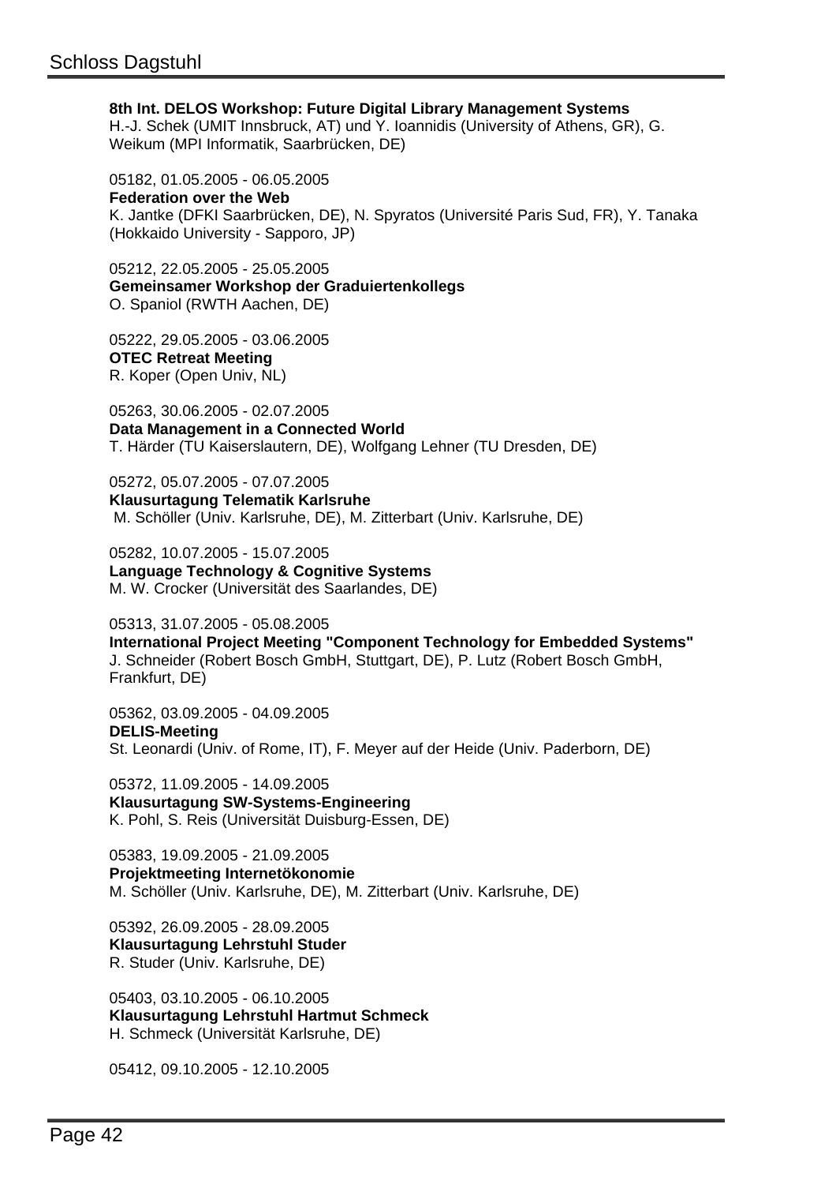**8th Int. DELOS Workshop: Future Digital Library Management Systems**
H.-J. Schek (UMIT Innsbruck, AT) und Y. Ioannidis (University of Athens, GR), G. Weikum (MPI Informatik, Saarbrücken, DE)

05182, 01.05.2005 - 06.05.2005
**Federation over the Web**
K. Jantke (DFKI Saarbrücken, DE), N. Spyratos (Université Paris Sud, FR), Y. Tanaka (Hokkaido University - Sapporo, JP)

05212, 22.05.2005 - 25.05.2005
**Gemeinsamer Workshop der Graduiertenkollegs**
O. Spaniol (RWTH Aachen, DE)

05222, 29.05.2005 - 03.06.2005
**OTEC Retreat Meeting**
R. Koper (Open Univ, NL)

05263, 30.06.2005 - 02.07.2005
**Data Management in a Connected World**
T. Härder (TU Kaiserslautern, DE), Wolfgang Lehner (TU Dresden, DE)

05272, 05.07.2005 - 07.07.2005
**Klausurtagung Telematik Karlsruhe**
M. Schöller (Univ. Karlsruhe, DE), M. Zitterbart (Univ. Karlsruhe, DE)

05282, 10.07.2005 - 15.07.2005
**Language Technology & Cognitive Systems**
M. W. Crocker (Universität des Saarlandes, DE)

05313, 31.07.2005 - 05.08.2005
**International Project Meeting "Component Technology for Embedded Systems"**
J. Schneider (Robert Bosch GmbH, Stuttgart, DE), P. Lutz (Robert Bosch GmbH, Frankfurt, DE)

05362, 03.09.2005 - 04.09.2005
**DELIS-Meeting**
St. Leonardi (Univ. of Rome, IT), F. Meyer auf der Heide (Univ. Paderborn, DE)

05372, 11.09.2005 - 14.09.2005
**Klausurtagung SW-Systems-Engineering**
K. Pohl, S. Reis (Universität Duisburg-Essen, DE)

05383, 19.09.2005 - 21.09.2005
**Projektmeeting Internetökonomie**
M. Schöller (Univ. Karlsruhe, DE), M. Zitterbart (Univ. Karlsruhe, DE)

05392, 26.09.2005 - 28.09.2005
**Klausurtagung Lehrstuhl Studer**
R. Studer (Univ. Karlsruhe, DE)

05403, 03.10.2005 - 06.10.2005
**Klausurtagung Lehrstuhl Hartmut Schmeck**
H. Schmeck (Universität Karlsruhe, DE)

05412, 09.10.2005 - 12.10.2005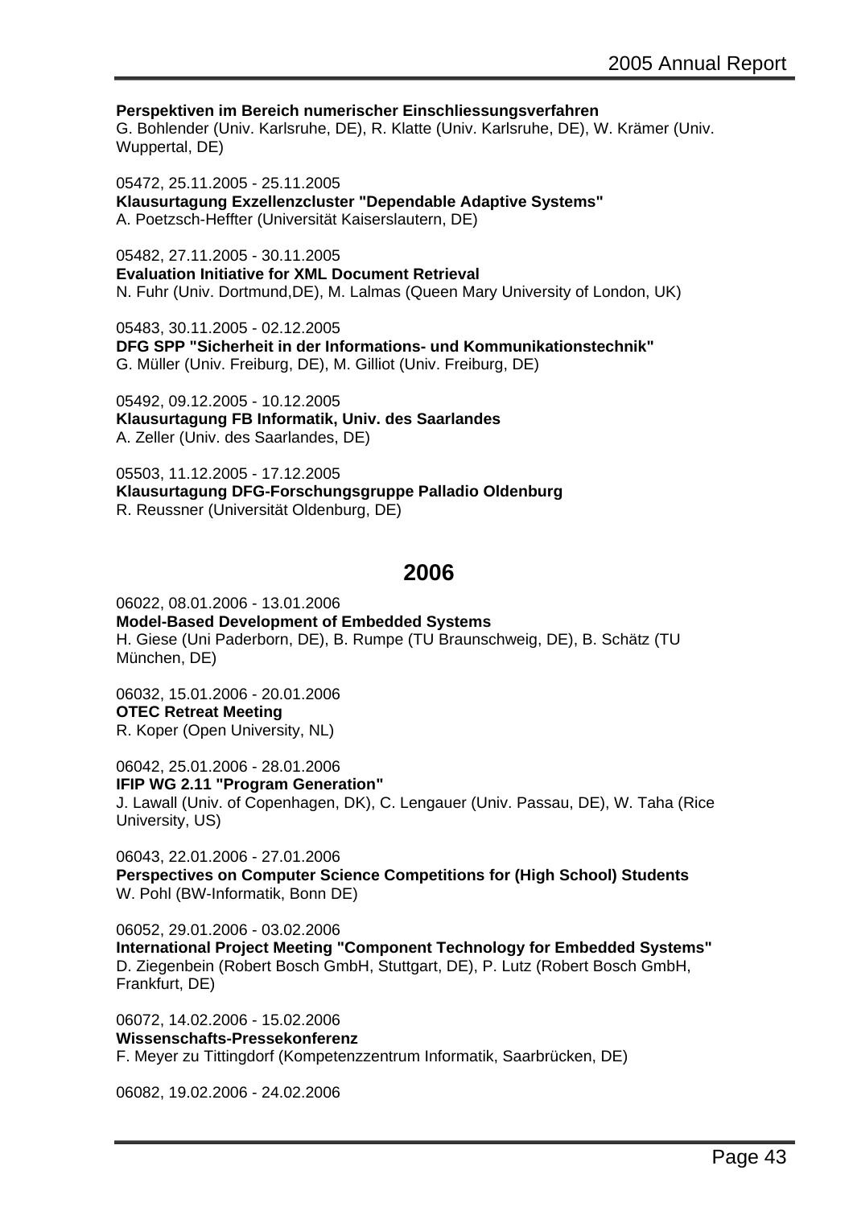**Perspektiven im Bereich numerischer Einschliessungsverfahren**
G. Bohlender (Univ. Karlsruhe, DE), R. Klatte (Univ. Karlsruhe, DE), W. Krämer (Univ. Wuppertal, DE)

05472, 25.11.2005 - 25.11.2005
**Klausurtagung Exzellenzcluster "Dependable Adaptive Systems"**
A. Poetzsch-Heffter (Universität Kaiserslautern, DE)

05482, 27.11.2005 - 30.11.2005
**Evaluation Initiative for XML Document Retrieval**
N. Fuhr (Univ. Dortmund,DE), M. Lalmas (Queen Mary University of London, UK)

05483, 30.11.2005 - 02.12.2005
**DFG SPP "Sicherheit in der Informations- und Kommunikationstechnik"**
G. Müller (Univ. Freiburg, DE), M. Gilliot (Univ. Freiburg, DE)

05492, 09.12.2005 - 10.12.2005
**Klausurtagung FB Informatik, Univ. des Saarlandes**
A. Zeller (Univ. des Saarlandes, DE)

05503, 11.12.2005 - 17.12.2005
**Klausurtagung DFG-Forschungsgruppe Palladio Oldenburg**
R. Reussner (Universität Oldenburg, DE)

## 2006

06022, 08.01.2006 - 13.01.2006
**Model-Based Development of Embedded Systems**
H. Giese (Uni Paderborn, DE), B. Rumpe (TU Braunschweig, DE), B. Schätz (TU München, DE)

06032, 15.01.2006 - 20.01.2006
**OTEC Retreat Meeting**
R. Koper (Open University, NL)

06042, 25.01.2006 - 28.01.2006
**IFIP WG 2.11 "Program Generation"**
J. Lawall (Univ. of Copenhagen, DK), C. Lengauer (Univ. Passau, DE), W. Taha (Rice University, US)

06043, 22.01.2006 - 27.01.2006
**Perspectives on Computer Science Competitions for (High School) Students**
W. Pohl (BW-Informatik, Bonn DE)

06052, 29.01.2006 - 03.02.2006
**International Project Meeting "Component Technology for Embedded Systems"**
D. Ziegenbein (Robert Bosch GmbH, Stuttgart, DE), P. Lutz (Robert Bosch GmbH, Frankfurt, DE)

06072, 14.02.2006 - 15.02.2006
**Wissenschafts-Pressekonferenz**
F. Meyer zu Tittingdorf (Kompetenzzentrum Informatik, Saarbrücken, DE)

06082, 19.02.2006 - 24.02.2006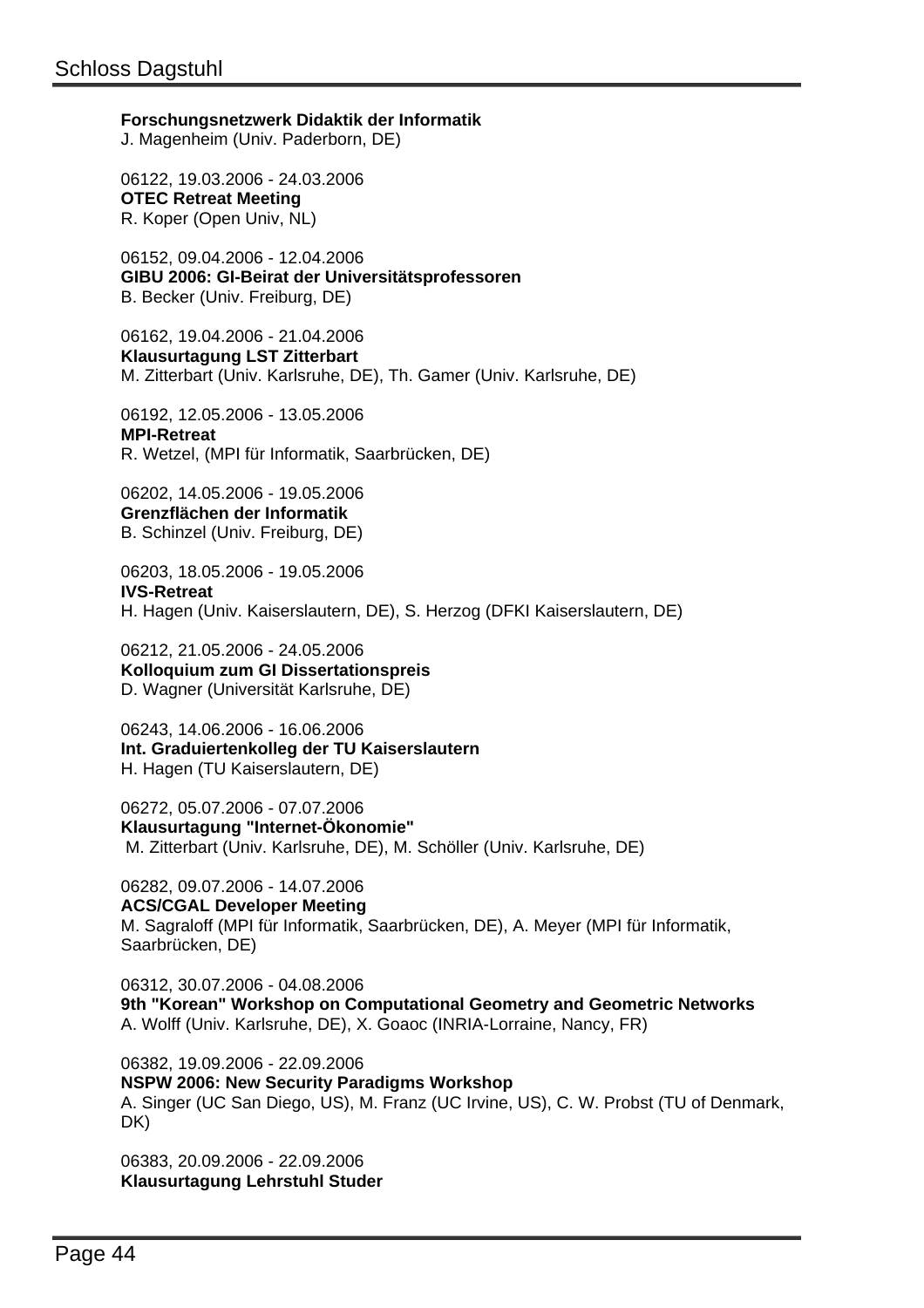**Forschungsnetzwerk Didaktik der Informatik**
J. Magenheim (Univ. Paderborn, DE)

06122, 19.03.2006 - 24.03.2006
**OTEC Retreat Meeting**
R. Koper (Open Univ, NL)

06152, 09.04.2006 - 12.04.2006
**GIBU 2006: GI-Beirat der Universitätsprofessoren**
B. Becker (Univ. Freiburg, DE)

06162, 19.04.2006 - 21.04.2006
**Klausurtagung LST Zitterbart**
M. Zitterbart (Univ. Karlsruhe, DE), Th. Gamer (Univ. Karlsruhe, DE)

06192, 12.05.2006 - 13.05.2006
**MPI-Retreat**
R. Wetzel, (MPI für Informatik, Saarbrücken, DE)

06202, 14.05.2006 - 19.05.2006
**Grenzflächen der Informatik**
B. Schinzel (Univ. Freiburg, DE)

06203, 18.05.2006 - 19.05.2006
**IVS-Retreat**
H. Hagen (Univ. Kaiserslautern, DE), S. Herzog (DFKI Kaiserslautern, DE)

06212, 21.05.2006 - 24.05.2006
**Kolloquium zum GI Dissertationspreis**
D. Wagner (Universität Karlsruhe, DE)

06243, 14.06.2006 - 16.06.2006
**Int. Graduiertenkolleg der TU Kaiserslautern**
H. Hagen (TU Kaiserslautern, DE)

06272, 05.07.2006 - 07.07.2006
**Klausurtagung "Internet-Ökonomie"**
M. Zitterbart (Univ. Karlsruhe, DE), M. Schöller (Univ. Karlsruhe, DE)

06282, 09.07.2006 - 14.07.2006
**ACS/CGAL Developer Meeting**
M. Sagraloff (MPI für Informatik, Saarbrücken, DE), A. Meyer (MPI für Informatik, Saarbrücken, DE)

06312, 30.07.2006 - 04.08.2006
**9th "Korean" Workshop on Computational Geometry and Geometric Networks**
A. Wolff (Univ. Karlsruhe, DE), X. Goaoc (INRIA-Lorraine, Nancy, FR)

06382, 19.09.2006 - 22.09.2006
**NSPW 2006: New Security Paradigms Workshop**
A. Singer (UC San Diego, US), M. Franz (UC Irvine, US), C. W. Probst (TU of Denmark, DK)

06383, 20.09.2006 - 22.09.2006
**Klausurtagung Lehrstuhl Studer**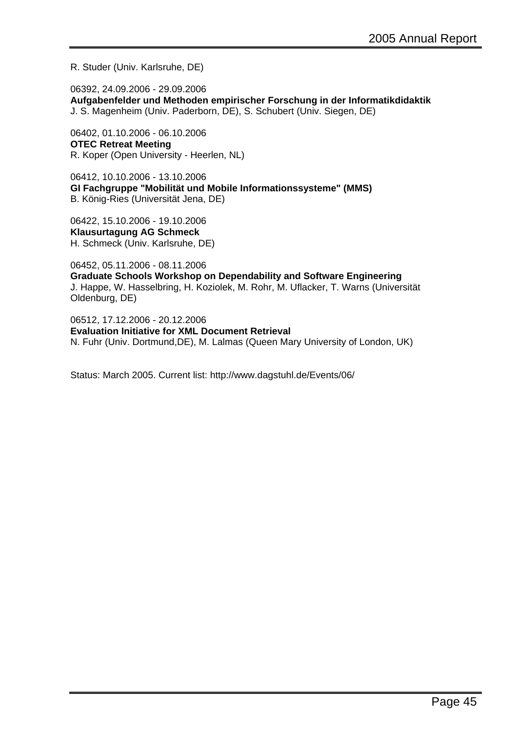R. Studer (Univ. Karlsruhe, DE)

06392, 24.09.2006 - 29.09.2006
**Aufgabenfelder und Methoden empirischer Forschung in der Informatikdidaktik**
J. S. Magenheim (Univ. Paderborn, DE), S. Schubert (Univ. Siegen, DE)

06402, 01.10.2006 - 06.10.2006
**OTEC Retreat Meeting**
R. Koper (Open University - Heerlen, NL)

06412, 10.10.2006 - 13.10.2006
**GI Fachgruppe "Mobilität und Mobile Informationssysteme" (MMS)**
B. König-Ries (Universität Jena, DE)

06422, 15.10.2006 - 19.10.2006
**Klausurtagung AG Schmeck**
H. Schmeck (Univ. Karlsruhe, DE)

06452, 05.11.2006 - 08.11.2006
**Graduate Schools Workshop on Dependability and Software Engineering**
J. Happe, W. Hasselbring, H. Koziolek, M. Rohr, M. Uflacker, T. Warns (Universität Oldenburg, DE)

06512, 17.12.2006 - 20.12.2006
**Evaluation Initiative for XML Document Retrieval**
N. Fuhr (Univ. Dortmund,DE), M. Lalmas (Queen Mary University of London, UK)

Status: March 2005. Current list: http://www.dagstuhl.de/Events/06/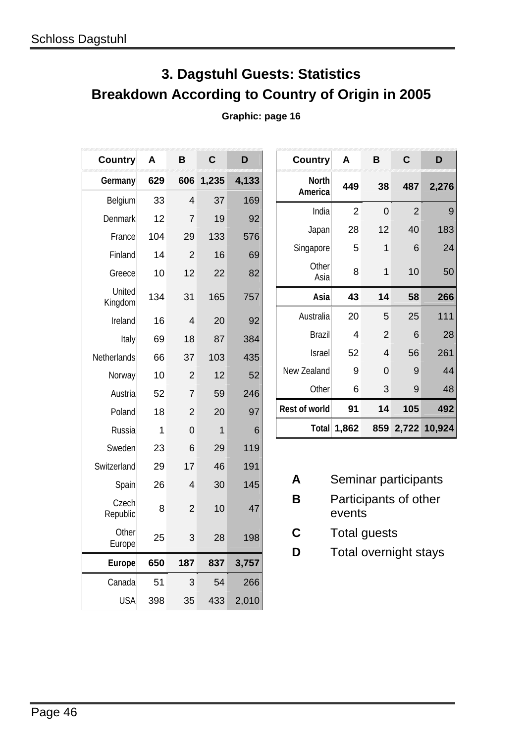## 3. Dagstuhl Guests: Statistics
## Breakdown According to Country of Origin in 2005

**Graphic: page 16**

| Country | A | B | C | D |
|---|---|---|---|---|
| **Germany** | **629** | **606** | **1,235** | **4,133** |
| Belgium | 33 | 4 | 37 | 169 |
| Denmark | 12 | 7 | 19 | 92 |
| France | 104 | 29 | 133 | 576 |
| Finland | 14 | 2 | 16 | 69 |
| Greece | 10 | 12 | 22 | 82 |
| United Kingdom | 134 | 31 | 165 | 757 |
| Ireland | 16 | 4 | 20 | 92 |
| Italy | 69 | 18 | 87 | 384 |
| Netherlands | 66 | 37 | 103 | 435 |
| Norway | 10 | 2 | 12 | 52 |
| Austria | 52 | 7 | 59 | 246 |
| Poland | 18 | 2 | 20 | 97 |
| Russia | 1 | 0 | 1 | 6 |
| Sweden | 23 | 6 | 29 | 119 |
| Switzerland | 29 | 17 | 46 | 191 |
| Spain | 26 | 4 | 30 | 145 |
| Czech Republic | 8 | 2 | 10 | 47 |
| Other Europe | 25 | 3 | 28 | 198 |
| **Europe** | **650** | **187** | **837** | **3,757** |
| Canada | 51 | 3 | 54 | 266 |
| USA | 398 | 35 | 433 | 2,010 |

| Country | A | B | C | D |
|---|---|---|---|---|
| **North America** | **449** | **38** | **487** | **2,276** |
| India | 2 | 0 | 2 | 9 |
| Japan | 28 | 12 | 40 | 183 |
| Singapore | 5 | 1 | 6 | 24 |
| Other Asia | 8 | 1 | 10 | 50 |
| **Asia** | **43** | **14** | **58** | **266** |
| Australia | 20 | 5 | 25 | 111 |
| Brazil | 4 | 2 | 6 | 28 |
| Israel | 52 | 4 | 56 | 261 |
| New Zealand | 9 | 0 | 9 | 44 |
| Other | 6 | 3 | 9 | 48 |
| **Rest of world** | **91** | **14** | **105** | **492** |
| **Total** | **1,862** | **859** | **2,722** | **10,924** |

**A** Seminar participants

**B** Participants of other events

**C** Total guests

**D** Total overnight stays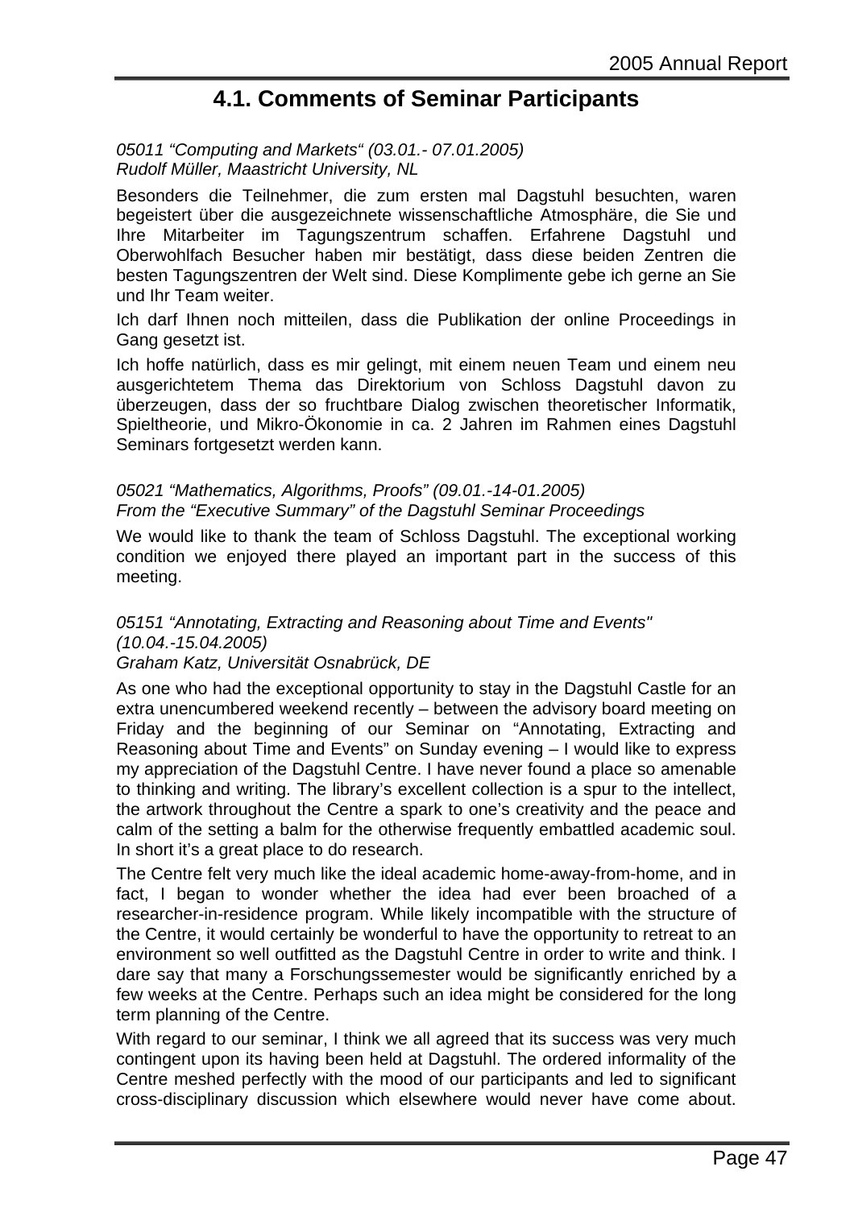# 4.1. Comments of Seminar Participants

*05011 “Computing and Markets“ (03.01.- 07.01.2005)*
*Rudolf Müller, Maastricht University, NL*

Besonders die Teilnehmer, die zum ersten mal Dagstuhl besuchten, waren begeistert über die ausgezeichnete wissenschaftliche Atmosphäre, die Sie und Ihre Mitarbeiter im Tagungszentrum schaffen. Erfahrene Dagstuhl und Oberwohlfach Besucher haben mir bestätigt, dass diese beiden Zentren die besten Tagungszentren der Welt sind. Diese Komplimente gebe ich gerne an Sie und Ihr Team weiter.

Ich darf Ihnen noch mitteilen, dass die Publikation der online Proceedings in Gang gesetzt ist.

Ich hoffe natürlich, dass es mir gelingt, mit einem neuen Team und einem neu ausgerichtetem Thema das Direktorium von Schloss Dagstuhl davon zu überzeugen, dass der so fruchtbare Dialog zwischen theoretischer Informatik, Spieltheorie, und Mikro-Ökonomie in ca. 2 Jahren im Rahmen eines Dagstuhl Seminars fortgesetzt werden kann.

*05021 “Mathematics, Algorithms, Proofs” (09.01.-14-01.2005)*
*From the “Executive Summary” of the Dagstuhl Seminar Proceedings*

We would like to thank the team of Schloss Dagstuhl. The exceptional working condition we enjoyed there played an important part in the success of this meeting.

*05151 “Annotating, Extracting and Reasoning about Time and Events" (10.04.-15.04.2005)*
*Graham Katz, Universität Osnabrück, DE*

As one who had the exceptional opportunity to stay in the Dagstuhl Castle for an extra unencumbered weekend recently – between the advisory board meeting on Friday and the beginning of our Seminar on “Annotating, Extracting and Reasoning about Time and Events” on Sunday evening – I would like to express my appreciation of the Dagstuhl Centre. I have never found a place so amenable to thinking and writing. The library’s excellent collection is a spur to the intellect, the artwork throughout the Centre a spark to one’s creativity and the peace and calm of the setting a balm for the otherwise frequently embattled academic soul. In short it’s a great place to do research.

The Centre felt very much like the ideal academic home-away-from-home, and in fact, I began to wonder whether the idea had ever been broached of a researcher-in-residence program. While likely incompatible with the structure of the Centre, it would certainly be wonderful to have the opportunity to retreat to an environment so well outfitted as the Dagstuhl Centre in order to write and think. I dare say that many a Forschungssemester would be significantly enriched by a few weeks at the Centre. Perhaps such an idea might be considered for the long term planning of the Centre.

With regard to our seminar, I think we all agreed that its success was very much contingent upon its having been held at Dagstuhl. The ordered informality of the Centre meshed perfectly with the mood of our participants and led to significant cross-disciplinary discussion which elsewhere would never have come about.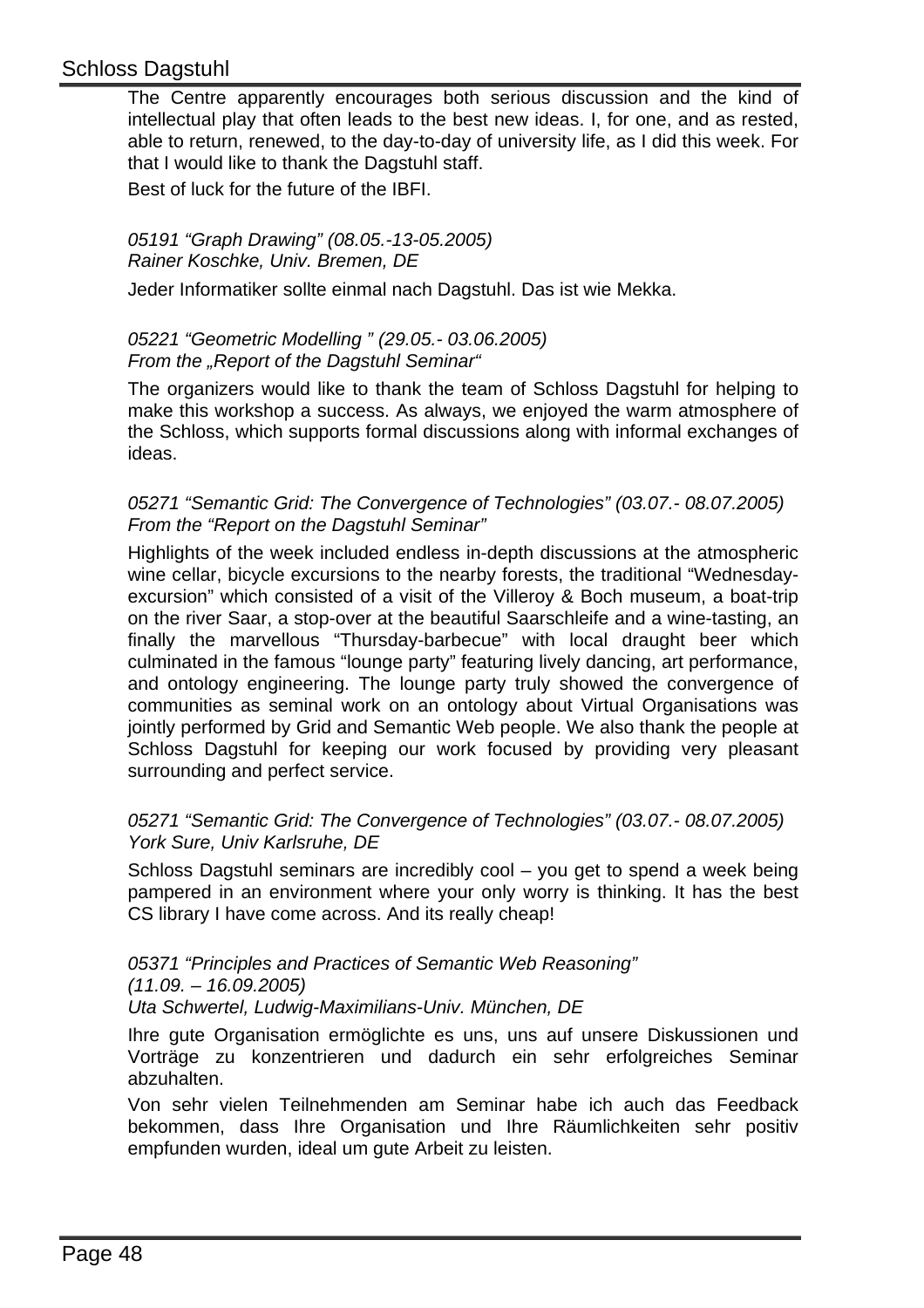The Centre apparently encourages both serious discussion and the kind of intellectual play that often leads to the best new ideas. I, for one, and as rested, able to return, renewed, to the day-to-day of university life, as I did this week. For that I would like to thank the Dagstuhl staff.

Best of luck for the future of the IBFI.

*05191 "Graph Drawing" (08.05.-13-05.2005)*
*Rainer Koschke, Univ. Bremen, DE*

Jeder Informatiker sollte einmal nach Dagstuhl. Das ist wie Mekka.

*05221 "Geometric Modelling " (29.05.- 03.06.2005)*
*From the „Report of the Dagstuhl Seminar"*

The organizers would like to thank the team of Schloss Dagstuhl for helping to make this workshop a success. As always, we enjoyed the warm atmosphere of the Schloss, which supports formal discussions along with informal exchanges of ideas.

*05271 "Semantic Grid: The Convergence of Technologies" (03.07.- 08.07.2005)*
*From the "Report on the Dagstuhl Seminar"*

Highlights of the week included endless in-depth discussions at the atmospheric wine cellar, bicycle excursions to the nearby forests, the traditional "Wednesday-excursion" which consisted of a visit of the Villeroy & Boch museum, a boat-trip on the river Saar, a stop-over at the beautiful Saarschleife and a wine-tasting, an finally the marvellous "Thursday-barbecue" with local draught beer which culminated in the famous "lounge party" featuring lively dancing, art performance, and ontology engineering. The lounge party truly showed the convergence of communities as seminal work on an ontology about Virtual Organisations was jointly performed by Grid and Semantic Web people. We also thank the people at Schloss Dagstuhl for keeping our work focused by providing very pleasant surrounding and perfect service.

*05271 "Semantic Grid: The Convergence of Technologies" (03.07.- 08.07.2005)*
*York Sure, Univ Karlsruhe, DE*

Schloss Dagstuhl seminars are incredibly cool – you get to spend a week being pampered in an environment where your only worry is thinking. It has the best CS library I have come across. And its really cheap!

*05371 "Principles and Practices of Semantic Web Reasoning"*
*(11.09. – 16.09.2005)*
*Uta Schwertel, Ludwig-Maximilians-Univ. München, DE*

Ihre gute Organisation ermöglichte es uns, uns auf unsere Diskussionen und Vorträge zu konzentrieren und dadurch ein sehr erfolgreiches Seminar abzuhalten.

Von sehr vielen Teilnehmenden am Seminar habe ich auch das Feedback bekommen, dass Ihre Organisation und Ihre Räumlichkeiten sehr positiv empfunden wurden, ideal um gute Arbeit zu leisten.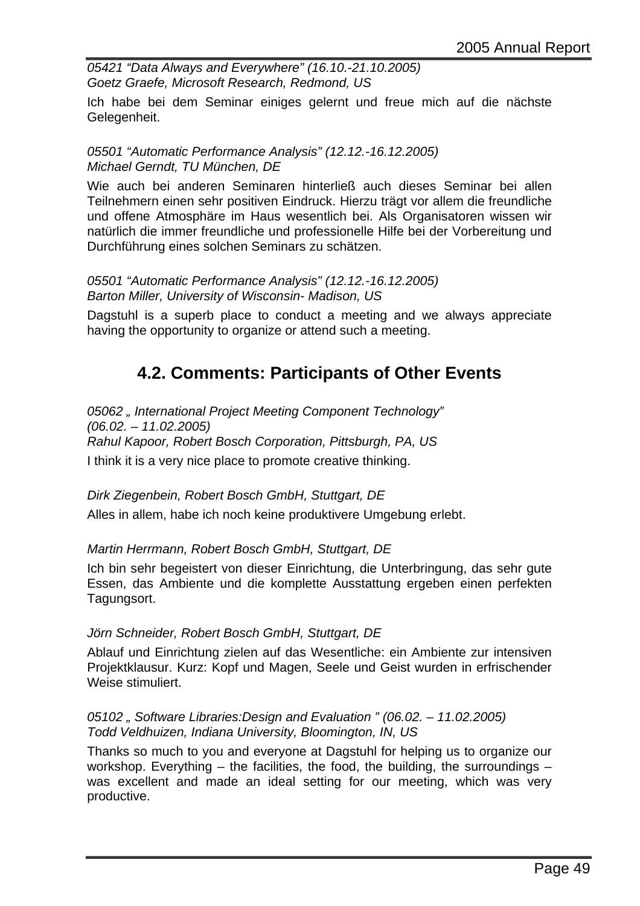*05421 “Data Always and Everywhere” (16.10.-21.10.2005)*
*Goetz Graefe, Microsoft Research, Redmond, US*

Ich habe bei dem Seminar einiges gelernt und freue mich auf die nächste Gelegenheit.

*05501 “Automatic Performance Analysis” (12.12.-16.12.2005)*
*Michael Gerndt, TU München, DE*

Wie auch bei anderen Seminaren hinterließ auch dieses Seminar bei allen Teilnehmern einen sehr positiven Eindruck. Hierzu trägt vor allem die freundliche und offene Atmosphäre im Haus wesentlich bei. Als Organisatoren wissen wir natürlich die immer freundliche und professionelle Hilfe bei der Vorbereitung und Durchführung eines solchen Seminars zu schätzen.

*05501 “Automatic Performance Analysis” (12.12.-16.12.2005)*
*Barton Miller, University of Wisconsin- Madison, US*

Dagstuhl is a superb place to conduct a meeting and we always appreciate having the opportunity to organize or attend such a meeting.

## 4.2. Comments: Participants of Other Events

*05062 „ International Project Meeting Component Technology”*
*(06.02. – 11.02.2005)*
*Rahul Kapoor, Robert Bosch Corporation, Pittsburgh, PA, US*

I think it is a very nice place to promote creative thinking.

*Dirk Ziegenbein, Robert Bosch GmbH, Stuttgart, DE*

Alles in allem, habe ich noch keine produktivere Umgebung erlebt.

*Martin Herrmann, Robert Bosch GmbH, Stuttgart, DE*

Ich bin sehr begeistert von dieser Einrichtung, die Unterbringung, das sehr gute Essen, das Ambiente und die komplette Ausstattung ergeben einen perfekten Tagungsort.

*Jörn Schneider, Robert Bosch GmbH, Stuttgart, DE*

Ablauf und Einrichtung zielen auf das Wesentliche: ein Ambiente zur intensiven Projektklausur. Kurz: Kopf und Magen, Seele und Geist wurden in erfrischender Weise stimuliert.

*05102 „ Software Libraries:Design and Evaluation ” (06.02. – 11.02.2005)*
*Todd Veldhuizen, Indiana University, Bloomington, IN, US*

Thanks so much to you and everyone at Dagstuhl for helping us to organize our workshop. Everything – the facilities, the food, the building, the surroundings – was excellent and made an ideal setting for our meeting, which was very productive.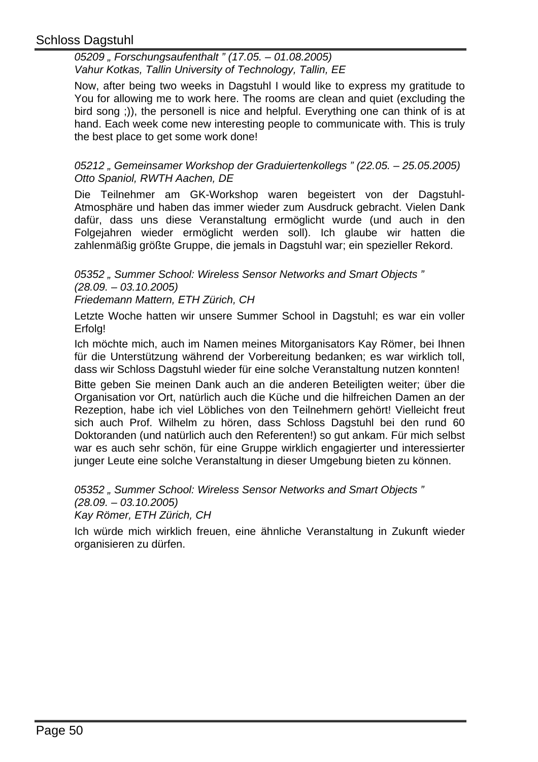*05209 „ Forschungsaufenthalt " (17.05. – 01.08.2005)*
*Vahur Kotkas, Tallin University of Technology, Tallin, EE*

Now, after being two weeks in Dagstuhl I would like to express my gratitude to You for allowing me to work here. The rooms are clean and quiet (excluding the bird song ;)), the personell is nice and helpful. Everything one can think of is at hand. Each week come new interesting people to communicate with. This is truly the best place to get some work done!

*05212 „ Gemeinsamer Workshop der Graduiertenkollegs " (22.05. – 25.05.2005)*
*Otto Spaniol, RWTH Aachen, DE*

Die Teilnehmer am GK-Workshop waren begeistert von der Dagstuhl-Atmosphäre und haben das immer wieder zum Ausdruck gebracht. Vielen Dank dafür, dass uns diese Veranstaltung ermöglicht wurde (und auch in den Folgejahren wieder ermöglicht werden soll). Ich glaube wir hatten die zahlenmäßig größte Gruppe, die jemals in Dagstuhl war; ein spezieller Rekord.

*05352 „ Summer School: Wireless Sensor Networks and Smart Objects "*
*(28.09. – 03.10.2005)*
*Friedemann Mattern, ETH Zürich, CH*

Letzte Woche hatten wir unsere Summer School in Dagstuhl; es war ein voller Erfolg!

Ich möchte mich, auch im Namen meines Mitorganisators Kay Römer, bei Ihnen für die Unterstützung während der Vorbereitung bedanken; es war wirklich toll, dass wir Schloss Dagstuhl wieder für eine solche Veranstaltung nutzen konnten!

Bitte geben Sie meinen Dank auch an die anderen Beteiligten weiter; über die Organisation vor Ort, natürlich auch die Küche und die hilfreichen Damen an der Rezeption, habe ich viel Löbliches von den Teilnehmern gehört! Vielleicht freut sich auch Prof. Wilhelm zu hören, dass Schloss Dagstuhl bei den rund 60 Doktoranden (und natürlich auch den Referenten!) so gut ankam. Für mich selbst war es auch sehr schön, für eine Gruppe wirklich engagierter und interessierter junger Leute eine solche Veranstaltung in dieser Umgebung bieten zu können.

*05352 „ Summer School: Wireless Sensor Networks and Smart Objects "*
*(28.09. – 03.10.2005)*
*Kay Römer, ETH Zürich, CH*

Ich würde mich wirklich freuen, eine ähnliche Veranstaltung in Zukunft wieder organisieren zu dürfen.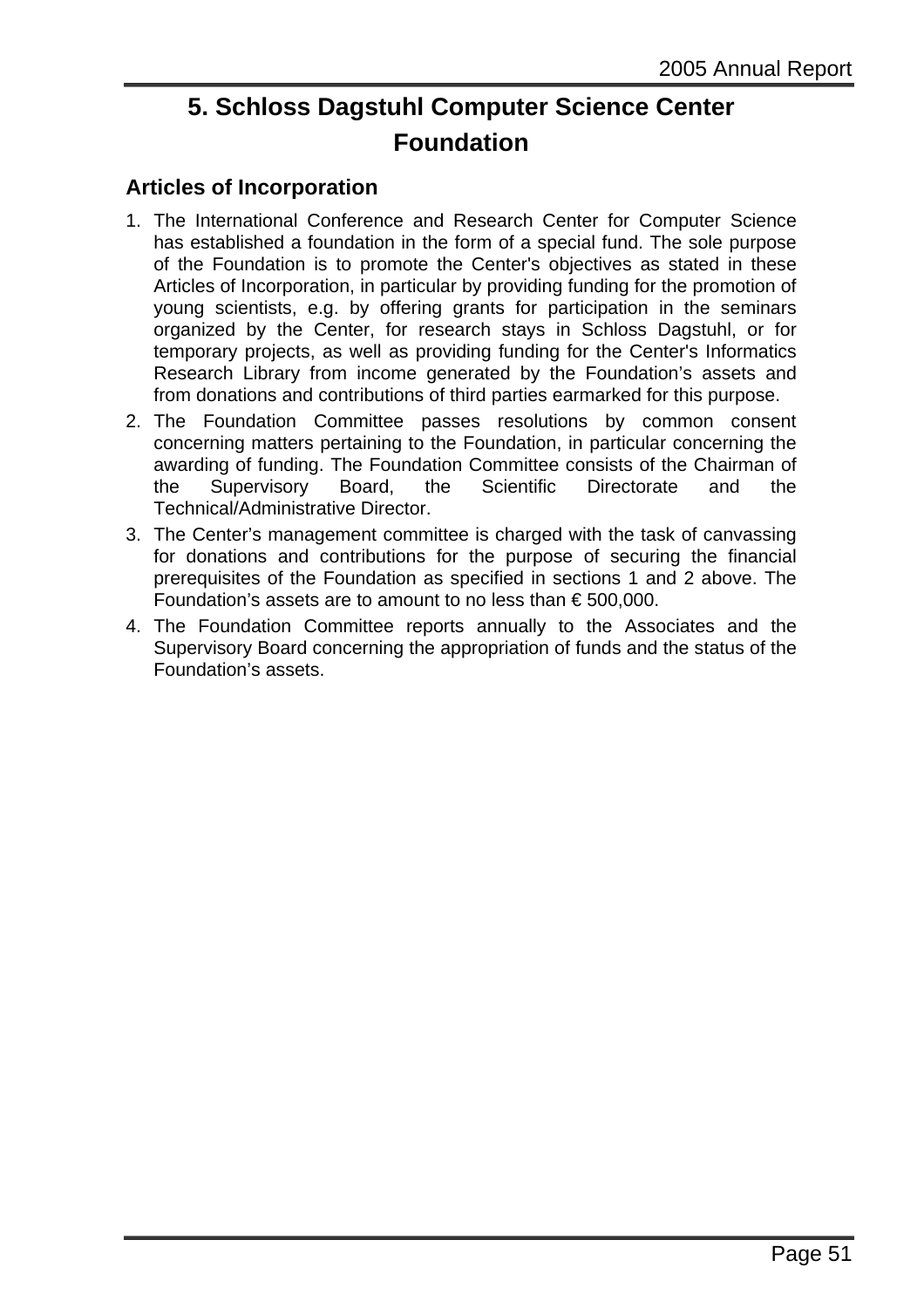# 5. Schloss Dagstuhl Computer Science Center Foundation

## Articles of Incorporation

1. The International Conference and Research Center for Computer Science has established a foundation in the form of a special fund. The sole purpose of the Foundation is to promote the Center's objectives as stated in these Articles of Incorporation, in particular by providing funding for the promotion of young scientists, e.g. by offering grants for participation in the seminars organized by the Center, for research stays in Schloss Dagstuhl, or for temporary projects, as well as providing funding for the Center's Informatics Research Library from income generated by the Foundation's assets and from donations and contributions of third parties earmarked for this purpose.
2. The Foundation Committee passes resolutions by common consent concerning matters pertaining to the Foundation, in particular concerning the awarding of funding. The Foundation Committee consists of the Chairman of the Supervisory Board, the Scientific Directorate and the Technical/Administrative Director.
3. The Center's management committee is charged with the task of canvassing for donations and contributions for the purpose of securing the financial prerequisites of the Foundation as specified in sections 1 and 2 above. The Foundation's assets are to amount to no less than € 500,000.
4. The Foundation Committee reports annually to the Associates and the Supervisory Board concerning the appropriation of funds and the status of the Foundation's assets.